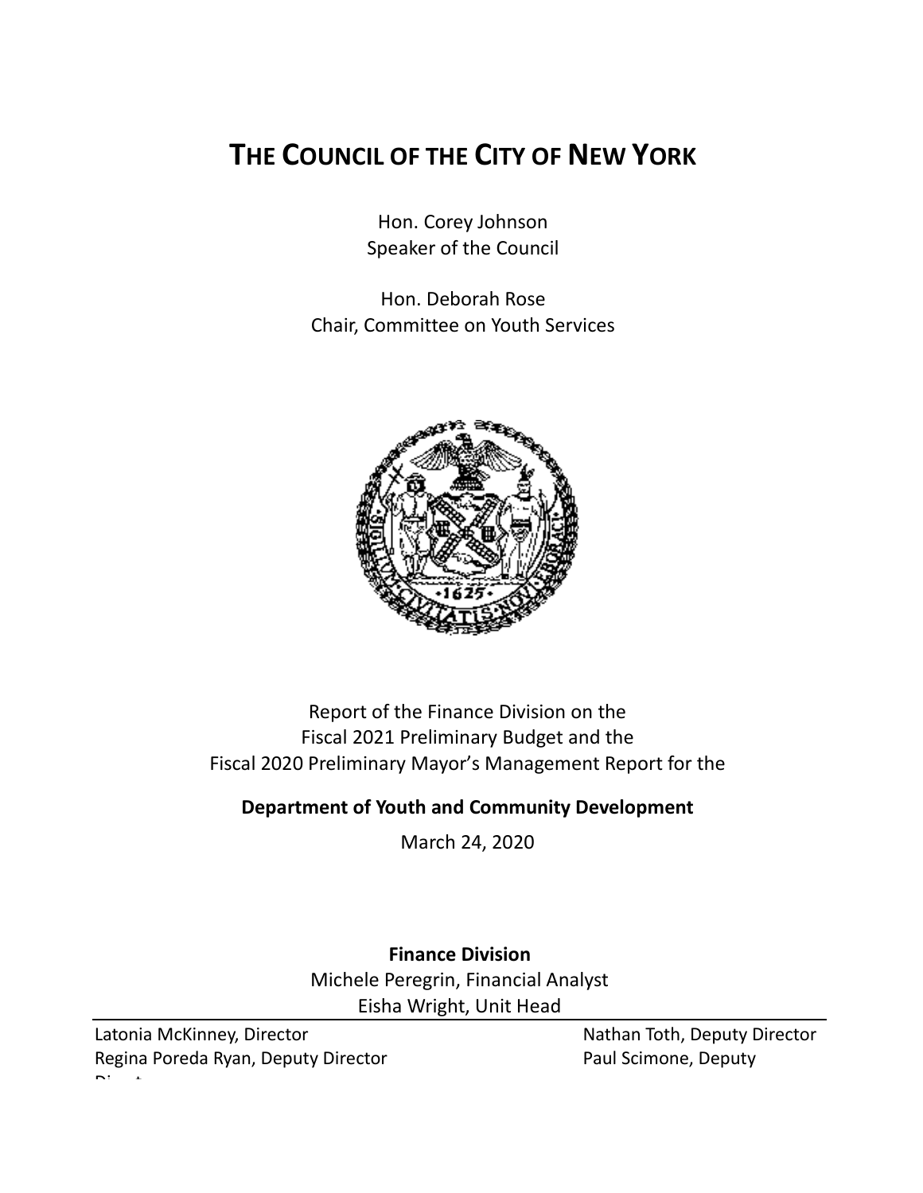# THE COUNCIL OF THE CITY OF NEW YORK

Hon. Corey Johnson
Speaker of the Council

Hon. Deborah Rose
Chair, Committee on Youth Services

Report of the Finance Division on the
Fiscal 2021 Preliminary Budget and the
Fiscal 2020 Preliminary Mayor's Management Report for the

**Department of Youth and Community Development**

March 24, 2020

**Finance Division**
Michele Peregrin, Financial Analyst
Eisha Wright, Unit Head

Latonia McKinney, Director
Regina Poreda Ryan, Deputy Director
Nathan Toth, Deputy Director
Paul Scimone, Deputy Director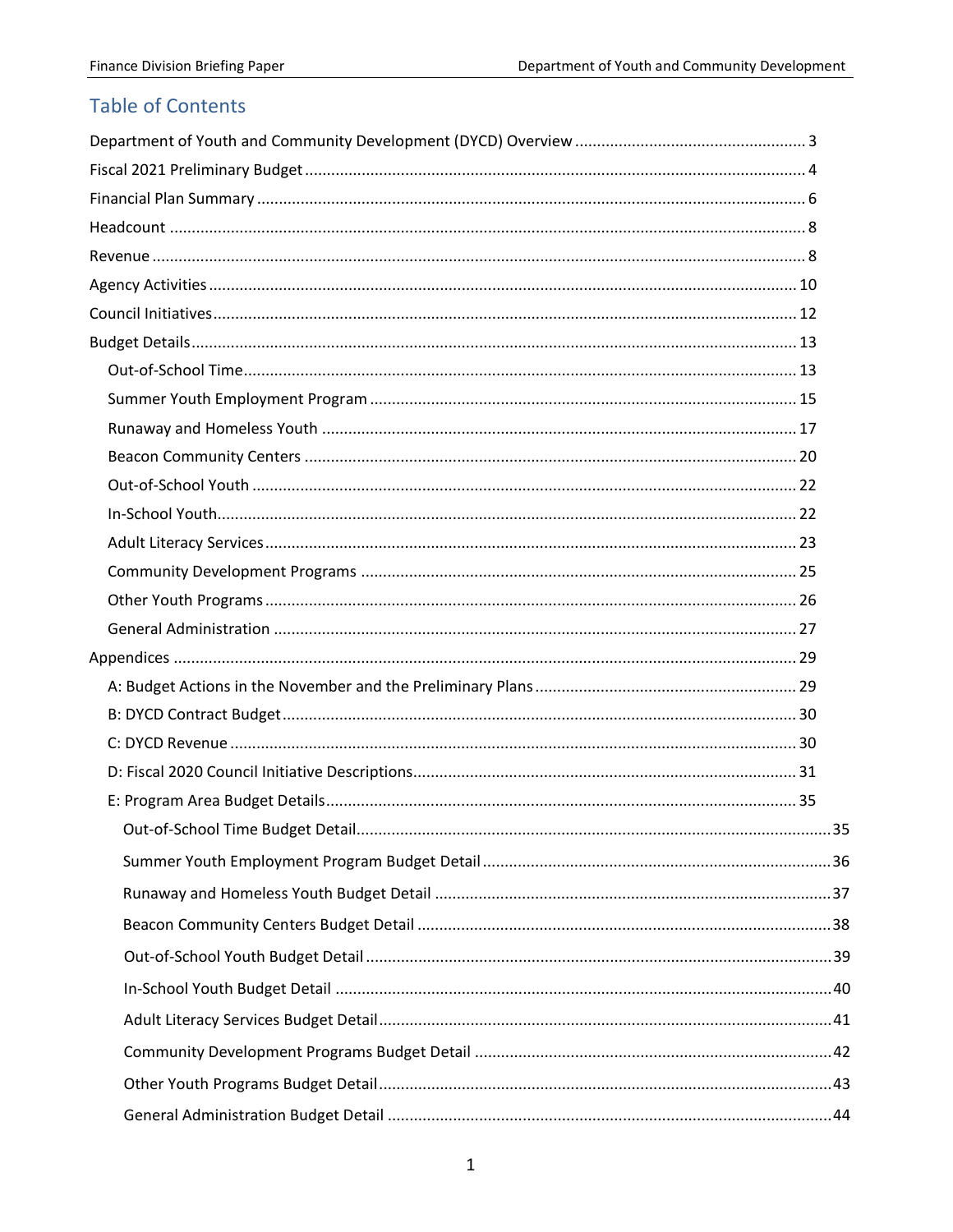## Table of Contents

Department of Youth and Community Development (DYCD) Overview ..... 3
Fiscal 2021 Preliminary Budget ..... 4
Financial Plan Summary ..... 6
Headcount ..... 8
Revenue ..... 8
Agency Activities ..... 10
Council Initiatives ..... 12
Budget Details ..... 13
- Out-of-School Time ..... 13
- Summer Youth Employment Program ..... 15
- Runaway and Homeless Youth ..... 17
- Beacon Community Centers ..... 20
- Out-of-School Youth ..... 22
- In-School Youth ..... 22
- Adult Literacy Services ..... 23
- Community Development Programs ..... 25
- Other Youth Programs ..... 26
- General Administration ..... 27

Appendices ..... 29
- A: Budget Actions in the November and the Preliminary Plans ..... 29
- B: DYCD Contract Budget ..... 30
- C: DYCD Revenue ..... 30
- D: Fiscal 2020 Council Initiative Descriptions ..... 31
- E: Program Area Budget Details ..... 35
  - Out-of-School Time Budget Detail ..... 35
  - Summer Youth Employment Program Budget Detail ..... 36
  - Runaway and Homeless Youth Budget Detail ..... 37
  - Beacon Community Centers Budget Detail ..... 38
  - Out-of-School Youth Budget Detail ..... 39
  - In-School Youth Budget Detail ..... 40
  - Adult Literacy Services Budget Detail ..... 41
  - Community Development Programs Budget Detail ..... 42
  - Other Youth Programs Budget Detail ..... 43
  - General Administration Budget Detail ..... 44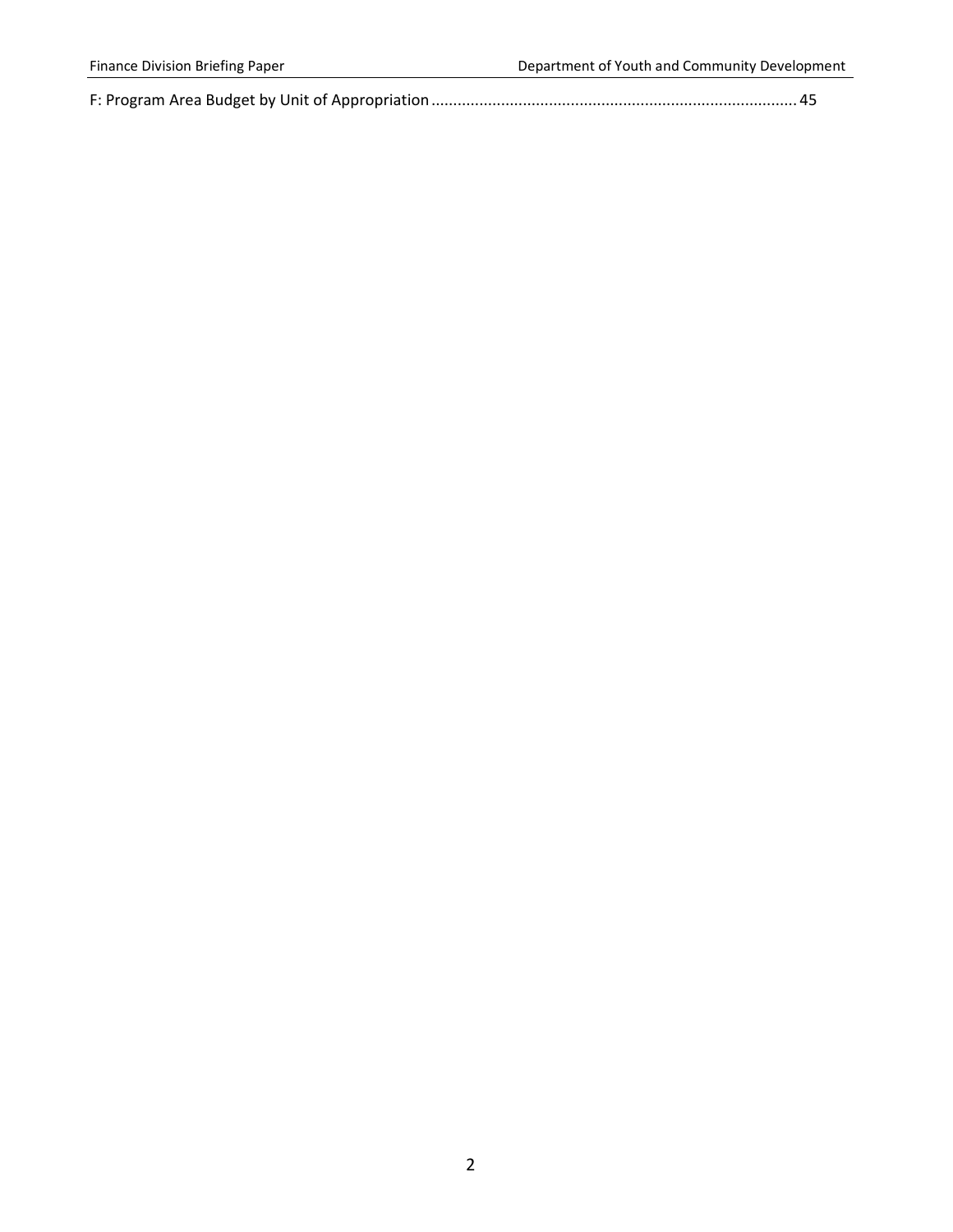F: Program Area Budget by Unit of Appropriation .................................................................................... 45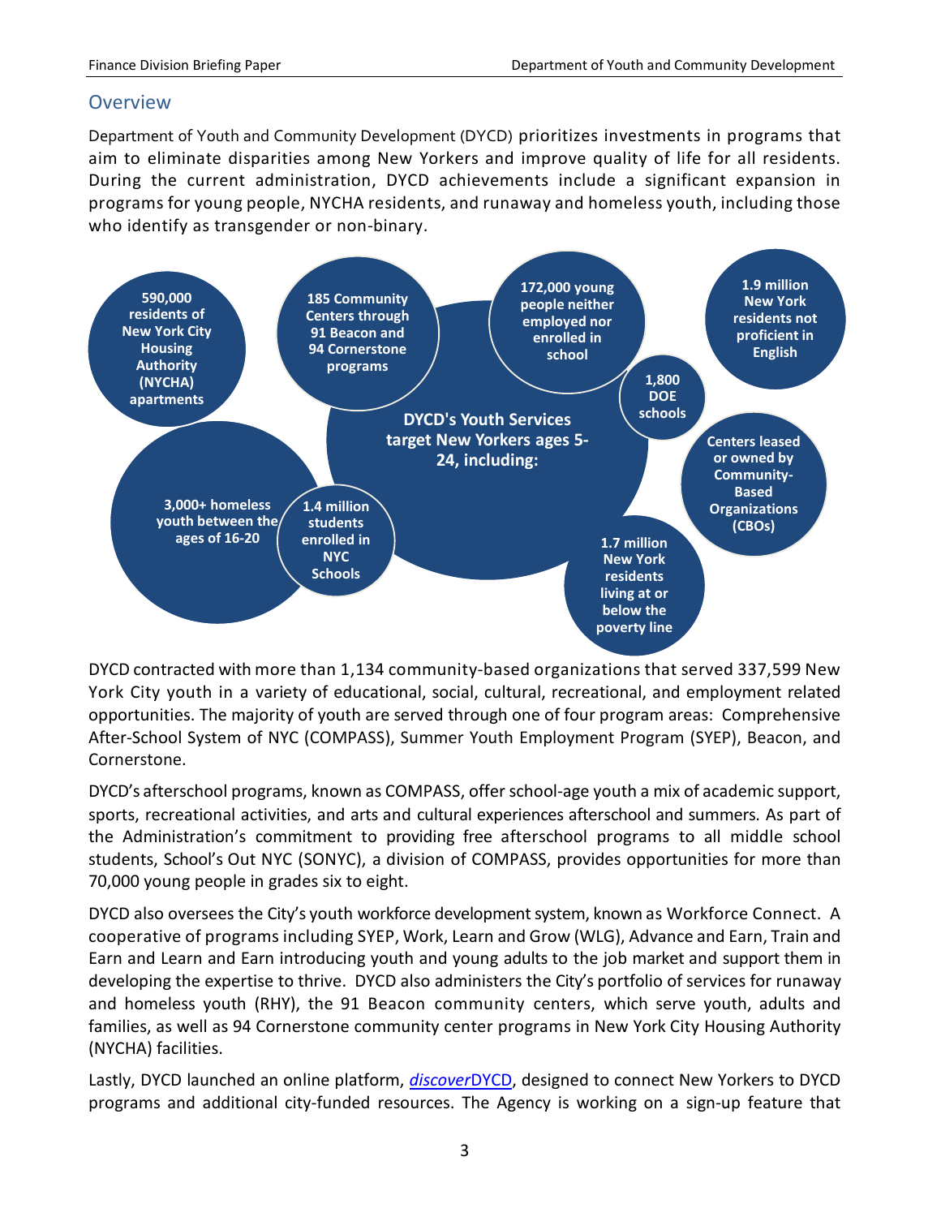## Overview

Department of Youth and Community Development (DYCD) prioritizes investments in programs that aim to eliminate disparities among New Yorkers and improve quality of life for all residents. During the current administration, DYCD achievements include a significant expansion in programs for young people, NYCHA residents, and runaway and homeless youth, including those who identify as transgender or non-binary.

**DYCD's Youth Services target New Yorkers ages 5-24, including:**

- **590,000 residents of New York City Housing Authority (NYCHA) apartments**
- **185 Community Centers through 91 Beacon and 94 Cornerstone programs**
- **172,000 young people neither employed nor enrolled in school**
- **1.9 million New York residents not proficient in English**
- **1,800 DOE schools**
- **Centers leased or owned by Community-Based Organizations (CBOs)**
- **1.7 million New York residents living at or below the poverty line**
- **1.4 million students enrolled in NYC Schools**
- **3,000+ homeless youth between the ages of 16-20**

DYCD contracted with more than 1,134 community-based organizations that served 337,599 New York City youth in a variety of educational, social, cultural, recreational, and employment related opportunities. The majority of youth are served through one of four program areas: Comprehensive After-School System of NYC (COMPASS), Summer Youth Employment Program (SYEP), Beacon, and Cornerstone.

DYCD's afterschool programs, known as COMPASS, offer school-age youth a mix of academic support, sports, recreational activities, and arts and cultural experiences afterschool and summers. As part of the Administration's commitment to providing free afterschool programs to all middle school students, School's Out NYC (SONYC), a division of COMPASS, provides opportunities for more than 70,000 young people in grades six to eight.

DYCD also oversees the City's youth workforce development system, known as Workforce Connect. A cooperative of programs including SYEP, Work, Learn and Grow (WLG), Advance and Earn, Train and Earn and Learn and Earn introducing youth and young adults to the job market and support them in developing the expertise to thrive. DYCD also administers the City's portfolio of services for runaway and homeless youth (RHY), the 91 Beacon community centers, which serve youth, adults and families, as well as 94 Cornerstone community center programs in New York City Housing Authority (NYCHA) facilities.

Lastly, DYCD launched an online platform, *discover*DYCD, designed to connect New Yorkers to DYCD programs and additional city-funded resources. The Agency is working on a sign-up feature that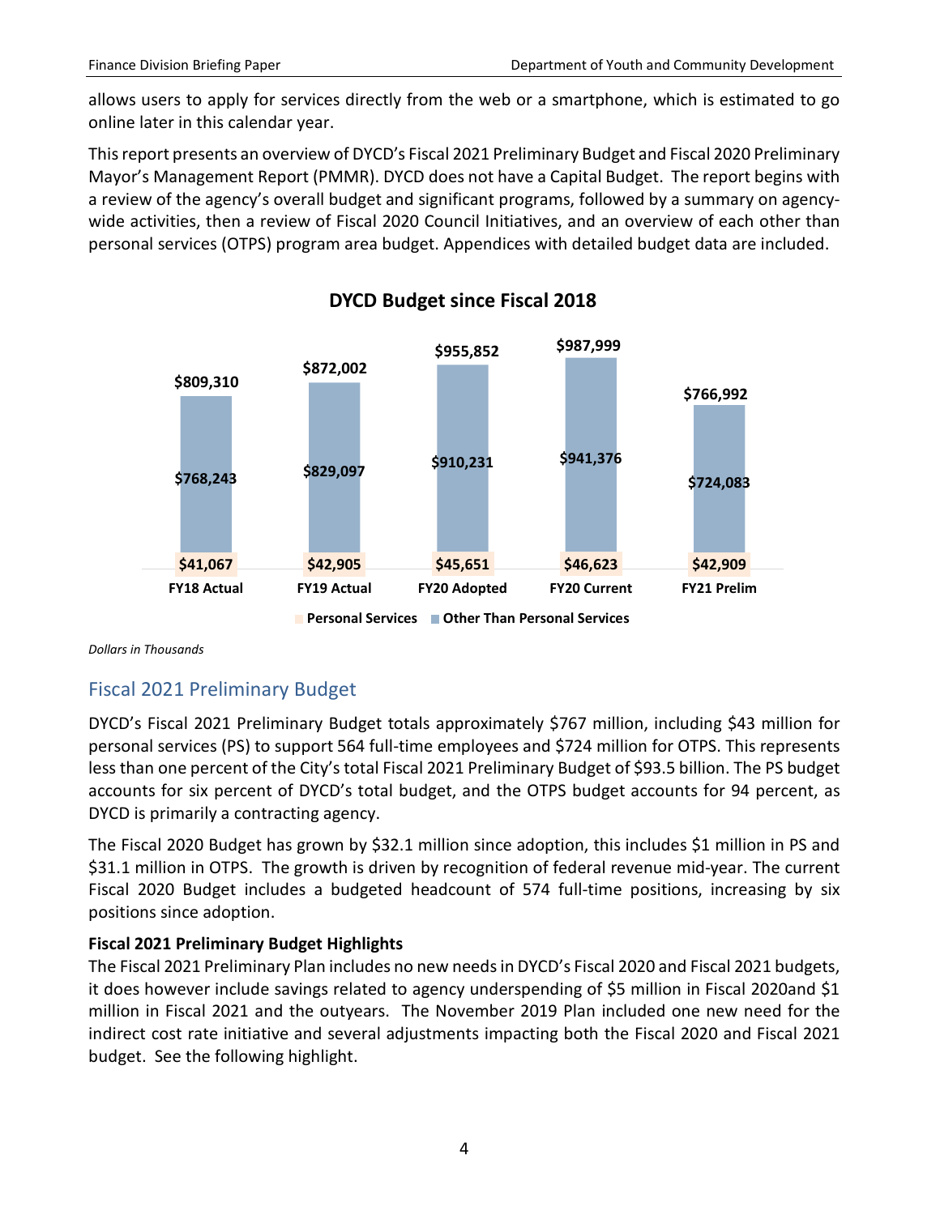allows users to apply for services directly from the web or a smartphone, which is estimated to go online later in this calendar year.

This report presents an overview of DYCD's Fiscal 2021 Preliminary Budget and Fiscal 2020 Preliminary Mayor's Management Report (PMMR). DYCD does not have a Capital Budget. The report begins with a review of the agency's overall budget and significant programs, followed by a summary on agency-wide activities, then a review of Fiscal 2020 Council Initiatives, and an overview of each other than personal services (OTPS) program area budget. Appendices with detailed budget data are included.

**DYCD Budget since Fiscal 2018**

| | FY18 Actual | FY19 Actual | FY20 Adopted | FY20 Current | FY21 Prelim |
|---|---|---|---|---|---|
| Personal Services | $41,067 | $42,905 | $45,651 | $46,623 | $42,909 |
| Other Than Personal Services | $768,243 | $829,097 | $910,231 | $941,376 | $724,083 |
| Total | $809,310 | $872,002 | $955,852 | $987,999 | $766,992 |

*Dollars in Thousands*

## Fiscal 2021 Preliminary Budget

DYCD's Fiscal 2021 Preliminary Budget totals approximately $767 million, including $43 million for personal services (PS) to support 564 full-time employees and $724 million for OTPS. This represents less than one percent of the City's total Fiscal 2021 Preliminary Budget of $93.5 billion. The PS budget accounts for six percent of DYCD's total budget, and the OTPS budget accounts for 94 percent, as DYCD is primarily a contracting agency.

The Fiscal 2020 Budget has grown by $32.1 million since adoption, this includes $1 million in PS and $31.1 million in OTPS. The growth is driven by recognition of federal revenue mid-year. The current Fiscal 2020 Budget includes a budgeted headcount of 574 full-time positions, increasing by six positions since adoption.

**Fiscal 2021 Preliminary Budget Highlights**

The Fiscal 2021 Preliminary Plan includes no new needs in DYCD's Fiscal 2020 and Fiscal 2021 budgets, it does however include savings related to agency underspending of $5 million in Fiscal 2020and $1 million in Fiscal 2021 and the outyears. The November 2019 Plan included one new need for the indirect cost rate initiative and several adjustments impacting both the Fiscal 2020 and Fiscal 2021 budget. See the following highlight.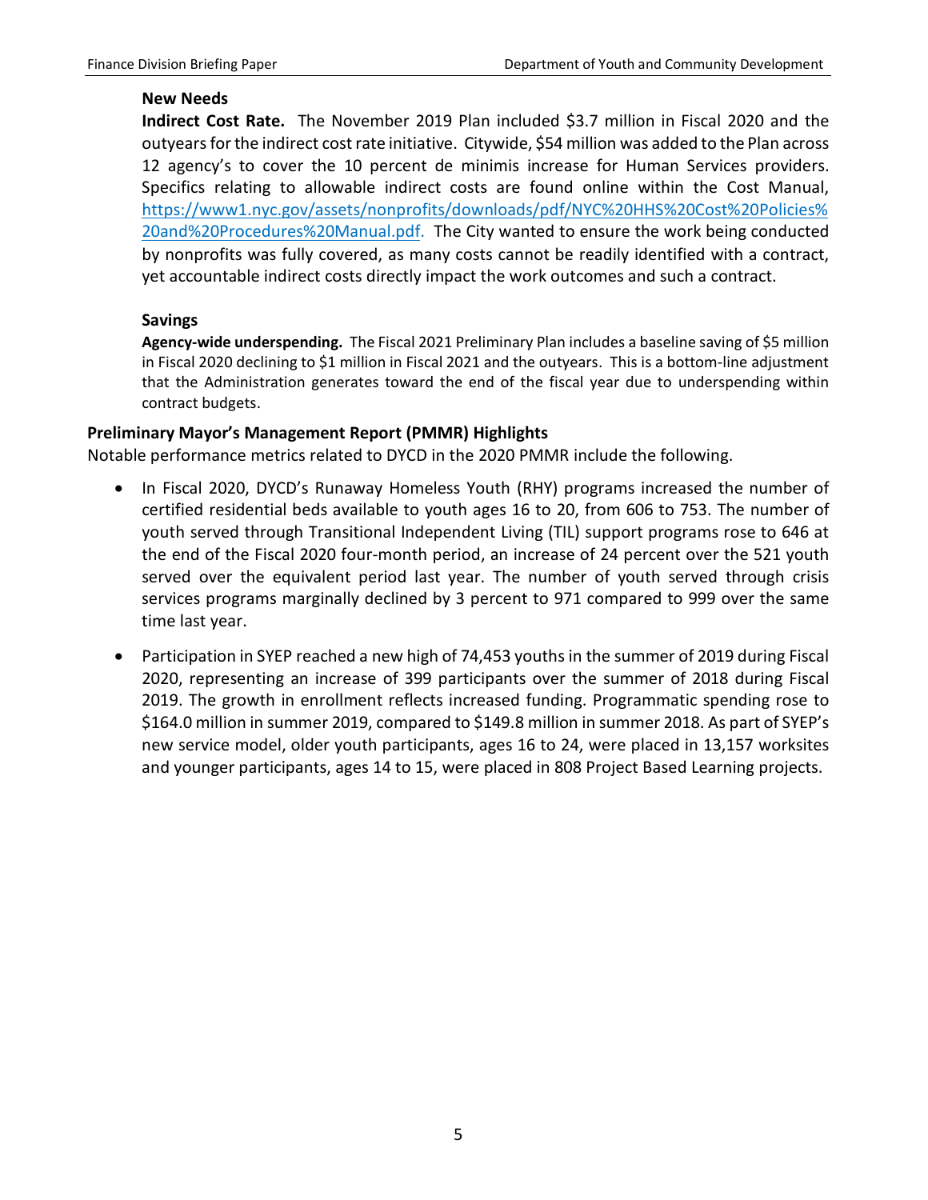### New Needs

**Indirect Cost Rate.** The November 2019 Plan included $3.7 million in Fiscal 2020 and the outyears for the indirect cost rate initiative. Citywide, $54 million was added to the Plan across 12 agency's to cover the 10 percent de minimis increase for Human Services providers. Specifics relating to allowable indirect costs are found online within the Cost Manual, [https://www1.nyc.gov/assets/nonprofits/downloads/pdf/NYC%20HHS%20Cost%20Policies%20and%20Procedures%20Manual.pdf](https://www1.nyc.gov/assets/nonprofits/downloads/pdf/NYC%20HHS%20Cost%20Policies%20and%20Procedures%20Manual.pdf). The City wanted to ensure the work being conducted by nonprofits was fully covered, as many costs cannot be readily identified with a contract, yet accountable indirect costs directly impact the work outcomes and such a contract.

### Savings

**Agency-wide underspending.** The Fiscal 2021 Preliminary Plan includes a baseline saving of $5 million in Fiscal 2020 declining to $1 million in Fiscal 2021 and the outyears. This is a bottom-line adjustment that the Administration generates toward the end of the fiscal year due to underspending within contract budgets.

## Preliminary Mayor's Management Report (PMMR) Highlights

Notable performance metrics related to DYCD in the 2020 PMMR include the following.

- In Fiscal 2020, DYCD's Runaway Homeless Youth (RHY) programs increased the number of certified residential beds available to youth ages 16 to 20, from 606 to 753. The number of youth served through Transitional Independent Living (TIL) support programs rose to 646 at the end of the Fiscal 2020 four-month period, an increase of 24 percent over the 521 youth served over the equivalent period last year. The number of youth served through crisis services programs marginally declined by 3 percent to 971 compared to 999 over the same time last year.
- Participation in SYEP reached a new high of 74,453 youths in the summer of 2019 during Fiscal 2020, representing an increase of 399 participants over the summer of 2018 during Fiscal 2019. The growth in enrollment reflects increased funding. Programmatic spending rose to $164.0 million in summer 2019, compared to $149.8 million in summer 2018. As part of SYEP's new service model, older youth participants, ages 16 to 24, were placed in 13,157 worksites and younger participants, ages 14 to 15, were placed in 808 Project Based Learning projects.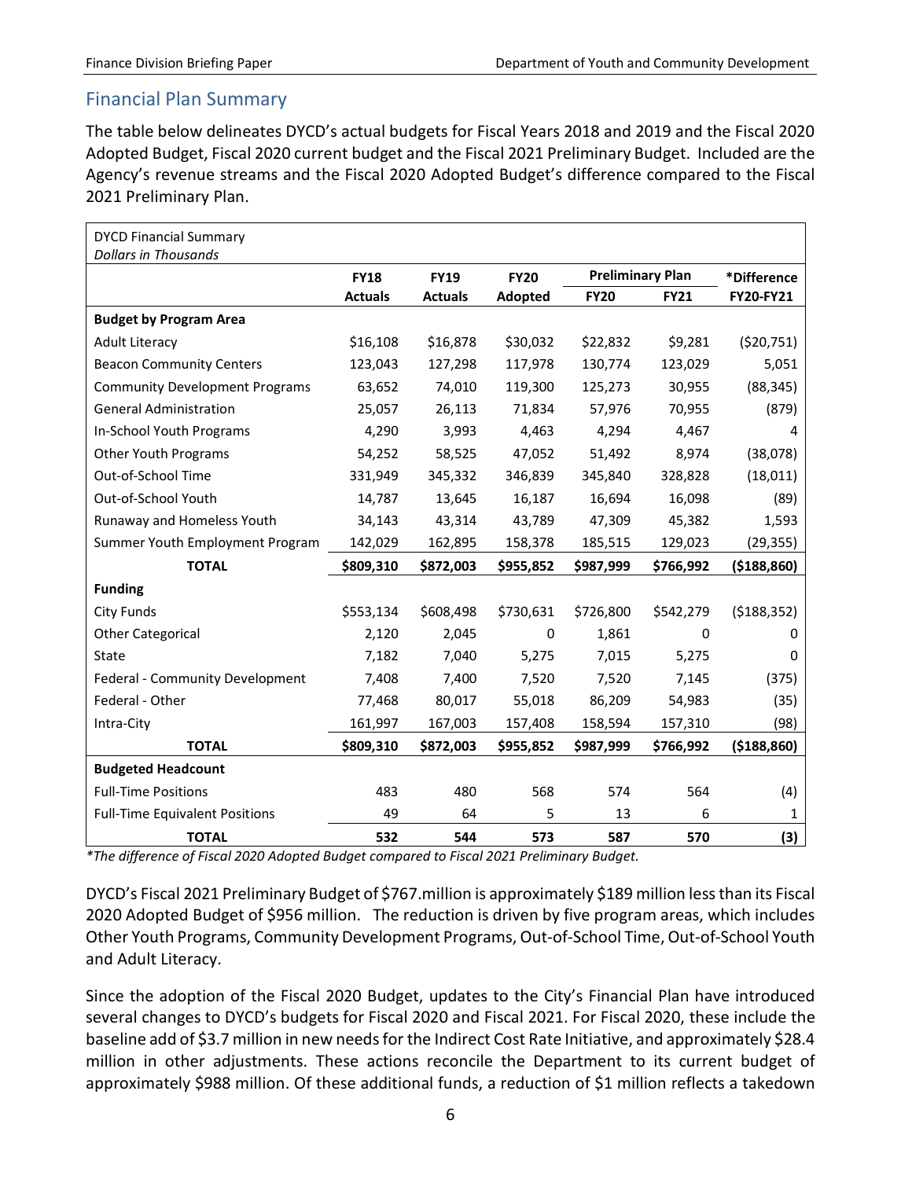## Financial Plan Summary

The table below delineates DYCD's actual budgets for Fiscal Years 2018 and 2019 and the Fiscal 2020 Adopted Budget, Fiscal 2020 current budget and the Fiscal 2021 Preliminary Budget. Included are the Agency's revenue streams and the Fiscal 2020 Adopted Budget's difference compared to the Fiscal 2021 Preliminary Plan.

DYCD Financial Summary
*Dollars in Thousands*

| | FY18 | FY19 | FY20 | Preliminary Plan | | *Difference |
|---|---|---|---|---|---|---|
| | Actuals | Actuals | Adopted | FY20 | FY21 | FY20-FY21 |
| **Budget by Program Area** | | | | | | |
| Adult Literacy | $16,108 | $16,878 | $30,032 | $22,832 | $9,281 | ($20,751) |
| Beacon Community Centers | 123,043 | 127,298 | 117,978 | 130,774 | 123,029 | 5,051 |
| Community Development Programs | 63,652 | 74,010 | 119,300 | 125,273 | 30,955 | (88,345) |
| General Administration | 25,057 | 26,113 | 71,834 | 57,976 | 70,955 | (879) |
| In-School Youth Programs | 4,290 | 3,993 | 4,463 | 4,294 | 4,467 | 4 |
| Other Youth Programs | 54,252 | 58,525 | 47,052 | 51,492 | 8,974 | (38,078) |
| Out-of-School Time | 331,949 | 345,332 | 346,839 | 345,840 | 328,828 | (18,011) |
| Out-of-School Youth | 14,787 | 13,645 | 16,187 | 16,694 | 16,098 | (89) |
| Runaway and Homeless Youth | 34,143 | 43,314 | 43,789 | 47,309 | 45,382 | 1,593 |
| Summer Youth Employment Program | 142,029 | 162,895 | 158,378 | 185,515 | 129,023 | (29,355) |
| **TOTAL** | **$809,310** | **$872,003** | **$955,852** | **$987,999** | **$766,992** | **($188,860)** |
| **Funding** | | | | | | |
| City Funds | $553,134 | $608,498 | $730,631 | $726,800 | $542,279 | ($188,352) |
| Other Categorical | 2,120 | 2,045 | 0 | 1,861 | 0 | 0 |
| State | 7,182 | 7,040 | 5,275 | 7,015 | 5,275 | 0 |
| Federal - Community Development | 7,408 | 7,400 | 7,520 | 7,520 | 7,145 | (375) |
| Federal - Other | 77,468 | 80,017 | 55,018 | 86,209 | 54,983 | (35) |
| Intra-City | 161,997 | 167,003 | 157,408 | 158,594 | 157,310 | (98) |
| **TOTAL** | **$809,310** | **$872,003** | **$955,852** | **$987,999** | **$766,992** | **($188,860)** |
| **Budgeted Headcount** | | | | | | |
| Full-Time Positions | 483 | 480 | 568 | 574 | 564 | (4) |
| Full-Time Equivalent Positions | 49 | 64 | 5 | 13 | 6 | 1 |
| **TOTAL** | **532** | **544** | **573** | **587** | **570** | **(3)** |

*\*The difference of Fiscal 2020 Adopted Budget compared to Fiscal 2021 Preliminary Budget.*

DYCD's Fiscal 2021 Preliminary Budget of $767.million is approximately $189 million less than its Fiscal 2020 Adopted Budget of $956 million. The reduction is driven by five program areas, which includes Other Youth Programs, Community Development Programs, Out-of-School Time, Out-of-School Youth and Adult Literacy.

Since the adoption of the Fiscal 2020 Budget, updates to the City's Financial Plan have introduced several changes to DYCD's budgets for Fiscal 2020 and Fiscal 2021. For Fiscal 2020, these include the baseline add of $3.7 million in new needs for the Indirect Cost Rate Initiative, and approximately $28.4 million in other adjustments. These actions reconcile the Department to its current budget of approximately $988 million. Of these additional funds, a reduction of $1 million reflects a takedown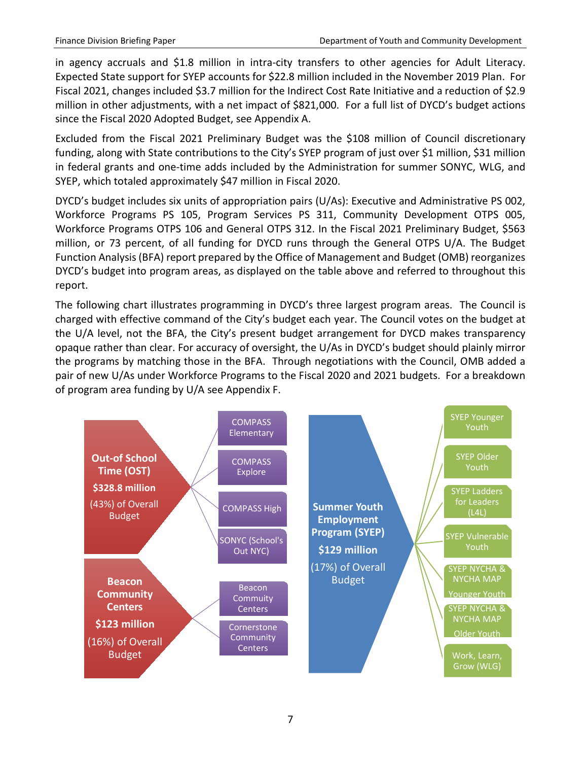in agency accruals and $1.8 million in intra-city transfers to other agencies for Adult Literacy. Expected State support for SYEP accounts for $22.8 million included in the November 2019 Plan. For Fiscal 2021, changes included $3.7 million for the Indirect Cost Rate Initiative and a reduction of $2.9 million in other adjustments, with a net impact of $821,000. For a full list of DYCD's budget actions since the Fiscal 2020 Adopted Budget, see Appendix A.

Excluded from the Fiscal 2021 Preliminary Budget was the $108 million of Council discretionary funding, along with State contributions to the City's SYEP program of just over $1 million, $31 million in federal grants and one-time adds included by the Administration for summer SONYC, WLG, and SYEP, which totaled approximately $47 million in Fiscal 2020.

DYCD's budget includes six units of appropriation pairs (U/As): Executive and Administrative PS 002, Workforce Programs PS 105, Program Services PS 311, Community Development OTPS 005, Workforce Programs OTPS 106 and General OTPS 312. In the Fiscal 2021 Preliminary Budget, $563 million, or 73 percent, of all funding for DYCD runs through the General OTPS U/A. The Budget Function Analysis (BFA) report prepared by the Office of Management and Budget (OMB) reorganizes DYCD's budget into program areas, as displayed on the table above and referred to throughout this report.

The following chart illustrates programming in DYCD's three largest program areas. The Council is charged with effective command of the City's budget each year. The Council votes on the budget at the U/A level, not the BFA, the City's present budget arrangement for DYCD makes transparency opaque rather than clear. For accuracy of oversight, the U/As in DYCD's budget should plainly mirror the programs by matching those in the BFA. Through negotiations with the Council, OMB added a pair of new U/As under Workforce Programs to the Fiscal 2020 and 2021 budgets. For a breakdown of program area funding by U/A see Appendix F.

**Out-of School Time (OST)**
**$328.8 million**
(43%) of Overall Budget
- COMPASS Elementary
- COMPASS Explore
- COMPASS High
- SONYC (School's Out NYC)

**Beacon Community Centers**
**$123 million**
(16%) of Overall Budget
- Beacon Commuity Centers
- Cornerstone Community Centers

**Summer Youth Employment Program (SYEP)**
**$129 million**
(17%) of Overall Budget
- SYEP Younger Youth
- SYEP Older Youth
- SYEP Ladders for Leaders (L4L)
- SYEP Vulnerable Youth
- SYEP NYCHA & NYCHA MAP Younger Youth
- SYEP NYCHA & NYCHA MAP Older Youth
- Work, Learn, Grow (WLG)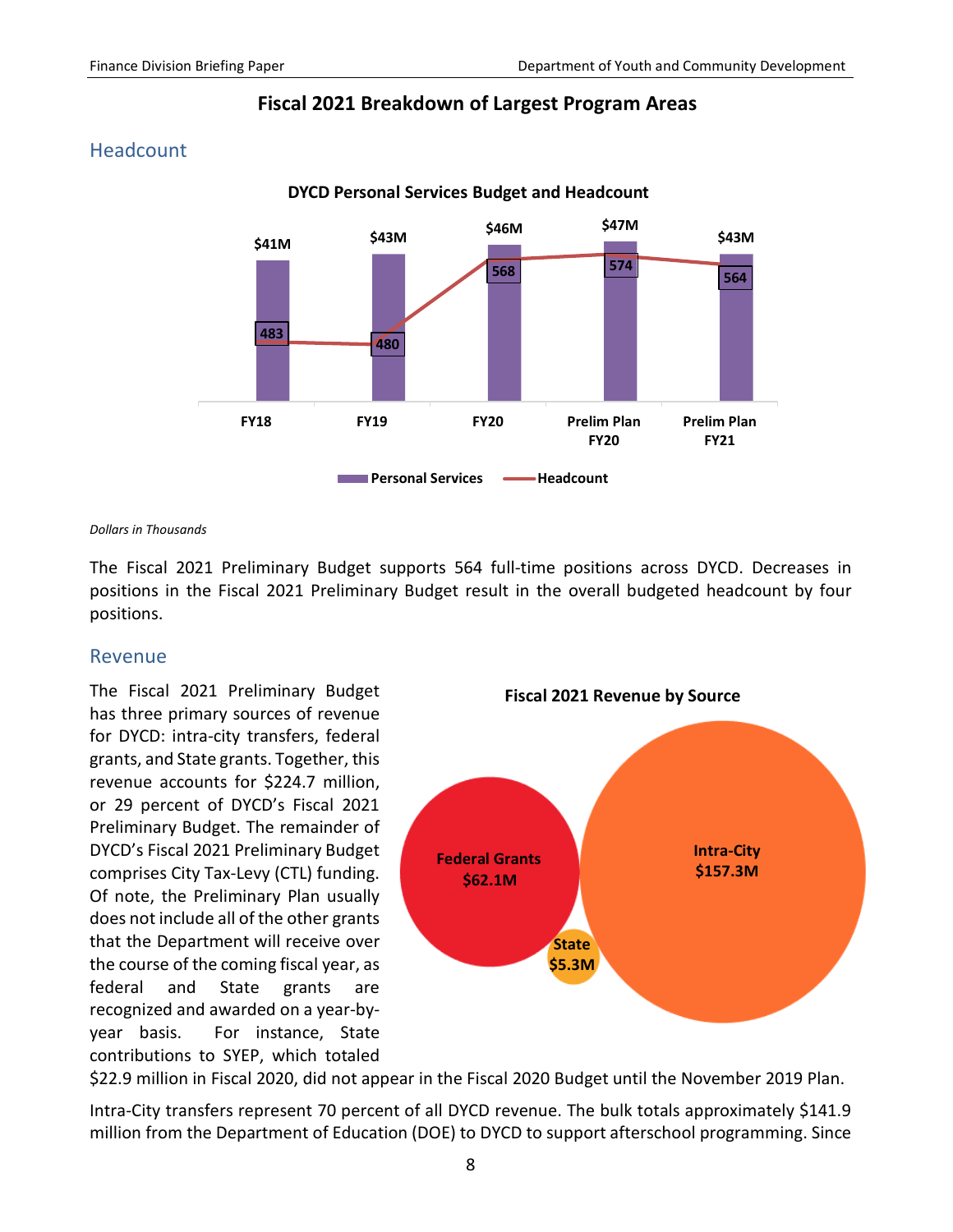## Fiscal 2021 Breakdown of Largest Program Areas

### Headcount

**DYCD Personal Services Budget and Headcount**

| | FY18 | FY19 | FY20 | Prelim Plan FY20 | Prelim Plan FY21 |
|---|---|---|---|---|---|
| Personal Services | $41M | $43M | $46M | $47M | $43M |
| Headcount | 483 | 480 | 568 | 574 | 564 |

*Dollars in Thousands*

The Fiscal 2021 Preliminary Budget supports 564 full-time positions across DYCD. Decreases in positions in the Fiscal 2021 Preliminary Budget result in the overall budgeted headcount by four positions.

### Revenue

The Fiscal 2021 Preliminary Budget has three primary sources of revenue for DYCD: intra-city transfers, federal grants, and State grants. Together, this revenue accounts for $224.7 million, or 29 percent of DYCD's Fiscal 2021 Preliminary Budget. The remainder of DYCD's Fiscal 2021 Preliminary Budget comprises City Tax-Levy (CTL) funding. Of note, the Preliminary Plan usually does not include all of the other grants that the Department will receive over the course of the coming fiscal year, as federal and State grants are recognized and awarded on a year-by-year basis. For instance, State contributions to SYEP, which totaled $22.9 million in Fiscal 2020, did not appear in the Fiscal 2020 Budget until the November 2019 Plan.

**Fiscal 2021 Revenue by Source**

| Source | Amount |
|---|---|
| Federal Grants | $62.1M |
| Intra-City | $157.3M |
| State | $5.3M |

Intra-City transfers represent 70 percent of all DYCD revenue. The bulk totals approximately $141.9 million from the Department of Education (DOE) to DYCD to support afterschool programming. Since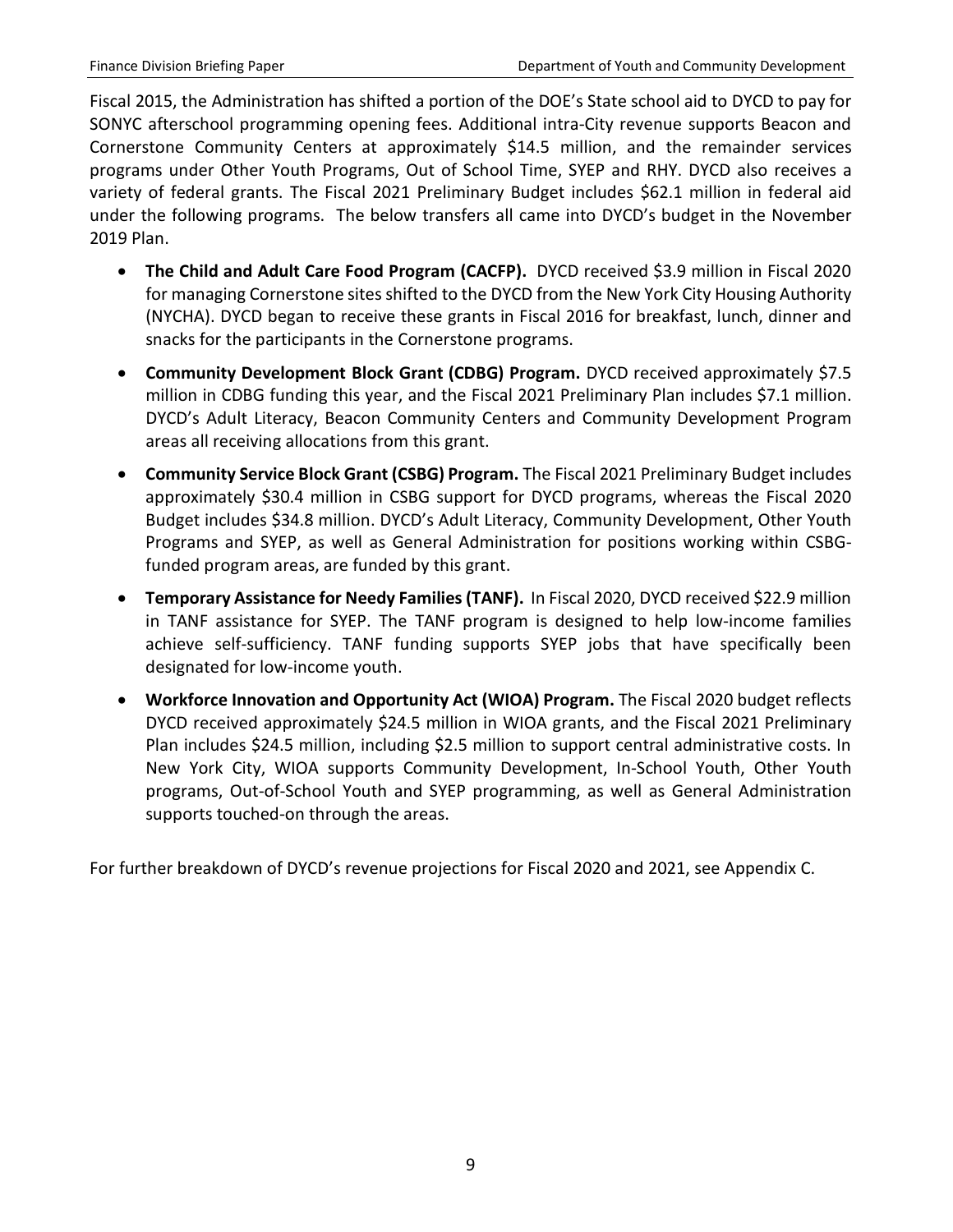Fiscal 2015, the Administration has shifted a portion of the DOE's State school aid to DYCD to pay for SONYC afterschool programming opening fees. Additional intra-City revenue supports Beacon and Cornerstone Community Centers at approximately $14.5 million, and the remainder services programs under Other Youth Programs, Out of School Time, SYEP and RHY. DYCD also receives a variety of federal grants. The Fiscal 2021 Preliminary Budget includes $62.1 million in federal aid under the following programs. The below transfers all came into DYCD's budget in the November 2019 Plan.

- **The Child and Adult Care Food Program (CACFP).** DYCD received $3.9 million in Fiscal 2020 for managing Cornerstone sites shifted to the DYCD from the New York City Housing Authority (NYCHA). DYCD began to receive these grants in Fiscal 2016 for breakfast, lunch, dinner and snacks for the participants in the Cornerstone programs.
- **Community Development Block Grant (CDBG) Program.** DYCD received approximately $7.5 million in CDBG funding this year, and the Fiscal 2021 Preliminary Plan includes $7.1 million. DYCD's Adult Literacy, Beacon Community Centers and Community Development Program areas all receiving allocations from this grant.
- **Community Service Block Grant (CSBG) Program.** The Fiscal 2021 Preliminary Budget includes approximately $30.4 million in CSBG support for DYCD programs, whereas the Fiscal 2020 Budget includes $34.8 million. DYCD's Adult Literacy, Community Development, Other Youth Programs and SYEP, as well as General Administration for positions working within CSBG-funded program areas, are funded by this grant.
- **Temporary Assistance for Needy Families (TANF).** In Fiscal 2020, DYCD received $22.9 million in TANF assistance for SYEP. The TANF program is designed to help low-income families achieve self-sufficiency. TANF funding supports SYEP jobs that have specifically been designated for low-income youth.
- **Workforce Innovation and Opportunity Act (WIOA) Program.** The Fiscal 2020 budget reflects DYCD received approximately $24.5 million in WIOA grants, and the Fiscal 2021 Preliminary Plan includes $24.5 million, including $2.5 million to support central administrative costs. In New York City, WIOA supports Community Development, In-School Youth, Other Youth programs, Out-of-School Youth and SYEP programming, as well as General Administration supports touched-on through the areas.

For further breakdown of DYCD's revenue projections for Fiscal 2020 and 2021, see Appendix C.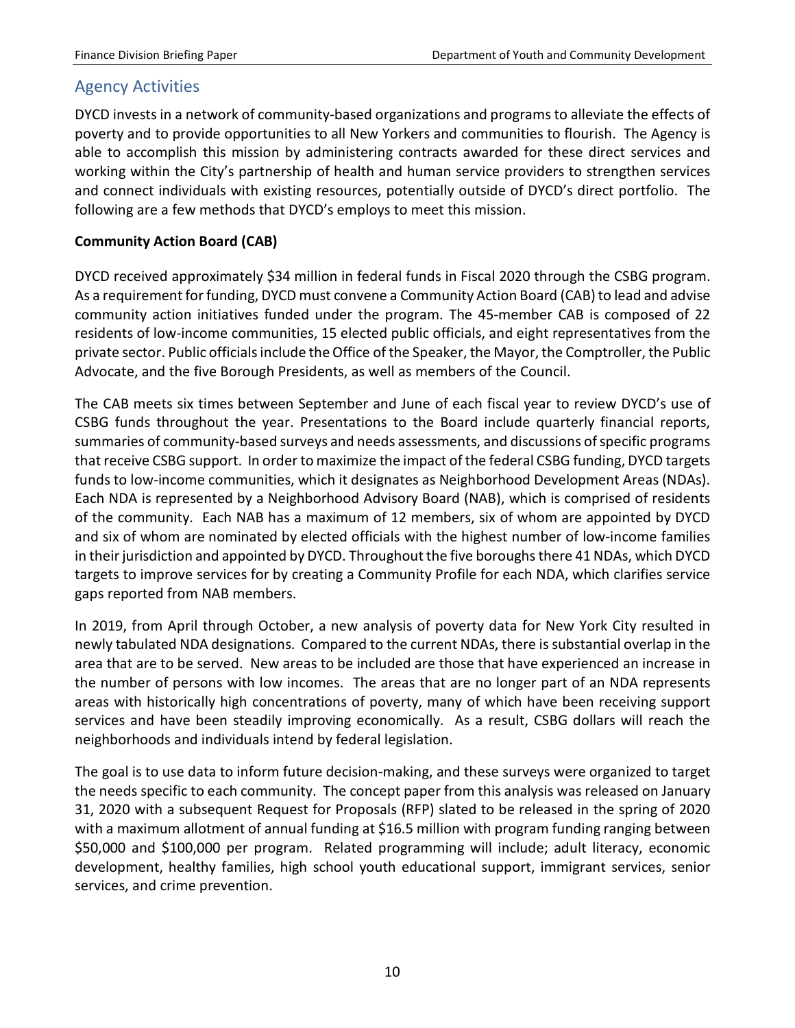## Agency Activities

DYCD invests in a network of community-based organizations and programs to alleviate the effects of poverty and to provide opportunities to all New Yorkers and communities to flourish. The Agency is able to accomplish this mission by administering contracts awarded for these direct services and working within the City's partnership of health and human service providers to strengthen services and connect individuals with existing resources, potentially outside of DYCD's direct portfolio. The following are a few methods that DYCD's employs to meet this mission.

**Community Action Board (CAB)**

DYCD received approximately $34 million in federal funds in Fiscal 2020 through the CSBG program. As a requirement for funding, DYCD must convene a Community Action Board (CAB) to lead and advise community action initiatives funded under the program. The 45-member CAB is composed of 22 residents of low-income communities, 15 elected public officials, and eight representatives from the private sector. Public officials include the Office of the Speaker, the Mayor, the Comptroller, the Public Advocate, and the five Borough Presidents, as well as members of the Council.

The CAB meets six times between September and June of each fiscal year to review DYCD's use of CSBG funds throughout the year. Presentations to the Board include quarterly financial reports, summaries of community-based surveys and needs assessments, and discussions of specific programs that receive CSBG support. In order to maximize the impact of the federal CSBG funding, DYCD targets funds to low-income communities, which it designates as Neighborhood Development Areas (NDAs). Each NDA is represented by a Neighborhood Advisory Board (NAB), which is comprised of residents of the community. Each NAB has a maximum of 12 members, six of whom are appointed by DYCD and six of whom are nominated by elected officials with the highest number of low-income families in their jurisdiction and appointed by DYCD. Throughout the five boroughs there 41 NDAs, which DYCD targets to improve services for by creating a Community Profile for each NDA, which clarifies service gaps reported from NAB members.

In 2019, from April through October, a new analysis of poverty data for New York City resulted in newly tabulated NDA designations. Compared to the current NDAs, there is substantial overlap in the area that are to be served. New areas to be included are those that have experienced an increase in the number of persons with low incomes. The areas that are no longer part of an NDA represents areas with historically high concentrations of poverty, many of which have been receiving support services and have been steadily improving economically. As a result, CSBG dollars will reach the neighborhoods and individuals intend by federal legislation.

The goal is to use data to inform future decision-making, and these surveys were organized to target the needs specific to each community. The concept paper from this analysis was released on January 31, 2020 with a subsequent Request for Proposals (RFP) slated to be released in the spring of 2020 with a maximum allotment of annual funding at $16.5 million with program funding ranging between $50,000 and $100,000 per program. Related programming will include; adult literacy, economic development, healthy families, high school youth educational support, immigrant services, senior services, and crime prevention.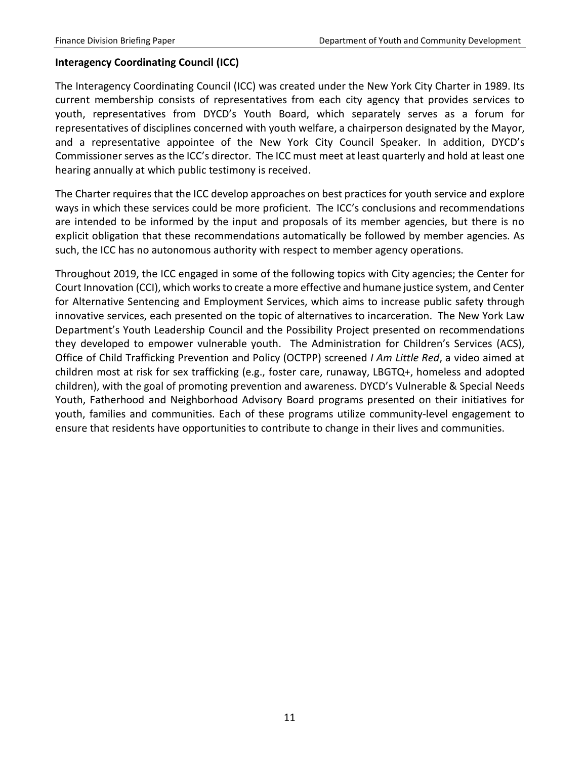**Interagency Coordinating Council (ICC)**

The Interagency Coordinating Council (ICC) was created under the New York City Charter in 1989. Its current membership consists of representatives from each city agency that provides services to youth, representatives from DYCD's Youth Board, which separately serves as a forum for representatives of disciplines concerned with youth welfare, a chairperson designated by the Mayor, and a representative appointee of the New York City Council Speaker. In addition, DYCD's Commissioner serves as the ICC's director. The ICC must meet at least quarterly and hold at least one hearing annually at which public testimony is received.

The Charter requires that the ICC develop approaches on best practices for youth service and explore ways in which these services could be more proficient. The ICC's conclusions and recommendations are intended to be informed by the input and proposals of its member agencies, but there is no explicit obligation that these recommendations automatically be followed by member agencies. As such, the ICC has no autonomous authority with respect to member agency operations.

Throughout 2019, the ICC engaged in some of the following topics with City agencies; the Center for Court Innovation (CCI), which works to create a more effective and humane justice system, and Center for Alternative Sentencing and Employment Services, which aims to increase public safety through innovative services, each presented on the topic of alternatives to incarceration. The New York Law Department's Youth Leadership Council and the Possibility Project presented on recommendations they developed to empower vulnerable youth. The Administration for Children's Services (ACS), Office of Child Trafficking Prevention and Policy (OCTPP) screened *I Am Little Red*, a video aimed at children most at risk for sex trafficking (e.g., foster care, runaway, LBGTQ+, homeless and adopted children), with the goal of promoting prevention and awareness. DYCD's Vulnerable & Special Needs Youth, Fatherhood and Neighborhood Advisory Board programs presented on their initiatives for youth, families and communities. Each of these programs utilize community-level engagement to ensure that residents have opportunities to contribute to change in their lives and communities.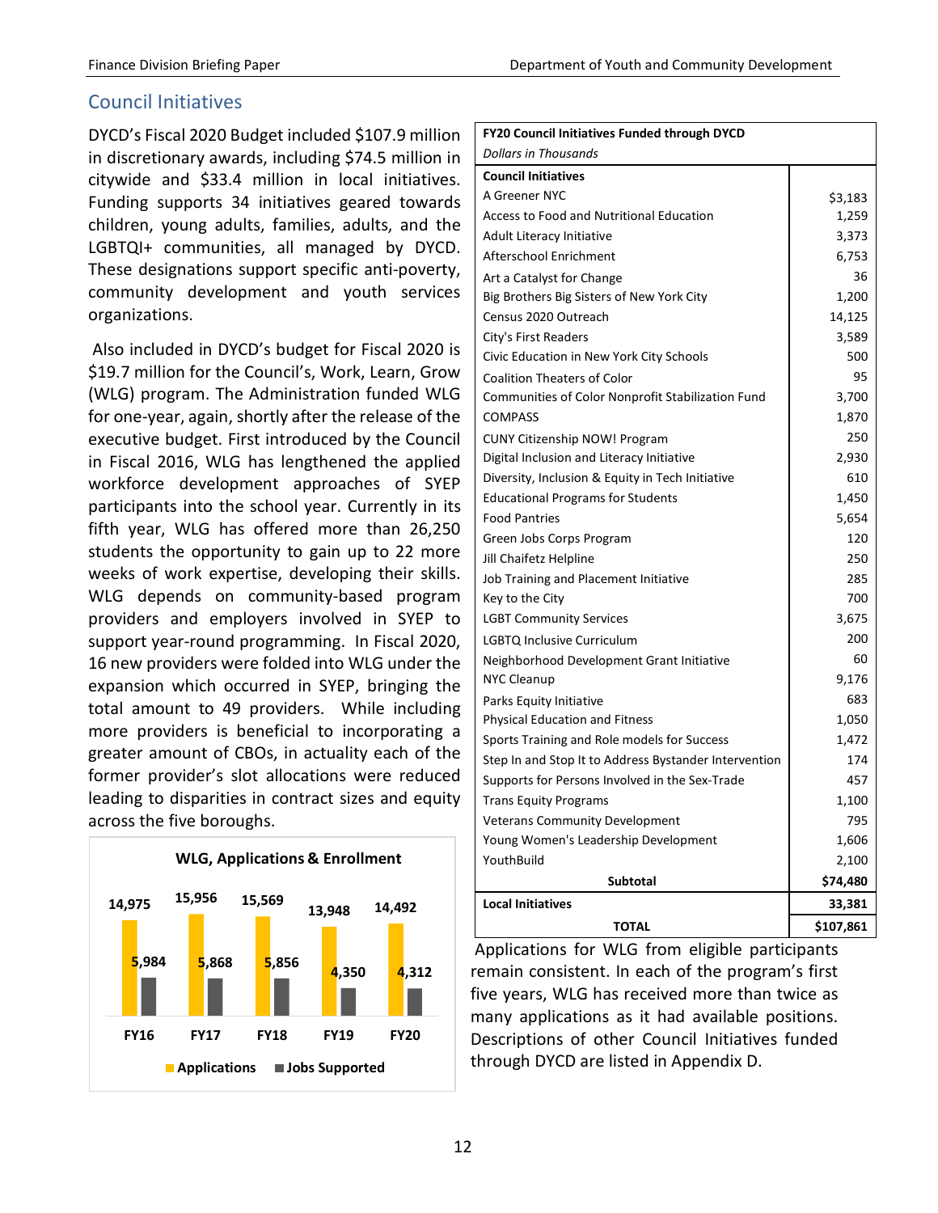## Council Initiatives

DYCD's Fiscal 2020 Budget included $107.9 million in discretionary awards, including $74.5 million in citywide and $33.4 million in local initiatives. Funding supports 34 initiatives geared towards children, young adults, families, adults, and the LGBTQI+ communities, all managed by DYCD. These designations support specific anti-poverty, community development and youth services organizations.

Also included in DYCD's budget for Fiscal 2020 is $19.7 million for the Council's, Work, Learn, Grow (WLG) program. The Administration funded WLG for one-year, again, shortly after the release of the executive budget. First introduced by the Council in Fiscal 2016, WLG has lengthened the applied workforce development approaches of SYEP participants into the school year. Currently in its fifth year, WLG has offered more than 26,250 students the opportunity to gain up to 22 more weeks of work expertise, developing their skills. WLG depends on community-based program providers and employers involved in SYEP to support year-round programming. In Fiscal 2020, 16 new providers were folded into WLG under the expansion which occurred in SYEP, bringing the total amount to 49 providers. While including more providers is beneficial to incorporating a greater amount of CBOs, in actuality each of the former provider's slot allocations were reduced leading to disparities in contract sizes and equity across the five boroughs.

**WLG, Applications & Enrollment**

| | FY16 | FY17 | FY18 | FY19 | FY20 |
|---|---|---|---|---|---|
| Applications | 14,975 | 15,956 | 15,569 | 13,948 | 14,492 |
| Jobs Supported | 5,984 | 5,868 | 5,856 | 4,350 | 4,312 |

| **FY20 Council Initiatives Funded through DYCD** | |
|---|---|
| *Dollars in Thousands* | |
| **Council Initiatives** | |
| A Greener NYC | $3,183 |
| Access to Food and Nutritional Education | 1,259 |
| Adult Literacy Initiative | 3,373 |
| Afterschool Enrichment | 6,753 |
| Art a Catalyst for Change | 36 |
| Big Brothers Big Sisters of New York City | 1,200 |
| Census 2020 Outreach | 14,125 |
| City's First Readers | 3,589 |
| Civic Education in New York City Schools | 500 |
| Coalition Theaters of Color | 95 |
| Communities of Color Nonprofit Stabilization Fund | 3,700 |
| COMPASS | 1,870 |
| CUNY Citizenship NOW! Program | 250 |
| Digital Inclusion and Literacy Initiative | 2,930 |
| Diversity, Inclusion & Equity in Tech Initiative | 610 |
| Educational Programs for Students | 1,450 |
| Food Pantries | 5,654 |
| Green Jobs Corps Program | 120 |
| Jill Chaifetz Helpline | 250 |
| Job Training and Placement Initiative | 285 |
| Key to the City | 700 |
| LGBT Community Services | 3,675 |
| LGBTQ Inclusive Curriculum | 200 |
| Neighborhood Development Grant Initiative | 60 |
| NYC Cleanup | 9,176 |
| Parks Equity Initiative | 683 |
| Physical Education and Fitness | 1,050 |
| Sports Training and Role models for Success | 1,472 |
| Step In and Stop It to Address Bystander Intervention | 174 |
| Supports for Persons Involved in the Sex-Trade | 457 |
| Trans Equity Programs | 1,100 |
| Veterans Community Development | 795 |
| Young Women's Leadership Development | 1,606 |
| YouthBuild | 2,100 |
| **Subtotal** | **$74,480** |
| **Local Initiatives** | **33,381** |
| **TOTAL** | **$107,861** |

Applications for WLG from eligible participants remain consistent. In each of the program's first five years, WLG has received more than twice as many applications as it had available positions. Descriptions of other Council Initiatives funded through DYCD are listed in Appendix D.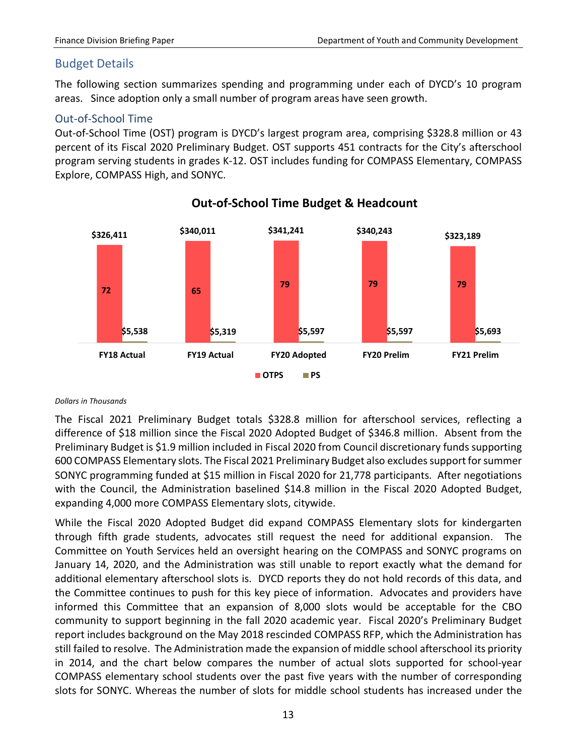## Budget Details

The following section summarizes spending and programming under each of DYCD's 10 program areas. Since adoption only a small number of program areas have seen growth.

### Out-of-School Time

Out-of-School Time (OST) program is DYCD's largest program area, comprising $328.8 million or 43 percent of its Fiscal 2020 Preliminary Budget. OST supports 451 contracts for the City's afterschool program serving students in grades K-12. OST includes funding for COMPASS Elementary, COMPASS Explore, COMPASS High, and SONYC.

**Out-of-School Time Budget & Headcount**

| | FY18 Actual | FY19 Actual | FY20 Adopted | FY20 Prelim | FY21 Prelim |
|---|---|---|---|---|---|
| OTPS | $326,411 | $340,011 | $341,241 | $340,243 | $323,189 |
| PS | $5,538 | $5,319 | $5,597 | $5,597 | $5,693 |
| Headcount | 72 | 65 | 79 | 79 | 79 |

*Dollars in Thousands*

The Fiscal 2021 Preliminary Budget totals $328.8 million for afterschool services, reflecting a difference of $18 million since the Fiscal 2020 Adopted Budget of $346.8 million. Absent from the Preliminary Budget is $1.9 million included in Fiscal 2020 from Council discretionary funds supporting 600 COMPASS Elementary slots. The Fiscal 2021 Preliminary Budget also excludes support for summer SONYC programming funded at $15 million in Fiscal 2020 for 21,778 participants. After negotiations with the Council, the Administration baselined $14.8 million in the Fiscal 2020 Adopted Budget, expanding 4,000 more COMPASS Elementary slots, citywide.

While the Fiscal 2020 Adopted Budget did expand COMPASS Elementary slots for kindergarten through fifth grade students, advocates still request the need for additional expansion. The Committee on Youth Services held an oversight hearing on the COMPASS and SONYC programs on January 14, 2020, and the Administration was still unable to report exactly what the demand for additional elementary afterschool slots is. DYCD reports they do not hold records of this data, and the Committee continues to push for this key piece of information. Advocates and providers have informed this Committee that an expansion of 8,000 slots would be acceptable for the CBO community to support beginning in the fall 2020 academic year. Fiscal 2020's Preliminary Budget report includes background on the May 2018 rescinded COMPASS RFP, which the Administration has still failed to resolve. The Administration made the expansion of middle school afterschool its priority in 2014, and the chart below compares the number of actual slots supported for school-year COMPASS elementary school students over the past five years with the number of corresponding slots for SONYC. Whereas the number of slots for middle school students has increased under the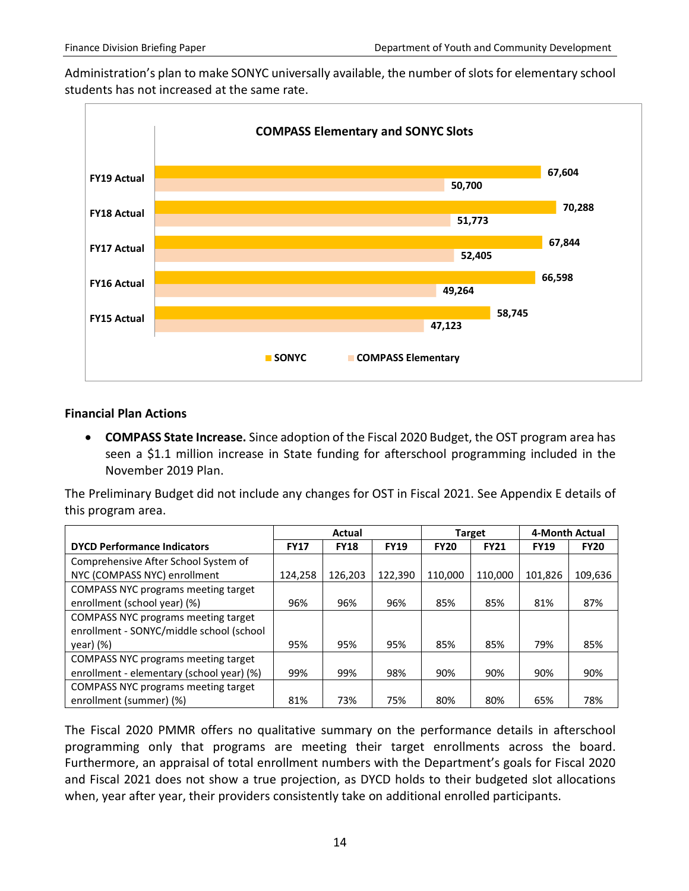Administration's plan to make SONYC universally available, the number of slots for elementary school students has not increased at the same rate.

**COMPASS Elementary and SONYC Slots**

| | SONYC | COMPASS Elementary |
|---|---|---|
| FY19 Actual | 67,604 | 50,700 |
| FY18 Actual | 70,288 | 51,773 |
| FY17 Actual | 67,844 | 52,405 |
| FY16 Actual | 66,598 | 49,264 |
| FY15 Actual | 58,745 | 47,123 |

### Financial Plan Actions

- **COMPASS State Increase.** Since adoption of the Fiscal 2020 Budget, the OST program area has seen a $1.1 million increase in State funding for afterschool programming included in the November 2019 Plan.

The Preliminary Budget did not include any changes for OST in Fiscal 2021. See Appendix E details of this program area.

| | Actual | | | Target | | 4-Month Actual | |
|---|---|---|---|---|---|---|---|
| **DYCD Performance Indicators** | **FY17** | **FY18** | **FY19** | **FY20** | **FY21** | **FY19** | **FY20** |
| Comprehensive After School System of NYC (COMPASS NYC) enrollment | 124,258 | 126,203 | 122,390 | 110,000 | 110,000 | 101,826 | 109,636 |
| COMPASS NYC programs meeting target enrollment (school year) (%) | 96% | 96% | 96% | 85% | 85% | 81% | 87% |
| COMPASS NYC programs meeting target enrollment - SONYC/middle school (school year) (%) | 95% | 95% | 95% | 85% | 85% | 79% | 85% |
| COMPASS NYC programs meeting target enrollment - elementary (school year) (%) | 99% | 99% | 98% | 90% | 90% | 90% | 90% |
| COMPASS NYC programs meeting target enrollment (summer) (%) | 81% | 73% | 75% | 80% | 80% | 65% | 78% |

The Fiscal 2020 PMMR offers no qualitative summary on the performance details in afterschool programming only that programs are meeting their target enrollments across the board. Furthermore, an appraisal of total enrollment numbers with the Department's goals for Fiscal 2020 and Fiscal 2021 does not show a true projection, as DYCD holds to their budgeted slot allocations when, year after year, their providers consistently take on additional enrolled participants.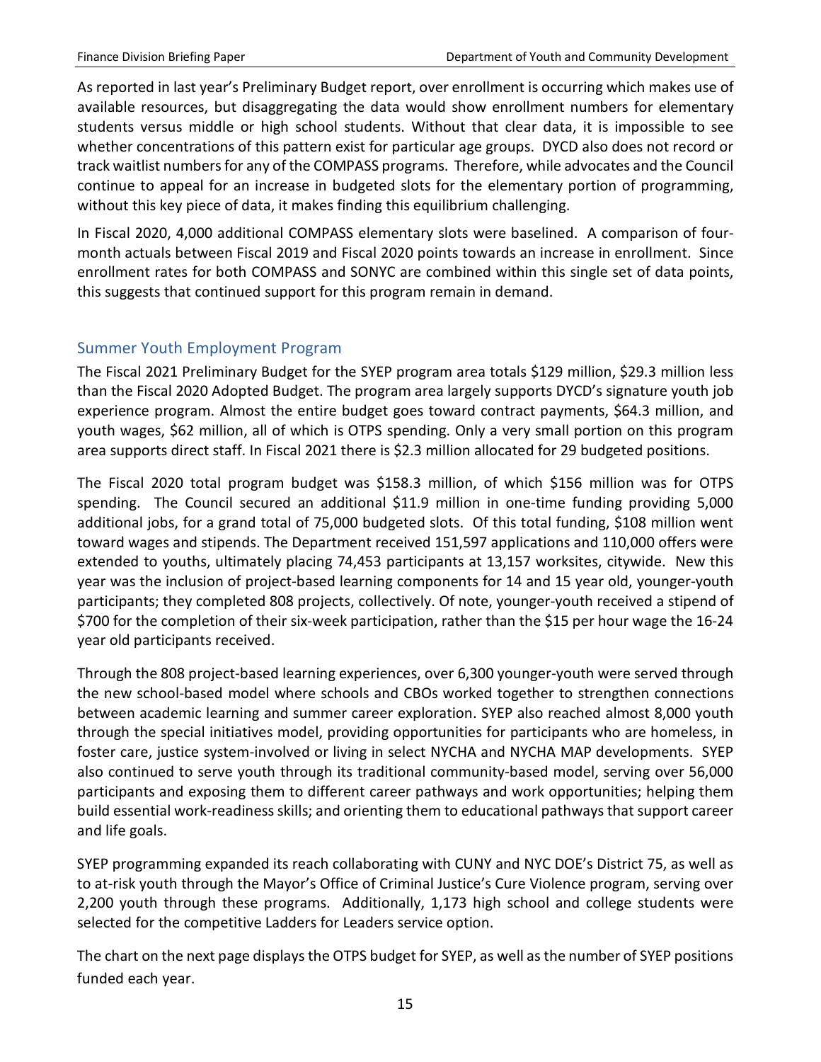As reported in last year's Preliminary Budget report, over enrollment is occurring which makes use of available resources, but disaggregating the data would show enrollment numbers for elementary students versus middle or high school students. Without that clear data, it is impossible to see whether concentrations of this pattern exist for particular age groups. DYCD also does not record or track waitlist numbers for any of the COMPASS programs. Therefore, while advocates and the Council continue to appeal for an increase in budgeted slots for the elementary portion of programming, without this key piece of data, it makes finding this equilibrium challenging.

In Fiscal 2020, 4,000 additional COMPASS elementary slots were baselined. A comparison of four-month actuals between Fiscal 2019 and Fiscal 2020 points towards an increase in enrollment. Since enrollment rates for both COMPASS and SONYC are combined within this single set of data points, this suggests that continued support for this program remain in demand.

## Summer Youth Employment Program

The Fiscal 2021 Preliminary Budget for the SYEP program area totals $129 million, $29.3 million less than the Fiscal 2020 Adopted Budget. The program area largely supports DYCD's signature youth job experience program. Almost the entire budget goes toward contract payments, $64.3 million, and youth wages, $62 million, all of which is OTPS spending. Only a very small portion on this program area supports direct staff. In Fiscal 2021 there is $2.3 million allocated for 29 budgeted positions.

The Fiscal 2020 total program budget was $158.3 million, of which $156 million was for OTPS spending. The Council secured an additional $11.9 million in one-time funding providing 5,000 additional jobs, for a grand total of 75,000 budgeted slots. Of this total funding, $108 million went toward wages and stipends. The Department received 151,597 applications and 110,000 offers were extended to youths, ultimately placing 74,453 participants at 13,157 worksites, citywide. New this year was the inclusion of project-based learning components for 14 and 15 year old, younger-youth participants; they completed 808 projects, collectively. Of note, younger-youth received a stipend of $700 for the completion of their six-week participation, rather than the $15 per hour wage the 16-24 year old participants received.

Through the 808 project-based learning experiences, over 6,300 younger-youth were served through the new school-based model where schools and CBOs worked together to strengthen connections between academic learning and summer career exploration. SYEP also reached almost 8,000 youth through the special initiatives model, providing opportunities for participants who are homeless, in foster care, justice system-involved or living in select NYCHA and NYCHA MAP developments. SYEP also continued to serve youth through its traditional community-based model, serving over 56,000 participants and exposing them to different career pathways and work opportunities; helping them build essential work-readiness skills; and orienting them to educational pathways that support career and life goals.

SYEP programming expanded its reach collaborating with CUNY and NYC DOE's District 75, as well as to at-risk youth through the Mayor's Office of Criminal Justice's Cure Violence program, serving over 2,200 youth through these programs. Additionally, 1,173 high school and college students were selected for the competitive Ladders for Leaders service option.

The chart on the next page displays the OTPS budget for SYEP, as well as the number of SYEP positions funded each year.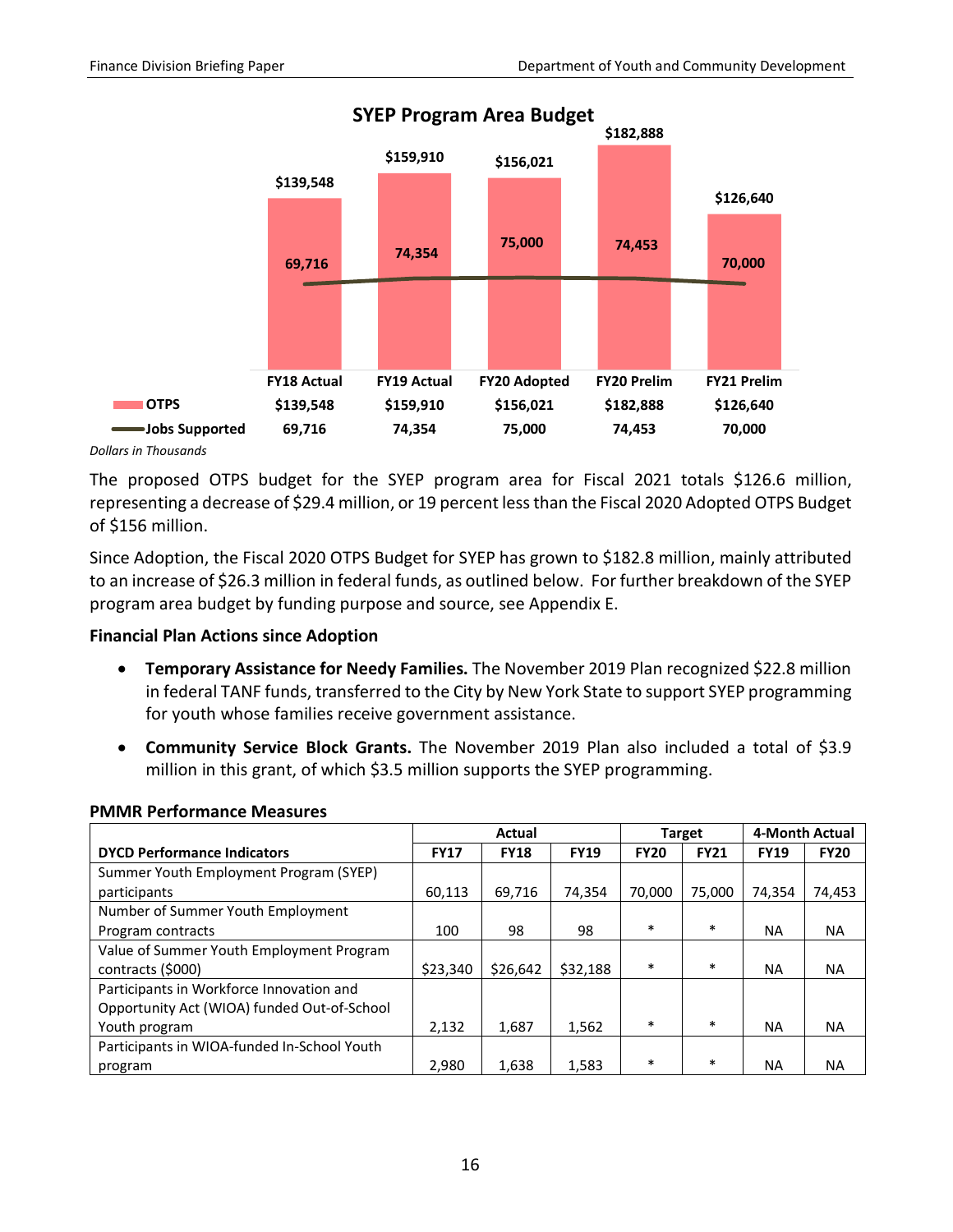## SYEP Program Area Budget

| | FY18 Actual | FY19 Actual | FY20 Adopted | FY20 Prelim | FY21 Prelim |
|---|---|---|---|---|---|
| OTPS | $139,548 | $159,910 | $156,021 | $182,888 | $126,640 |
| Jobs Supported | 69,716 | 74,354 | 75,000 | 74,453 | 70,000 |

*Dollars in Thousands*

The proposed OTPS budget for the SYEP program area for Fiscal 2021 totals $126.6 million, representing a decrease of $29.4 million, or 19 percent less than the Fiscal 2020 Adopted OTPS Budget of $156 million.

Since Adoption, the Fiscal 2020 OTPS Budget for SYEP has grown to $182.8 million, mainly attributed to an increase of $26.3 million in federal funds, as outlined below. For further breakdown of the SYEP program area budget by funding purpose and source, see Appendix E.

**Financial Plan Actions since Adoption**

- **Temporary Assistance for Needy Families.** The November 2019 Plan recognized $22.8 million in federal TANF funds, transferred to the City by New York State to support SYEP programming for youth whose families receive government assistance.
- **Community Service Block Grants.** The November 2019 Plan also included a total of $3.9 million in this grant, of which $3.5 million supports the SYEP programming.

**PMMR Performance Measures**

| | Actual | | | Target | | 4-Month Actual | |
|---|---|---|---|---|---|---|---|
| **DYCD Performance Indicators** | **FY17** | **FY18** | **FY19** | **FY20** | **FY21** | **FY19** | **FY20** |
| Summer Youth Employment Program (SYEP) participants | 60,113 | 69,716 | 74,354 | 70,000 | 75,000 | 74,354 | 74,453 |
| Number of Summer Youth Employment Program contracts | 100 | 98 | 98 | * | * | NA | NA |
| Value of Summer Youth Employment Program contracts ($000) | $23,340 | $26,642 | $32,188 | * | * | NA | NA |
| Participants in Workforce Innovation and Opportunity Act (WIOA) funded Out-of-School Youth program | 2,132 | 1,687 | 1,562 | * | * | NA | NA |
| Participants in WIOA-funded In-School Youth program | 2,980 | 1,638 | 1,583 | * | * | NA | NA |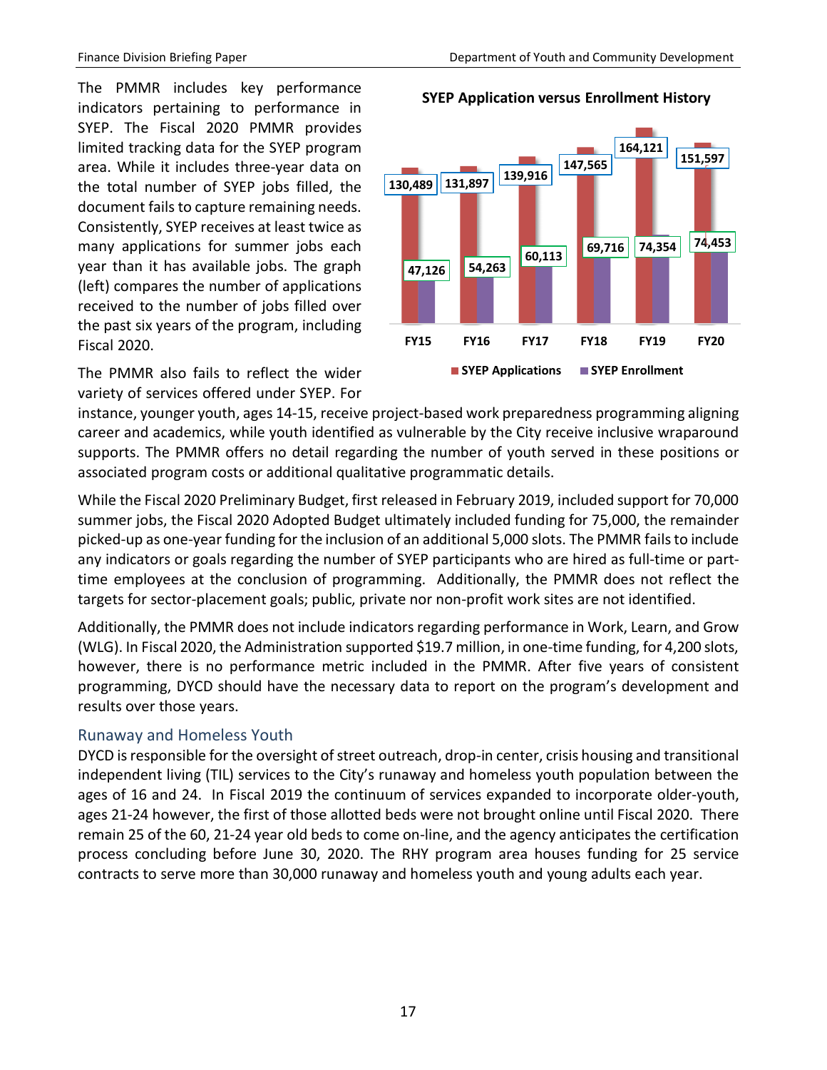The PMMR includes key performance indicators pertaining to performance in SYEP. The Fiscal 2020 PMMR provides limited tracking data for the SYEP program area. While it includes three-year data on the total number of SYEP jobs filled, the document fails to capture remaining needs. Consistently, SYEP receives at least twice as many applications for summer jobs each year than it has available jobs. The graph (left) compares the number of applications received to the number of jobs filled over the past six years of the program, including Fiscal 2020.

**SYEP Application versus Enrollment History**

| | FY15 | FY16 | FY17 | FY18 | FY19 | FY20 |
|---|---|---|---|---|---|---|
| SYEP Applications | 130,489 | 131,897 | 139,916 | 147,565 | 164,121 | 151,597 |
| SYEP Enrollment | 47,126 | 54,263 | 60,113 | 69,716 | 74,354 | 74,453 |

The PMMR also fails to reflect the wider variety of services offered under SYEP. For instance, younger youth, ages 14-15, receive project-based work preparedness programming aligning career and academics, while youth identified as vulnerable by the City receive inclusive wraparound supports. The PMMR offers no detail regarding the number of youth served in these positions or associated program costs or additional qualitative programmatic details.

While the Fiscal 2020 Preliminary Budget, first released in February 2019, included support for 70,000 summer jobs, the Fiscal 2020 Adopted Budget ultimately included funding for 75,000, the remainder picked-up as one-year funding for the inclusion of an additional 5,000 slots. The PMMR fails to include any indicators or goals regarding the number of SYEP participants who are hired as full-time or part-time employees at the conclusion of programming. Additionally, the PMMR does not reflect the targets for sector-placement goals; public, private nor non-profit work sites are not identified.

Additionally, the PMMR does not include indicators regarding performance in Work, Learn, and Grow (WLG). In Fiscal 2020, the Administration supported $19.7 million, in one-time funding, for 4,200 slots, however, there is no performance metric included in the PMMR. After five years of consistent programming, DYCD should have the necessary data to report on the program's development and results over those years.

## Runaway and Homeless Youth

DYCD is responsible for the oversight of street outreach, drop-in center, crisis housing and transitional independent living (TIL) services to the City's runaway and homeless youth population between the ages of 16 and 24. In Fiscal 2019 the continuum of services expanded to incorporate older-youth, ages 21-24 however, the first of those allotted beds were not brought online until Fiscal 2020. There remain 25 of the 60, 21-24 year old beds to come on-line, and the agency anticipates the certification process concluding before June 30, 2020. The RHY program area houses funding for 25 service contracts to serve more than 30,000 runaway and homeless youth and young adults each year.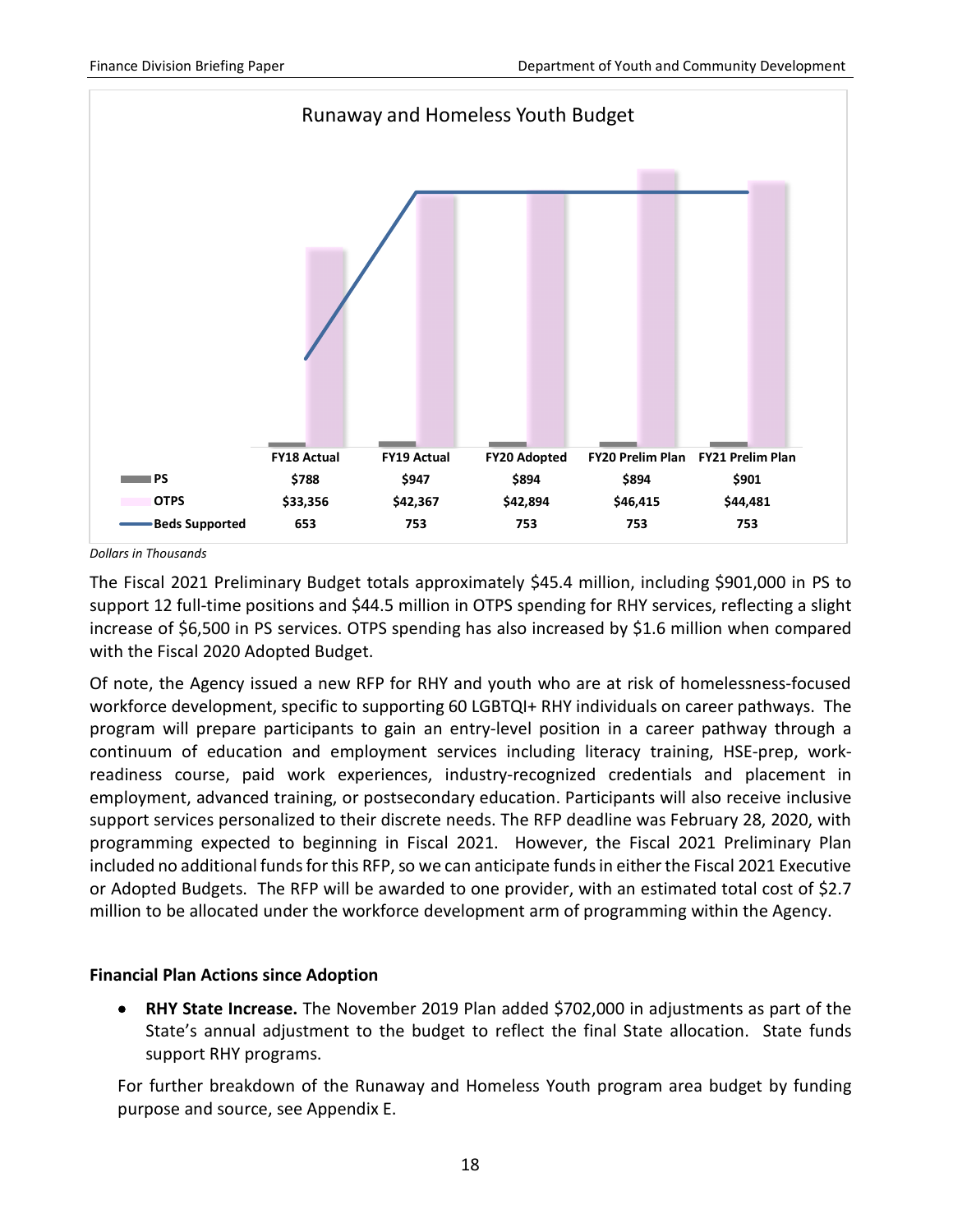**Runaway and Homeless Youth Budget**

| | FY18 Actual | FY19 Actual | FY20 Adopted | FY20 Prelim Plan | FY21 Prelim Plan |
|---|---|---|---|---|---|
| PS | $788 | $947 | $894 | $894 | $901 |
| OTPS | $33,356 | $42,367 | $42,894 | $46,415 | $44,481 |
| Beds Supported | 653 | 753 | 753 | 753 | 753 |

*Dollars in Thousands*

The Fiscal 2021 Preliminary Budget totals approximately $45.4 million, including $901,000 in PS to support 12 full-time positions and $44.5 million in OTPS spending for RHY services, reflecting a slight increase of $6,500 in PS services. OTPS spending has also increased by $1.6 million when compared with the Fiscal 2020 Adopted Budget.

Of note, the Agency issued a new RFP for RHY and youth who are at risk of homelessness-focused workforce development, specific to supporting 60 LGBTQI+ RHY individuals on career pathways. The program will prepare participants to gain an entry-level position in a career pathway through a continuum of education and employment services including literacy training, HSE-prep, work-readiness course, paid work experiences, industry-recognized credentials and placement in employment, advanced training, or postsecondary education. Participants will also receive inclusive support services personalized to their discrete needs. The RFP deadline was February 28, 2020, with programming expected to beginning in Fiscal 2021. However, the Fiscal 2021 Preliminary Plan included no additional funds for this RFP, so we can anticipate funds in either the Fiscal 2021 Executive or Adopted Budgets. The RFP will be awarded to one provider, with an estimated total cost of $2.7 million to be allocated under the workforce development arm of programming within the Agency.

**Financial Plan Actions since Adoption**

- **RHY State Increase.** The November 2019 Plan added $702,000 in adjustments as part of the State's annual adjustment to the budget to reflect the final State allocation. State funds support RHY programs.

For further breakdown of the Runaway and Homeless Youth program area budget by funding purpose and source, see Appendix E.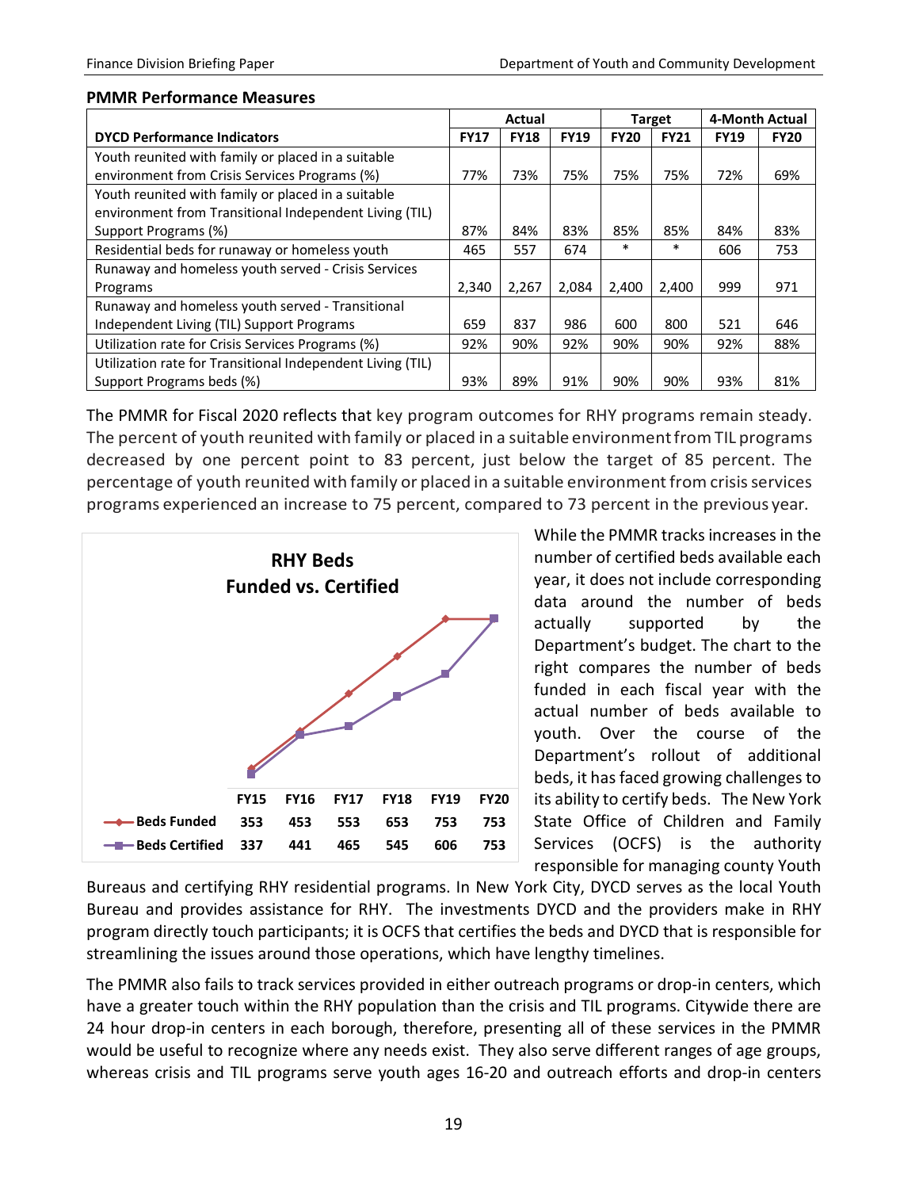**PMMR Performance Measures**

| DYCD Performance Indicators | Actual | | | Target | | 4-Month Actual | |
|---|---|---|---|---|---|---|---|
| | FY17 | FY18 | FY19 | FY20 | FY21 | FY19 | FY20 |
| Youth reunited with family or placed in a suitable environment from Crisis Services Programs (%) | 77% | 73% | 75% | 75% | 75% | 72% | 69% |
| Youth reunited with family or placed in a suitable environment from Transitional Independent Living (TIL) Support Programs (%) | 87% | 84% | 83% | 85% | 85% | 84% | 83% |
| Residential beds for runaway or homeless youth | 465 | 557 | 674 | * | * | 606 | 753 |
| Runaway and homeless youth served - Crisis Services Programs | 2,340 | 2,267 | 2,084 | 2,400 | 2,400 | 999 | 971 |
| Runaway and homeless youth served - Transitional Independent Living (TIL) Support Programs | 659 | 837 | 986 | 600 | 800 | 521 | 646 |
| Utilization rate for Crisis Services Programs (%) | 92% | 90% | 92% | 90% | 90% | 92% | 88% |
| Utilization rate for Transitional Independent Living (TIL) Support Programs beds (%) | 93% | 89% | 91% | 90% | 90% | 93% | 81% |

The PMMR for Fiscal 2020 reflects that key program outcomes for RHY programs remain steady. The percent of youth reunited with family or placed in a suitable environment from TIL programs decreased by one percent point to 83 percent, just below the target of 85 percent. The percentage of youth reunited with family or placed in a suitable environment from crisis services programs experienced an increase to 75 percent, compared to 73 percent in the previous year.

**RHY Beds Funded vs. Certified**

| | FY15 | FY16 | FY17 | FY18 | FY19 | FY20 |
|---|---|---|---|---|---|---|
| Beds Funded | 353 | 453 | 553 | 653 | 753 | 753 |
| Beds Certified | 337 | 441 | 465 | 545 | 606 | 753 |

While the PMMR tracks increases in the number of certified beds available each year, it does not include corresponding data around the number of beds actually supported by the Department's budget. The chart to the right compares the number of beds funded in each fiscal year with the actual number of beds available to youth. Over the course of the Department's rollout of additional beds, it has faced growing challenges to its ability to certify beds. The New York State Office of Children and Family Services (OCFS) is the authority responsible for managing county Youth Bureaus and certifying RHY residential programs. In New York City, DYCD serves as the local Youth Bureau and provides assistance for RHY. The investments DYCD and the providers make in RHY program directly touch participants; it is OCFS that certifies the beds and DYCD that is responsible for streamlining the issues around those operations, which have lengthy timelines.

The PMMR also fails to track services provided in either outreach programs or drop-in centers, which have a greater touch within the RHY population than the crisis and TIL programs. Citywide there are 24 hour drop-in centers in each borough, therefore, presenting all of these services in the PMMR would be useful to recognize where any needs exist. They also serve different ranges of age groups, whereas crisis and TIL programs serve youth ages 16-20 and outreach efforts and drop-in centers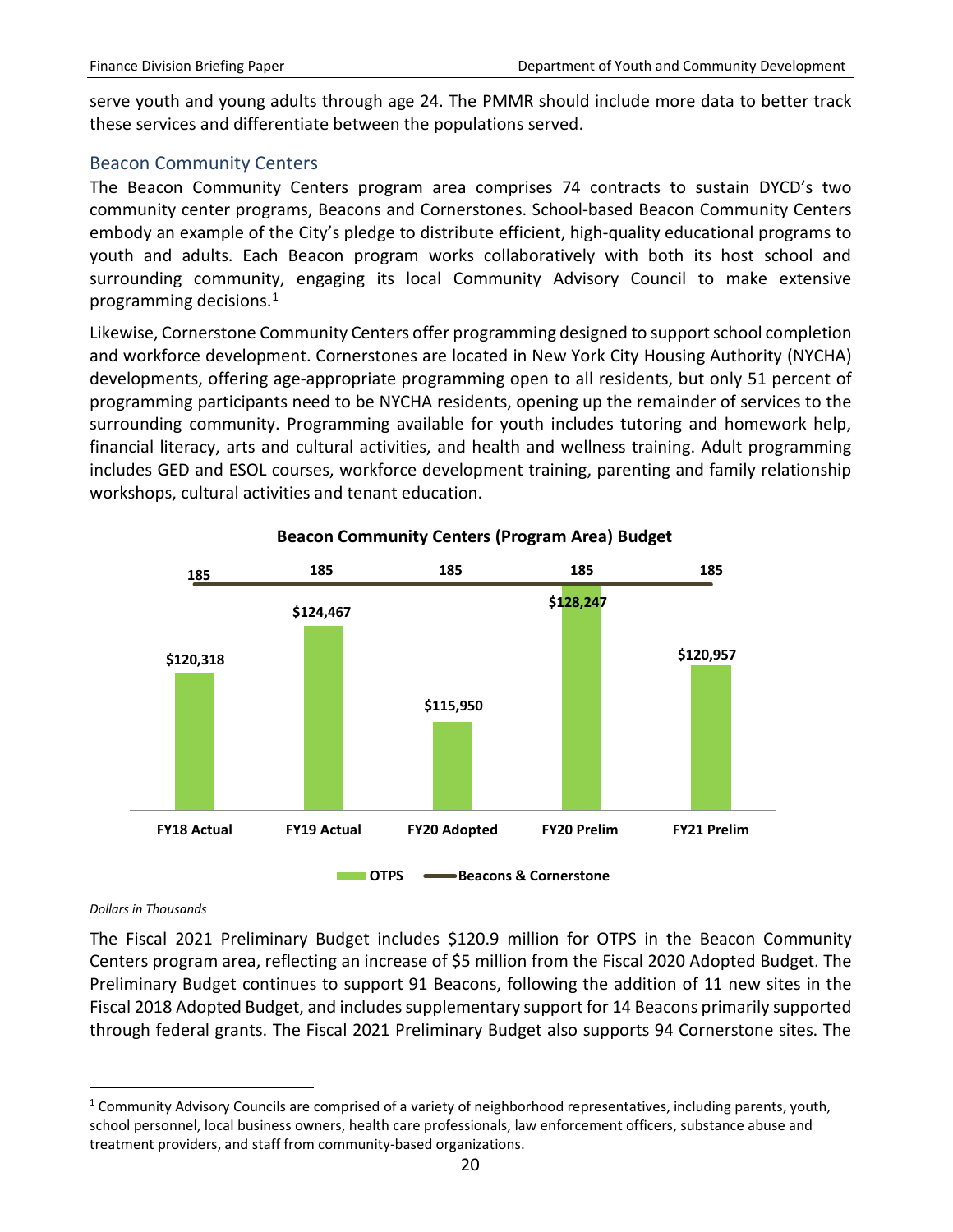serve youth and young adults through age 24. The PMMR should include more data to better track these services and differentiate between the populations served.

### Beacon Community Centers

The Beacon Community Centers program area comprises 74 contracts to sustain DYCD's two community center programs, Beacons and Cornerstones. School-based Beacon Community Centers embody an example of the City's pledge to distribute efficient, high-quality educational programs to youth and adults. Each Beacon program works collaboratively with both its host school and surrounding community, engaging its local Community Advisory Council to make extensive programming decisions.[1]

Likewise, Cornerstone Community Centers offer programming designed to support school completion and workforce development. Cornerstones are located in New York City Housing Authority (NYCHA) developments, offering age-appropriate programming open to all residents, but only 51 percent of programming participants need to be NYCHA residents, opening up the remainder of services to the surrounding community. Programming available for youth includes tutoring and homework help, financial literacy, arts and cultural activities, and health and wellness training. Adult programming includes GED and ESOL courses, workforce development training, parenting and family relationship workshops, cultural activities and tenant education.

**Beacon Community Centers (Program Area) Budget**

| | FY18 Actual | FY19 Actual | FY20 Adopted | FY20 Prelim | FY21 Prelim |
|---|---|---|---|---|---|
| OTPS | $120,318 | $124,467 | $115,950 | $128,247 | $120,957 |
| Beacons & Cornerstone | 185 | 185 | 185 | 185 | 185 |

*Dollars in Thousands*

The Fiscal 2021 Preliminary Budget includes $120.9 million for OTPS in the Beacon Community Centers program area, reflecting an increase of $5 million from the Fiscal 2020 Adopted Budget. The Preliminary Budget continues to support 91 Beacons, following the addition of 11 new sites in the Fiscal 2018 Adopted Budget, and includes supplementary support for 14 Beacons primarily supported through federal grants. The Fiscal 2021 Preliminary Budget also supports 94 Cornerstone sites. The

[1] Community Advisory Councils are comprised of a variety of neighborhood representatives, including parents, youth, school personnel, local business owners, health care professionals, law enforcement officers, substance abuse and treatment providers, and staff from community-based organizations.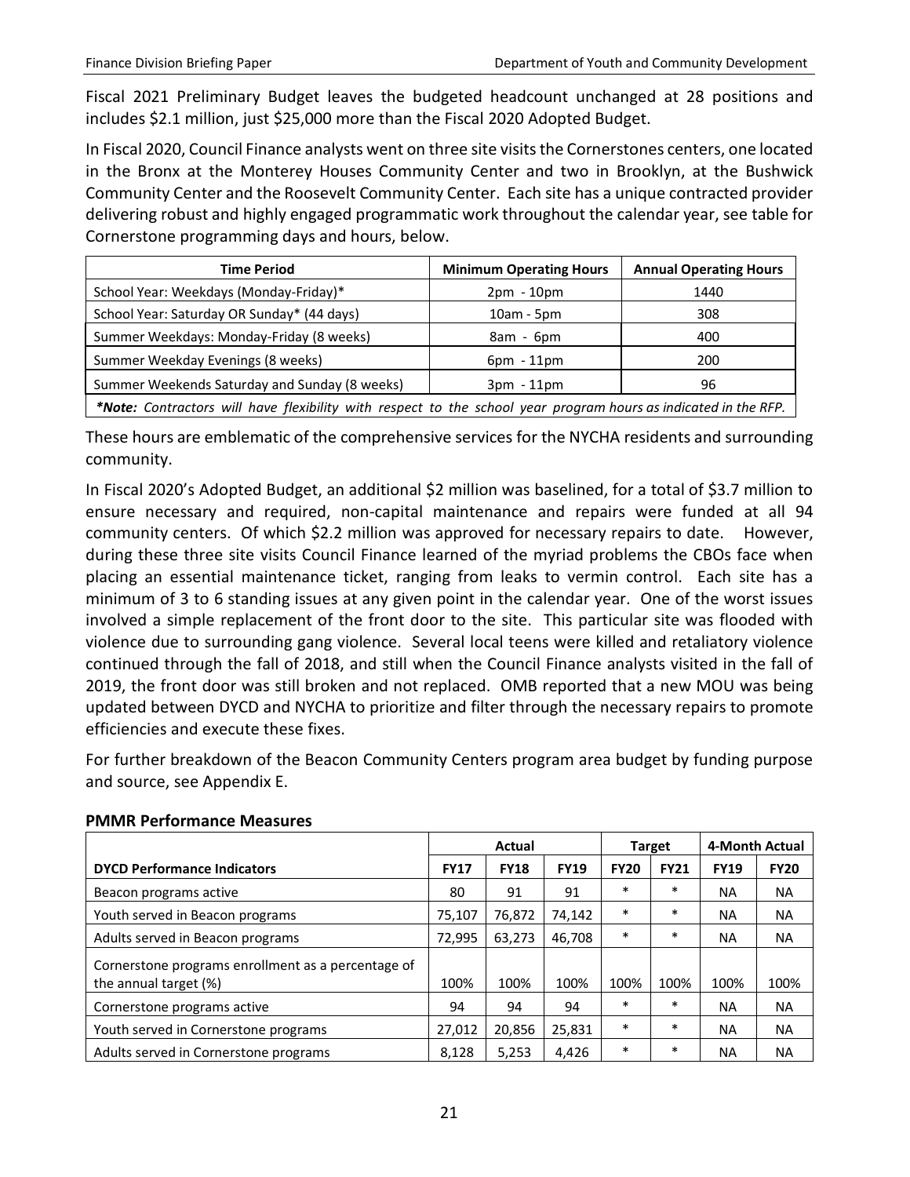Fiscal 2021 Preliminary Budget leaves the budgeted headcount unchanged at 28 positions and includes $2.1 million, just $25,000 more than the Fiscal 2020 Adopted Budget.

In Fiscal 2020, Council Finance analysts went on three site visits the Cornerstones centers, one located in the Bronx at the Monterey Houses Community Center and two in Brooklyn, at the Bushwick Community Center and the Roosevelt Community Center. Each site has a unique contracted provider delivering robust and highly engaged programmatic work throughout the calendar year, see table for Cornerstone programming days and hours, below.

| Time Period | Minimum Operating Hours | Annual Operating Hours |
|---|---|---|
| School Year: Weekdays (Monday-Friday)* | 2pm - 10pm | 1440 |
| School Year: Saturday OR Sunday* (44 days) | 10am - 5pm | 308 |
| Summer Weekdays: Monday-Friday (8 weeks) | 8am - 6pm | 400 |
| Summer Weekday Evenings (8 weeks) | 6pm - 11pm | 200 |
| Summer Weekends Saturday and Sunday (8 weeks) | 3pm - 11pm | 96 |

***Note:** Contractors will have flexibility with respect to the school year program hours as indicated in the RFP.*

These hours are emblematic of the comprehensive services for the NYCHA residents and surrounding community.

In Fiscal 2020's Adopted Budget, an additional $2 million was baselined, for a total of $3.7 million to ensure necessary and required, non-capital maintenance and repairs were funded at all 94 community centers. Of which $2.2 million was approved for necessary repairs to date. However, during these three site visits Council Finance learned of the myriad problems the CBOs face when placing an essential maintenance ticket, ranging from leaks to vermin control. Each site has a minimum of 3 to 6 standing issues at any given point in the calendar year. One of the worst issues involved a simple replacement of the front door to the site. This particular site was flooded with violence due to surrounding gang violence. Several local teens were killed and retaliatory violence continued through the fall of 2018, and still when the Council Finance analysts visited in the fall of 2019, the front door was still broken and not replaced. OMB reported that a new MOU was being updated between DYCD and NYCHA to prioritize and filter through the necessary repairs to promote efficiencies and execute these fixes.

For further breakdown of the Beacon Community Centers program area budget by funding purpose and source, see Appendix E.

**PMMR Performance Measures**

| | Actual | | | Target | | 4-Month Actual | |
|---|---|---|---|---|---|---|---|
| **DYCD Performance Indicators** | **FY17** | **FY18** | **FY19** | **FY20** | **FY21** | **FY19** | **FY20** |
| Beacon programs active | 80 | 91 | 91 | * | * | NA | NA |
| Youth served in Beacon programs | 75,107 | 76,872 | 74,142 | * | * | NA | NA |
| Adults served in Beacon programs | 72,995 | 63,273 | 46,708 | * | * | NA | NA |
| Cornerstone programs enrollment as a percentage of the annual target (%) | 100% | 100% | 100% | 100% | 100% | 100% | 100% |
| Cornerstone programs active | 94 | 94 | 94 | * | * | NA | NA |
| Youth served in Cornerstone programs | 27,012 | 20,856 | 25,831 | * | * | NA | NA |
| Adults served in Cornerstone programs | 8,128 | 5,253 | 4,426 | * | * | NA | NA |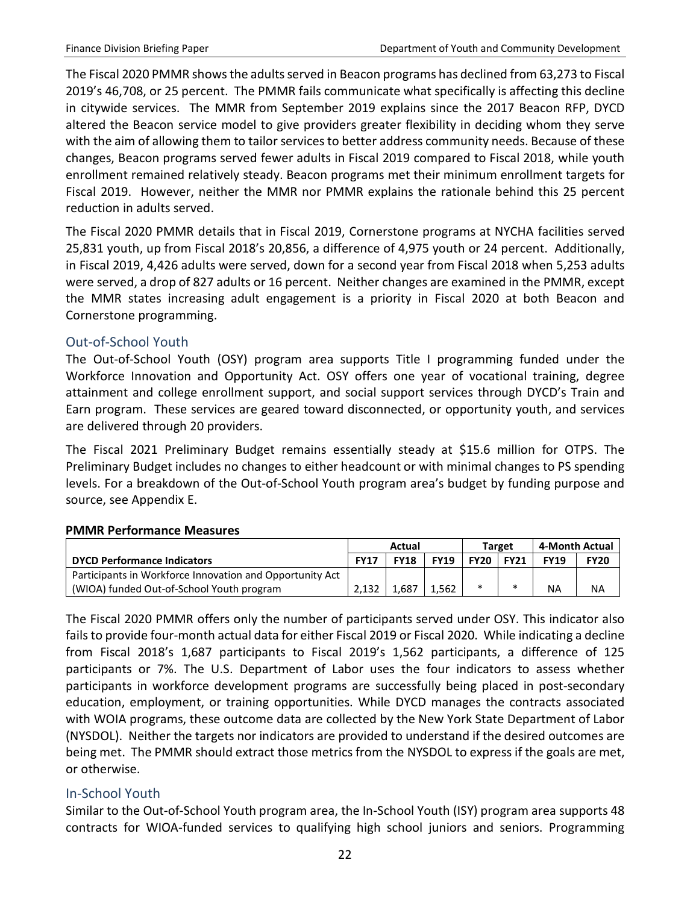The Fiscal 2020 PMMR shows the adults served in Beacon programs has declined from 63,273 to Fiscal 2019's 46,708, or 25 percent. The PMMR fails communicate what specifically is affecting this decline in citywide services. The MMR from September 2019 explains since the 2017 Beacon RFP, DYCD altered the Beacon service model to give providers greater flexibility in deciding whom they serve with the aim of allowing them to tailor services to better address community needs. Because of these changes, Beacon programs served fewer adults in Fiscal 2019 compared to Fiscal 2018, while youth enrollment remained relatively steady. Beacon programs met their minimum enrollment targets for Fiscal 2019. However, neither the MMR nor PMMR explains the rationale behind this 25 percent reduction in adults served.

The Fiscal 2020 PMMR details that in Fiscal 2019, Cornerstone programs at NYCHA facilities served 25,831 youth, up from Fiscal 2018's 20,856, a difference of 4,975 youth or 24 percent. Additionally, in Fiscal 2019, 4,426 adults were served, down for a second year from Fiscal 2018 when 5,253 adults were served, a drop of 827 adults or 16 percent. Neither changes are examined in the PMMR, except the MMR states increasing adult engagement is a priority in Fiscal 2020 at both Beacon and Cornerstone programming.

## Out-of-School Youth

The Out-of-School Youth (OSY) program area supports Title I programming funded under the Workforce Innovation and Opportunity Act. OSY offers one year of vocational training, degree attainment and college enrollment support, and social support services through DYCD's Train and Earn program. These services are geared toward disconnected, or opportunity youth, and services are delivered through 20 providers.

The Fiscal 2021 Preliminary Budget remains essentially steady at $15.6 million for OTPS. The Preliminary Budget includes no changes to either headcount or with minimal changes to PS spending levels. For a breakdown of the Out-of-School Youth program area's budget by funding purpose and source, see Appendix E.

**PMMR Performance Measures**

| | Actual | | | Target | | 4-Month Actual | |
|---|---|---|---|---|---|---|---|
| **DYCD Performance Indicators** | **FY17** | **FY18** | **FY19** | **FY20** | **FY21** | **FY19** | **FY20** |
| Participants in Workforce Innovation and Opportunity Act (WIOA) funded Out-of-School Youth program | 2,132 | 1,687 | 1,562 | * | * | NA | NA |

The Fiscal 2020 PMMR offers only the number of participants served under OSY. This indicator also fails to provide four-month actual data for either Fiscal 2019 or Fiscal 2020. While indicating a decline from Fiscal 2018's 1,687 participants to Fiscal 2019's 1,562 participants, a difference of 125 participants or 7%. The U.S. Department of Labor uses the four indicators to assess whether participants in workforce development programs are successfully being placed in post-secondary education, employment, or training opportunities. While DYCD manages the contracts associated with WOIA programs, these outcome data are collected by the New York State Department of Labor (NYSDOL). Neither the targets nor indicators are provided to understand if the desired outcomes are being met. The PMMR should extract those metrics from the NYSDOL to express if the goals are met, or otherwise.

## In-School Youth

Similar to the Out-of-School Youth program area, the In-School Youth (ISY) program area supports 48 contracts for WIOA-funded services to qualifying high school juniors and seniors. Programming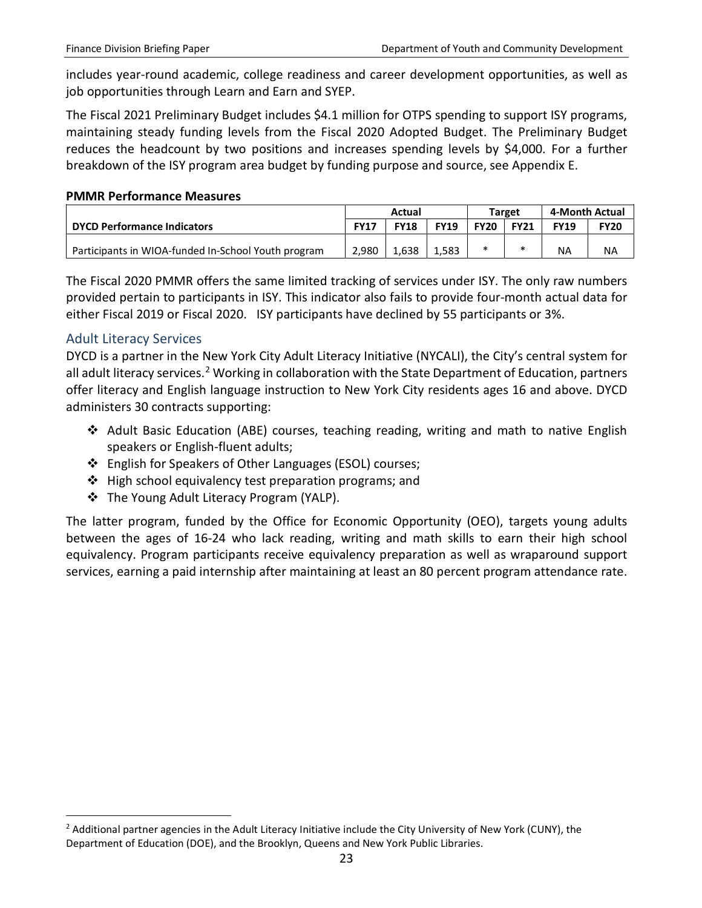includes year-round academic, college readiness and career development opportunities, as well as job opportunities through Learn and Earn and SYEP.

The Fiscal 2021 Preliminary Budget includes $4.1 million for OTPS spending to support ISY programs, maintaining steady funding levels from the Fiscal 2020 Adopted Budget. The Preliminary Budget reduces the headcount by two positions and increases spending levels by $4,000. For a further breakdown of the ISY program area budget by funding purpose and source, see Appendix E.

**PMMR Performance Measures**

| | Actual | | | Target | | 4-Month Actual | |
|---|---|---|---|---|---|---|---|
| **DYCD Performance Indicators** | **FY17** | **FY18** | **FY19** | **FY20** | **FY21** | **FY19** | **FY20** |
| Participants in WIOA-funded In-School Youth program | 2,980 | 1,638 | 1,583 | * | * | NA | NA |

The Fiscal 2020 PMMR offers the same limited tracking of services under ISY. The only raw numbers provided pertain to participants in ISY. This indicator also fails to provide four-month actual data for either Fiscal 2019 or Fiscal 2020. ISY participants have declined by 55 participants or 3%.

## Adult Literacy Services

DYCD is a partner in the New York City Adult Literacy Initiative (NYCALI), the City's central system for all adult literacy services.[2] Working in collaboration with the State Department of Education, partners offer literacy and English language instruction to New York City residents ages 16 and above. DYCD administers 30 contracts supporting:

- ❖ Adult Basic Education (ABE) courses, teaching reading, writing and math to native English speakers or English-fluent adults;
- ❖ English for Speakers of Other Languages (ESOL) courses;
- ❖ High school equivalency test preparation programs; and
- ❖ The Young Adult Literacy Program (YALP).

The latter program, funded by the Office for Economic Opportunity (OEO), targets young adults between the ages of 16-24 who lack reading, writing and math skills to earn their high school equivalency. Program participants receive equivalency preparation as well as wraparound support services, earning a paid internship after maintaining at least an 80 percent program attendance rate.

[2] Additional partner agencies in the Adult Literacy Initiative include the City University of New York (CUNY), the Department of Education (DOE), and the Brooklyn, Queens and New York Public Libraries.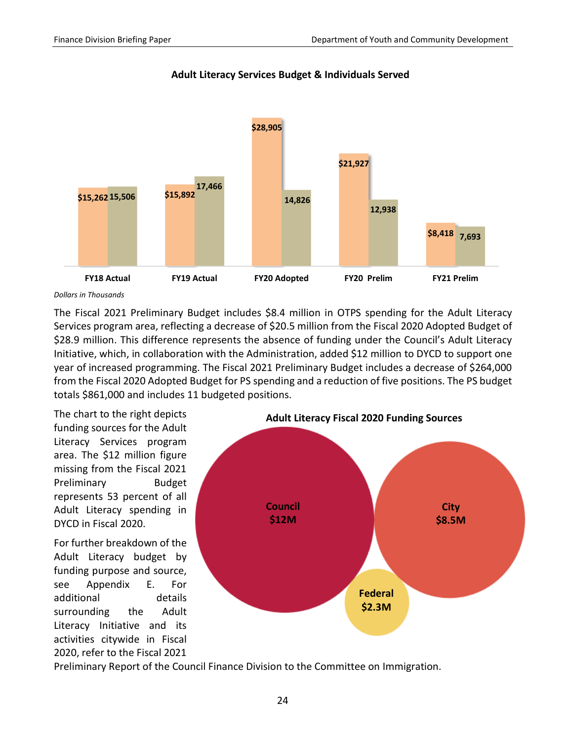**Adult Literacy Services Budget & Individuals Served**

| | Budget | Individuals Served |
|---|---|---|
| FY18 Actual | $15,262 | 15,506 |
| FY19 Actual | $15,892 | 17,466 |
| FY20 Adopted | $28,905 | 14,826 |
| FY20 Prelim | $21,927 | 12,938 |
| FY21 Prelim | $8,418 | 7,693 |

*Dollars in Thousands*

The Fiscal 2021 Preliminary Budget includes $8.4 million in OTPS spending for the Adult Literacy Services program area, reflecting a decrease of $20.5 million from the Fiscal 2020 Adopted Budget of $28.9 million. This difference represents the absence of funding under the Council's Adult Literacy Initiative, which, in collaboration with the Administration, added $12 million to DYCD to support one year of increased programming. The Fiscal 2021 Preliminary Budget includes a decrease of $264,000 from the Fiscal 2020 Adopted Budget for PS spending and a reduction of five positions. The PS budget totals $861,000 and includes 11 budgeted positions.

The chart to the right depicts funding sources for the Adult Literacy Services program area. The $12 million figure missing from the Fiscal 2021 Preliminary Budget represents 53 percent of all Adult Literacy spending in DYCD in Fiscal 2020.

**Adult Literacy Fiscal 2020 Funding Sources**

| Source | Amount |
|---|---|
| Council | $12M |
| City | $8.5M |
| Federal | $2.3M |

For further breakdown of the Adult Literacy budget by funding purpose and source, see Appendix E. For additional details surrounding the Adult Literacy Initiative and its activities citywide in Fiscal 2020, refer to the Fiscal 2021 Preliminary Report of the Council Finance Division to the Committee on Immigration.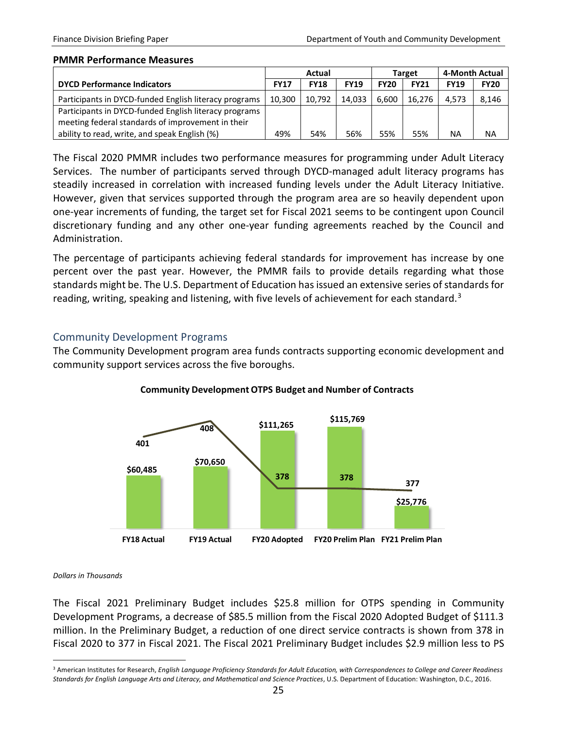**PMMR Performance Measures**

| DYCD Performance Indicators | Actual | | | Target | | 4-Month Actual | |
|---|---|---|---|---|---|---|---|
| | FY17 | FY18 | FY19 | FY20 | FY21 | FY19 | FY20 |
| Participants in DYCD-funded English literacy programs | 10,300 | 10,792 | 14,033 | 6,600 | 16,276 | 4,573 | 8,146 |
| Participants in DYCD-funded English literacy programs meeting federal standards of improvement in their ability to read, write, and speak English (%) | 49% | 54% | 56% | 55% | 55% | NA | NA |

The Fiscal 2020 PMMR includes two performance measures for programming under Adult Literacy Services. The number of participants served through DYCD-managed adult literacy programs has steadily increased in correlation with increased funding levels under the Adult Literacy Initiative. However, given that services supported through the program area are so heavily dependent upon one-year increments of funding, the target set for Fiscal 2021 seems to be contingent upon Council discretionary funding and any other one-year funding agreements reached by the Council and Administration.

The percentage of participants achieving federal standards for improvement has increase by one percent over the past year. However, the PMMR fails to provide details regarding what those standards might be. The U.S. Department of Education has issued an extensive series of standards for reading, writing, speaking and listening, with five levels of achievement for each standard.[3]

## Community Development Programs

The Community Development program area funds contracts supporting economic development and community support services across the five boroughs.

**Community Development OTPS Budget and Number of Contracts**

| | FY18 Actual | FY19 Actual | FY20 Adopted | FY20 Prelim Plan | FY21 Prelim Plan |
|---|---|---|---|---|---|
| OTPS Budget | $60,485 | $70,650 | $111,265 | $115,769 | $25,776 |
| Number of Contracts | 401 | 408 | 378 | 378 | 377 |

*Dollars in Thousands*

The Fiscal 2021 Preliminary Budget includes $25.8 million for OTPS spending in Community Development Programs, a decrease of $85.5 million from the Fiscal 2020 Adopted Budget of $111.3 million. In the Preliminary Budget, a reduction of one direct service contracts is shown from 378 in Fiscal 2020 to 377 in Fiscal 2021. The Fiscal 2021 Preliminary Budget includes $2.9 million less to PS

[3] American Institutes for Research, *English Language Proficiency Standards for Adult Education, with Correspondences to College and Career Readiness Standards for English Language Arts and Literacy, and Mathematical and Science Practices*, U.S. Department of Education: Washington, D.C., 2016.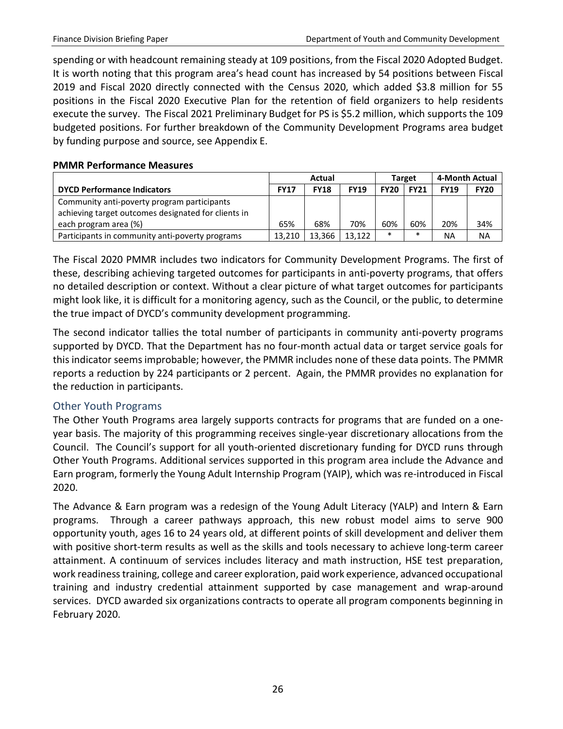spending or with headcount remaining steady at 109 positions, from the Fiscal 2020 Adopted Budget. It is worth noting that this program area's head count has increased by 54 positions between Fiscal 2019 and Fiscal 2020 directly connected with the Census 2020, which added $3.8 million for 55 positions in the Fiscal 2020 Executive Plan for the retention of field organizers to help residents execute the survey. The Fiscal 2021 Preliminary Budget for PS is $5.2 million, which supports the 109 budgeted positions. For further breakdown of the Community Development Programs area budget by funding purpose and source, see Appendix E.

**PMMR Performance Measures**

| | Actual | | | Target | | 4-Month Actual | |
|---|---|---|---|---|---|---|---|
| **DYCD Performance Indicators** | **FY17** | **FY18** | **FY19** | **FY20** | **FY21** | **FY19** | **FY20** |
| Community anti-poverty program participants achieving target outcomes designated for clients in each program area (%) | 65% | 68% | 70% | 60% | 60% | 20% | 34% |
| Participants in community anti-poverty programs | 13,210 | 13,366 | 13,122 | * | * | NA | NA |

The Fiscal 2020 PMMR includes two indicators for Community Development Programs. The first of these, describing achieving targeted outcomes for participants in anti-poverty programs, that offers no detailed description or context. Without a clear picture of what target outcomes for participants might look like, it is difficult for a monitoring agency, such as the Council, or the public, to determine the true impact of DYCD's community development programming.

The second indicator tallies the total number of participants in community anti-poverty programs supported by DYCD. That the Department has no four-month actual data or target service goals for this indicator seems improbable; however, the PMMR includes none of these data points. The PMMR reports a reduction by 224 participants or 2 percent. Again, the PMMR provides no explanation for the reduction in participants.

## Other Youth Programs

The Other Youth Programs area largely supports contracts for programs that are funded on a one-year basis. The majority of this programming receives single-year discretionary allocations from the Council. The Council's support for all youth-oriented discretionary funding for DYCD runs through Other Youth Programs. Additional services supported in this program area include the Advance and Earn program, formerly the Young Adult Internship Program (YAIP), which was re-introduced in Fiscal 2020.

The Advance & Earn program was a redesign of the Young Adult Literacy (YALP) and Intern & Earn programs. Through a career pathways approach, this new robust model aims to serve 900 opportunity youth, ages 16 to 24 years old, at different points of skill development and deliver them with positive short-term results as well as the skills and tools necessary to achieve long-term career attainment. A continuum of services includes literacy and math instruction, HSE test preparation, work readiness training, college and career exploration, paid work experience, advanced occupational training and industry credential attainment supported by case management and wrap-around services. DYCD awarded six organizations contracts to operate all program components beginning in February 2020.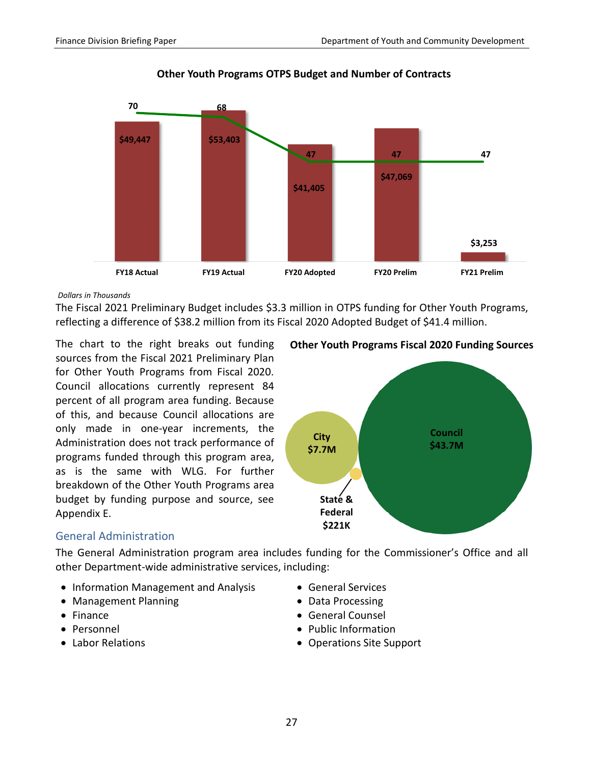**Other Youth Programs OTPS Budget and Number of Contracts**

| | FY18 Actual | FY19 Actual | FY20 Adopted | FY20 Prelim | FY21 Prelim |
|---|---|---|---|---|---|
| Budget | $49,447 | $53,403 | $41,405 | $47,069 | $3,253 |
| Number of Contracts | 70 | 68 | 47 | 47 | 47 |

*Dollars in Thousands*

The Fiscal 2021 Preliminary Budget includes $3.3 million in OTPS funding for Other Youth Programs, reflecting a difference of $38.2 million from its Fiscal 2020 Adopted Budget of $41.4 million.

The chart to the right breaks out funding sources from the Fiscal 2021 Preliminary Plan for Other Youth Programs from Fiscal 2020. Council allocations currently represent 84 percent of all program area funding. Because of this, and because Council allocations are only made in one-year increments, the Administration does not track performance of programs funded through this program area, as is the same with WLG. For further breakdown of the Other Youth Programs area budget by funding purpose and source, see Appendix E.

**Other Youth Programs Fiscal 2020 Funding Sources**

| Source | Amount |
|---|---|
| City | $7.7M |
| Council | $43.7M |
| State & Federal | $221K |

## General Administration

The General Administration program area includes funding for the Commissioner's Office and all other Department-wide administrative services, including:

- Information Management and Analysis
- Management Planning
- Finance
- Personnel
- Labor Relations
- General Services
- Data Processing
- General Counsel
- Public Information
- Operations Site Support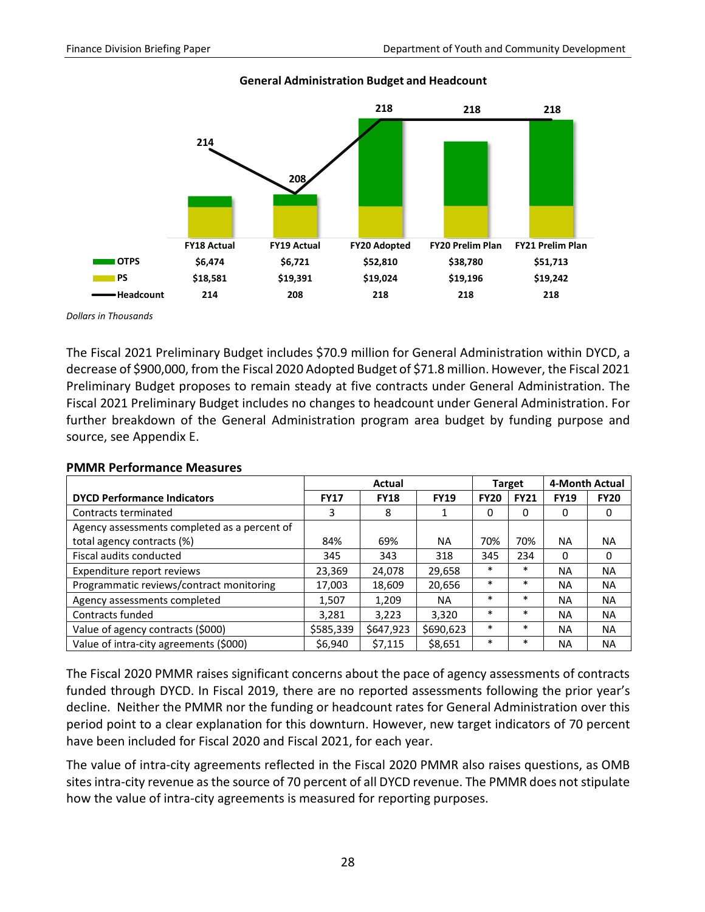**General Administration Budget and Headcount**

| | FY18 Actual | FY19 Actual | FY20 Adopted | FY20 Prelim Plan | FY21 Prelim Plan |
|---|---|---|---|---|---|
| OTPS | $6,474 | $6,721 | $52,810 | $38,780 | $51,713 |
| PS | $18,581 | $19,391 | $19,024 | $19,196 | $19,242 |
| Headcount | 214 | 208 | 218 | 218 | 218 |

*Dollars in Thousands*

The Fiscal 2021 Preliminary Budget includes $70.9 million for General Administration within DYCD, a decrease of $900,000, from the Fiscal 2020 Adopted Budget of $71.8 million. However, the Fiscal 2021 Preliminary Budget proposes to remain steady at five contracts under General Administration. The Fiscal 2021 Preliminary Budget includes no changes to headcount under General Administration. For further breakdown of the General Administration program area budget by funding purpose and source, see Appendix E.

**PMMR Performance Measures**

| | Actual | | | Target | | 4-Month Actual | |
|---|---|---|---|---|---|---|---|
| **DYCD Performance Indicators** | **FY17** | **FY18** | **FY19** | **FY20** | **FY21** | **FY19** | **FY20** |
| Contracts terminated | 3 | 8 | 1 | 0 | 0 | 0 | 0 |
| Agency assessments completed as a percent of total agency contracts (%) | 84% | 69% | NA | 70% | 70% | NA | NA |
| Fiscal audits conducted | 345 | 343 | 318 | 345 | 234 | 0 | 0 |
| Expenditure report reviews | 23,369 | 24,078 | 29,658 | * | * | NA | NA |
| Programmatic reviews/contract monitoring | 17,003 | 18,609 | 20,656 | * | * | NA | NA |
| Agency assessments completed | 1,507 | 1,209 | NA | * | * | NA | NA |
| Contracts funded | 3,281 | 3,223 | 3,320 | * | * | NA | NA |
| Value of agency contracts ($000) | $585,339 | $647,923 | $690,623 | * | * | NA | NA |
| Value of intra-city agreements ($000) | $6,940 | $7,115 | $8,651 | * | * | NA | NA |

The Fiscal 2020 PMMR raises significant concerns about the pace of agency assessments of contracts funded through DYCD. In Fiscal 2019, there are no reported assessments following the prior year's decline. Neither the PMMR nor the funding or headcount rates for General Administration over this period point to a clear explanation for this downturn. However, new target indicators of 70 percent have been included for Fiscal 2020 and Fiscal 2021, for each year.

The value of intra-city agreements reflected in the Fiscal 2020 PMMR also raises questions, as OMB sites intra-city revenue as the source of 70 percent of all DYCD revenue. The PMMR does not stipulate how the value of intra-city agreements is measured for reporting purposes.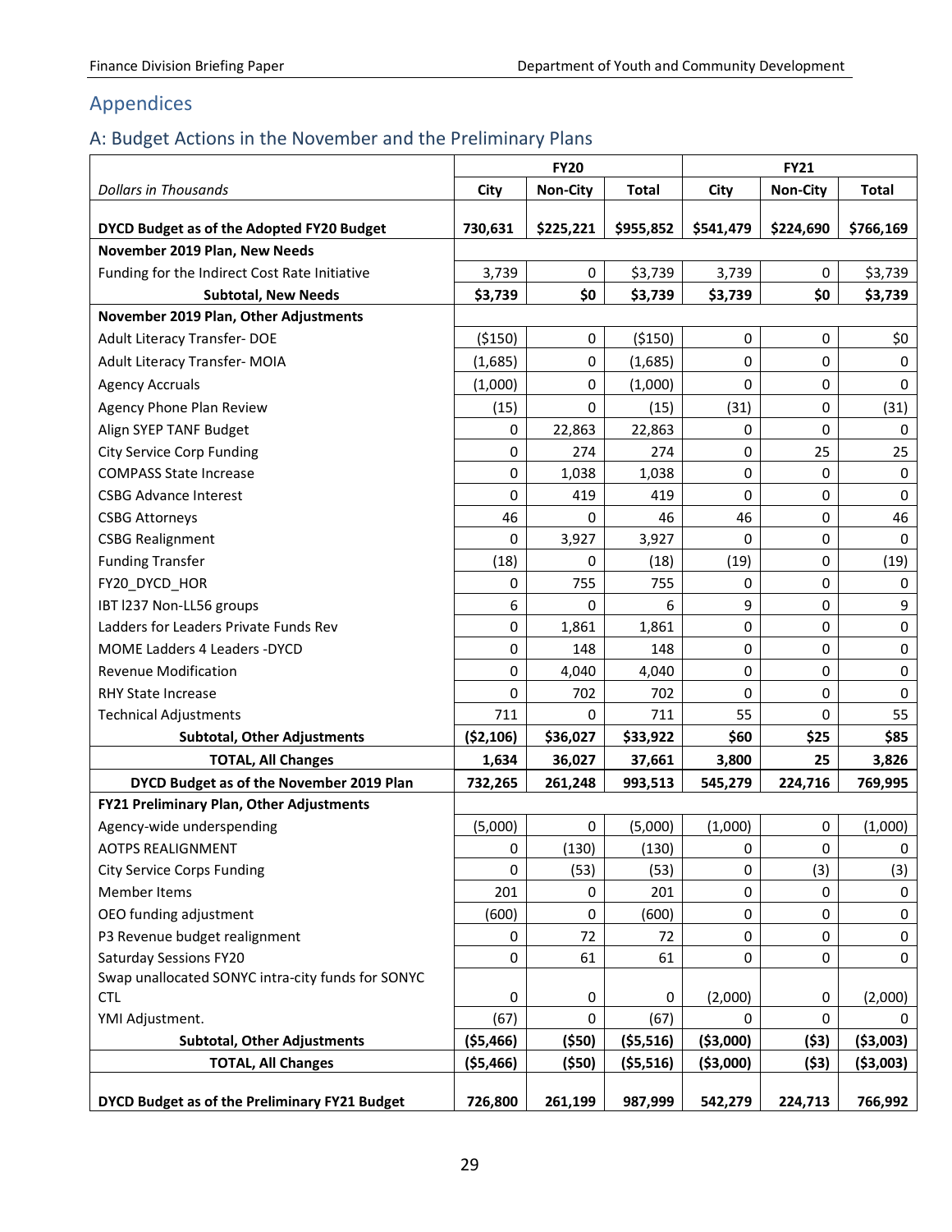## Appendices

### A: Budget Actions in the November and the Preliminary Plans

| | FY20 | | | FY21 | | |
|---|---|---|---|---|---|---|
| *Dollars in Thousands* | City | Non-City | Total | City | Non-City | Total |
| **DYCD Budget as of the Adopted FY20 Budget** | **730,631** | **$225,221** | **$955,852** | **$541,479** | **$224,690** | **$766,169** |
| **November 2019 Plan, New Needs** | | | | | | |
| Funding for the Indirect Cost Rate Initiative | 3,739 | 0 | $3,739 | 3,739 | 0 | $3,739 |
| **Subtotal, New Needs** | **$3,739** | **$0** | **$3,739** | **$3,739** | **$0** | **$3,739** |
| **November 2019 Plan, Other Adjustments** | | | | | | |
| Adult Literacy Transfer- DOE | ($150) | 0 | ($150) | 0 | 0 | $0 |
| Adult Literacy Transfer- MOIA | (1,685) | 0 | (1,685) | 0 | 0 | 0 |
| Agency Accruals | (1,000) | 0 | (1,000) | 0 | 0 | 0 |
| Agency Phone Plan Review | (15) | 0 | (15) | (31) | 0 | (31) |
| Align SYEP TANF Budget | 0 | 22,863 | 22,863 | 0 | 0 | 0 |
| City Service Corp Funding | 0 | 274 | 274 | 0 | 25 | 25 |
| COMPASS State Increase | 0 | 1,038 | 1,038 | 0 | 0 | 0 |
| CSBG Advance Interest | 0 | 419 | 419 | 0 | 0 | 0 |
| CSBG Attorneys | 46 | 0 | 46 | 46 | 0 | 46 |
| CSBG Realignment | 0 | 3,927 | 3,927 | 0 | 0 | 0 |
| Funding Transfer | (18) | 0 | (18) | (19) | 0 | (19) |
| FY20_DYCD_HOR | 0 | 755 | 755 | 0 | 0 | 0 |
| IBT I237 Non-LL56 groups | 6 | 0 | 6 | 9 | 0 | 9 |
| Ladders for Leaders Private Funds Rev | 0 | 1,861 | 1,861 | 0 | 0 | 0 |
| MOME Ladders 4 Leaders -DYCD | 0 | 148 | 148 | 0 | 0 | 0 |
| Revenue Modification | 0 | 4,040 | 4,040 | 0 | 0 | 0 |
| RHY State Increase | 0 | 702 | 702 | 0 | 0 | 0 |
| Technical Adjustments | 711 | 0 | 711 | 55 | 0 | 55 |
| **Subtotal, Other Adjustments** | **($2,106)** | **$36,027** | **$33,922** | **$60** | **$25** | **$85** |
| **TOTAL, All Changes** | **1,634** | **36,027** | **37,661** | **3,800** | **25** | **3,826** |
| **DYCD Budget as of the November 2019 Plan** | **732,265** | **261,248** | **993,513** | **545,279** | **224,716** | **769,995** |
| **FY21 Preliminary Plan, Other Adjustments** | | | | | | |
| Agency-wide underspending | (5,000) | 0 | (5,000) | (1,000) | 0 | (1,000) |
| AOTPS REALIGNMENT | 0 | (130) | (130) | 0 | 0 | 0 |
| City Service Corps Funding | 0 | (53) | (53) | 0 | (3) | (3) |
| Member Items | 201 | 0 | 201 | 0 | 0 | 0 |
| OEO funding adjustment | (600) | 0 | (600) | 0 | 0 | 0 |
| P3 Revenue budget realignment | 0 | 72 | 72 | 0 | 0 | 0 |
| Saturday Sessions FY20 | 0 | 61 | 61 | 0 | 0 | 0 |
| Swap unallocated SONYC intra-city funds for SONYC CTL | 0 | 0 | 0 | (2,000) | 0 | (2,000) |
| YMI Adjustment. | (67) | 0 | (67) | 0 | 0 | 0 |
| **Subtotal, Other Adjustments** | **($5,466)** | **($50)** | **($5,516)** | **($3,000)** | **($3)** | **($3,003)** |
| **TOTAL, All Changes** | **($5,466)** | **($50)** | **($5,516)** | **($3,000)** | **($3)** | **($3,003)** |
| **DYCD Budget as of the Preliminary FY21 Budget** | **726,800** | **261,199** | **987,999** | **542,279** | **224,713** | **766,992** |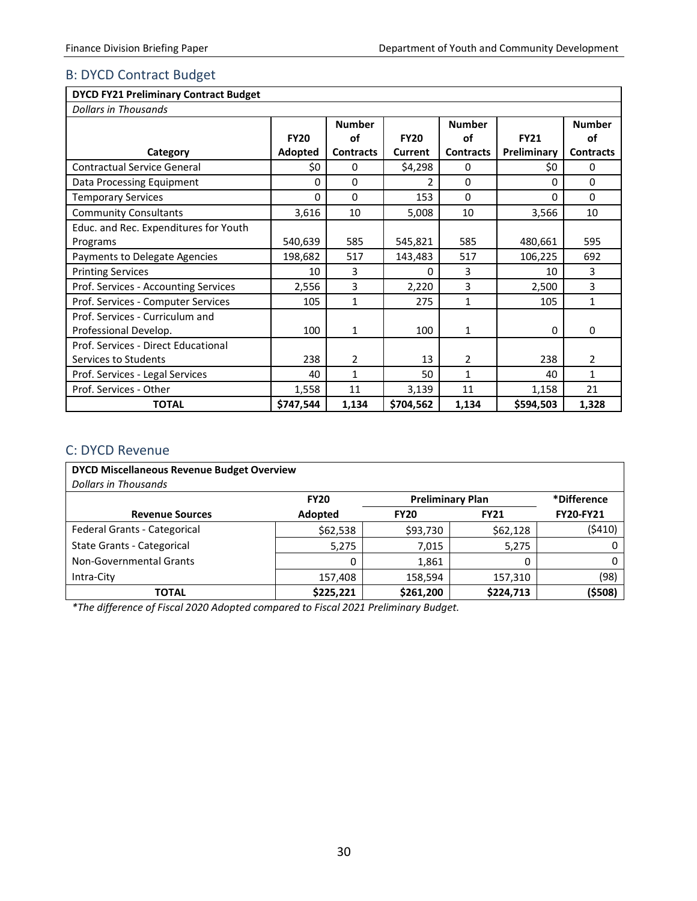## B: DYCD Contract Budget

| **DYCD FY21 Preliminary Contract Budget** | | | | | | |
|---|---|---|---|---|---|---|
| *Dollars in Thousands* | | | | | | |
| **Category** | **FY20 Adopted** | **Number of Contracts** | **FY20 Current** | **Number of Contracts** | **FY21 Preliminary** | **Number of Contracts** |
| Contractual Service General | $0 | 0 | $4,298 | 0 | $0 | 0 |
| Data Processing Equipment | 0 | 0 | 2 | 0 | 0 | 0 |
| Temporary Services | 0 | 0 | 153 | 0 | 0 | 0 |
| Community Consultants | 3,616 | 10 | 5,008 | 10 | 3,566 | 10 |
| Educ. and Rec. Expenditures for Youth Programs | 540,639 | 585 | 545,821 | 585 | 480,661 | 595 |
| Payments to Delegate Agencies | 198,682 | 517 | 143,483 | 517 | 106,225 | 692 |
| Printing Services | 10 | 3 | 0 | 3 | 10 | 3 |
| Prof. Services - Accounting Services | 2,556 | 3 | 2,220 | 3 | 2,500 | 3 |
| Prof. Services - Computer Services | 105 | 1 | 275 | 1 | 105 | 1 |
| Prof. Services - Curriculum and Professional Develop. | 100 | 1 | 100 | 1 | 0 | 0 |
| Prof. Services - Direct Educational Services to Students | 238 | 2 | 13 | 2 | 238 | 2 |
| Prof. Services - Legal Services | 40 | 1 | 50 | 1 | 40 | 1 |
| Prof. Services - Other | 1,558 | 11 | 3,139 | 11 | 1,158 | 21 |
| **TOTAL** | **$747,544** | **1,134** | **$704,562** | **1,134** | **$594,503** | **1,328** |

## C: DYCD Revenue

| **DYCD Miscellaneous Revenue Budget Overview** | | | | |
|---|---|---|---|---|
| *Dollars in Thousands* | | | | |
| | **FY20** | **Preliminary Plan** | | ***Difference** |
| **Revenue Sources** | **Adopted** | **FY20** | **FY21** | **FY20-FY21** |
| Federal Grants - Categorical | $62,538 | $93,730 | $62,128 | ($410) |
| State Grants - Categorical | 5,275 | 7,015 | 5,275 | 0 |
| Non-Governmental Grants | 0 | 1,861 | 0 | 0 |
| Intra-City | 157,408 | 158,594 | 157,310 | (98) |
| **TOTAL** | **$225,221** | **$261,200** | **$224,713** | **($508)** |

*\*The difference of Fiscal 2020 Adopted compared to Fiscal 2021 Preliminary Budget.*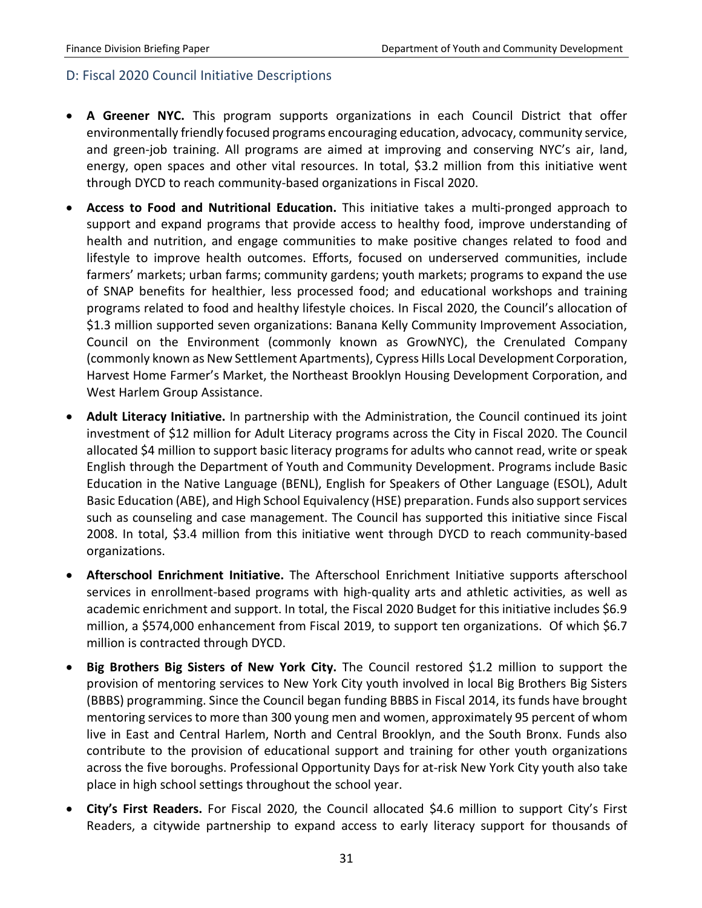## D: Fiscal 2020 Council Initiative Descriptions

- **A Greener NYC.** This program supports organizations in each Council District that offer environmentally friendly focused programs encouraging education, advocacy, community service, and green-job training. All programs are aimed at improving and conserving NYC's air, land, energy, open spaces and other vital resources. In total, $3.2 million from this initiative went through DYCD to reach community-based organizations in Fiscal 2020.
- **Access to Food and Nutritional Education.** This initiative takes a multi-pronged approach to support and expand programs that provide access to healthy food, improve understanding of health and nutrition, and engage communities to make positive changes related to food and lifestyle to improve health outcomes. Efforts, focused on underserved communities, include farmers' markets; urban farms; community gardens; youth markets; programs to expand the use of SNAP benefits for healthier, less processed food; and educational workshops and training programs related to food and healthy lifestyle choices. In Fiscal 2020, the Council's allocation of $1.3 million supported seven organizations: Banana Kelly Community Improvement Association, Council on the Environment (commonly known as GrowNYC), the Crenulated Company (commonly known as New Settlement Apartments), Cypress Hills Local Development Corporation, Harvest Home Farmer's Market, the Northeast Brooklyn Housing Development Corporation, and West Harlem Group Assistance.
- **Adult Literacy Initiative.** In partnership with the Administration, the Council continued its joint investment of $12 million for Adult Literacy programs across the City in Fiscal 2020. The Council allocated $4 million to support basic literacy programs for adults who cannot read, write or speak English through the Department of Youth and Community Development. Programs include Basic Education in the Native Language (BENL), English for Speakers of Other Language (ESOL), Adult Basic Education (ABE), and High School Equivalency (HSE) preparation. Funds also support services such as counseling and case management. The Council has supported this initiative since Fiscal 2008. In total, $3.4 million from this initiative went through DYCD to reach community-based organizations.
- **Afterschool Enrichment Initiative.** The Afterschool Enrichment Initiative supports afterschool services in enrollment-based programs with high-quality arts and athletic activities, as well as academic enrichment and support. In total, the Fiscal 2020 Budget for this initiative includes $6.9 million, a $574,000 enhancement from Fiscal 2019, to support ten organizations. Of which $6.7 million is contracted through DYCD.
- **Big Brothers Big Sisters of New York City.** The Council restored $1.2 million to support the provision of mentoring services to New York City youth involved in local Big Brothers Big Sisters (BBBS) programming. Since the Council began funding BBBS in Fiscal 2014, its funds have brought mentoring services to more than 300 young men and women, approximately 95 percent of whom live in East and Central Harlem, North and Central Brooklyn, and the South Bronx. Funds also contribute to the provision of educational support and training for other youth organizations across the five boroughs. Professional Opportunity Days for at-risk New York City youth also take place in high school settings throughout the school year.
- **City's First Readers.** For Fiscal 2020, the Council allocated $4.6 million to support City's First Readers, a citywide partnership to expand access to early literacy support for thousands of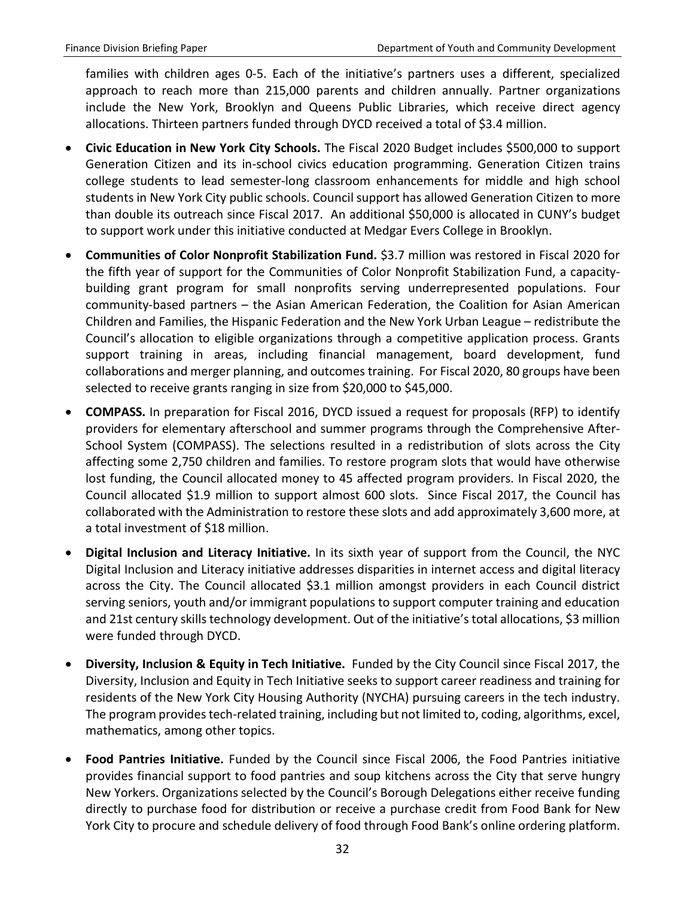families with children ages 0-5. Each of the initiative's partners uses a different, specialized approach to reach more than 215,000 parents and children annually. Partner organizations include the New York, Brooklyn and Queens Public Libraries, which receive direct agency allocations. Thirteen partners funded through DYCD received a total of $3.4 million.

- **Civic Education in New York City Schools.** The Fiscal 2020 Budget includes $500,000 to support Generation Citizen and its in-school civics education programming. Generation Citizen trains college students to lead semester-long classroom enhancements for middle and high school students in New York City public schools. Council support has allowed Generation Citizen to more than double its outreach since Fiscal 2017. An additional $50,000 is allocated in CUNY's budget to support work under this initiative conducted at Medgar Evers College in Brooklyn.

- **Communities of Color Nonprofit Stabilization Fund.** $3.7 million was restored in Fiscal 2020 for the fifth year of support for the Communities of Color Nonprofit Stabilization Fund, a capacity-building grant program for small nonprofits serving underrepresented populations. Four community-based partners – the Asian American Federation, the Coalition for Asian American Children and Families, the Hispanic Federation and the New York Urban League – redistribute the Council's allocation to eligible organizations through a competitive application process. Grants support training in areas, including financial management, board development, fund collaborations and merger planning, and outcomes training. For Fiscal 2020, 80 groups have been selected to receive grants ranging in size from $20,000 to $45,000.

- **COMPASS.** In preparation for Fiscal 2016, DYCD issued a request for proposals (RFP) to identify providers for elementary afterschool and summer programs through the Comprehensive After-School System (COMPASS). The selections resulted in a redistribution of slots across the City affecting some 2,750 children and families. To restore program slots that would have otherwise lost funding, the Council allocated money to 45 affected program providers. In Fiscal 2020, the Council allocated $1.9 million to support almost 600 slots. Since Fiscal 2017, the Council has collaborated with the Administration to restore these slots and add approximately 3,600 more, at a total investment of $18 million.

- **Digital Inclusion and Literacy Initiative.** In its sixth year of support from the Council, the NYC Digital Inclusion and Literacy initiative addresses disparities in internet access and digital literacy across the City. The Council allocated $3.1 million amongst providers in each Council district serving seniors, youth and/or immigrant populations to support computer training and education and 21st century skills technology development. Out of the initiative's total allocations, $3 million were funded through DYCD.

- **Diversity, Inclusion & Equity in Tech Initiative.** Funded by the City Council since Fiscal 2017, the Diversity, Inclusion and Equity in Tech Initiative seeks to support career readiness and training for residents of the New York City Housing Authority (NYCHA) pursuing careers in the tech industry. The program provides tech-related training, including but not limited to, coding, algorithms, excel, mathematics, among other topics.

- **Food Pantries Initiative.** Funded by the Council since Fiscal 2006, the Food Pantries initiative provides financial support to food pantries and soup kitchens across the City that serve hungry New Yorkers. Organizations selected by the Council's Borough Delegations either receive funding directly to purchase food for distribution or receive a purchase credit from Food Bank for New York City to procure and schedule delivery of food through Food Bank's online ordering platform.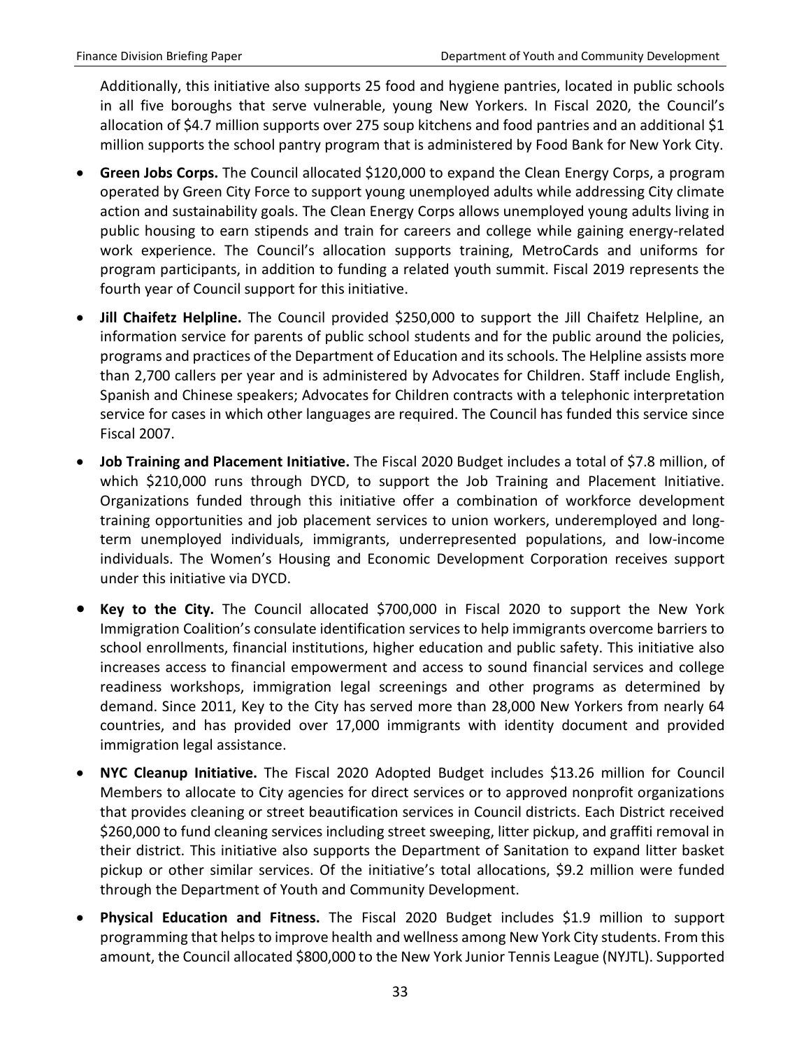Additionally, this initiative also supports 25 food and hygiene pantries, located in public schools in all five boroughs that serve vulnerable, young New Yorkers. In Fiscal 2020, the Council's allocation of $4.7 million supports over 275 soup kitchens and food pantries and an additional $1 million supports the school pantry program that is administered by Food Bank for New York City.

- **Green Jobs Corps.** The Council allocated $120,000 to expand the Clean Energy Corps, a program operated by Green City Force to support young unemployed adults while addressing City climate action and sustainability goals. The Clean Energy Corps allows unemployed young adults living in public housing to earn stipends and train for careers and college while gaining energy-related work experience. The Council's allocation supports training, MetroCards and uniforms for program participants, in addition to funding a related youth summit. Fiscal 2019 represents the fourth year of Council support for this initiative.
- **Jill Chaifetz Helpline.** The Council provided $250,000 to support the Jill Chaifetz Helpline, an information service for parents of public school students and for the public around the policies, programs and practices of the Department of Education and its schools. The Helpline assists more than 2,700 callers per year and is administered by Advocates for Children. Staff include English, Spanish and Chinese speakers; Advocates for Children contracts with a telephonic interpretation service for cases in which other languages are required. The Council has funded this service since Fiscal 2007.
- **Job Training and Placement Initiative.** The Fiscal 2020 Budget includes a total of $7.8 million, of which $210,000 runs through DYCD, to support the Job Training and Placement Initiative. Organizations funded through this initiative offer a combination of workforce development training opportunities and job placement services to union workers, underemployed and long-term unemployed individuals, immigrants, underrepresented populations, and low-income individuals. The Women's Housing and Economic Development Corporation receives support under this initiative via DYCD.
- **Key to the City.** The Council allocated $700,000 in Fiscal 2020 to support the New York Immigration Coalition's consulate identification services to help immigrants overcome barriers to school enrollments, financial institutions, higher education and public safety. This initiative also increases access to financial empowerment and access to sound financial services and college readiness workshops, immigration legal screenings and other programs as determined by demand. Since 2011, Key to the City has served more than 28,000 New Yorkers from nearly 64 countries, and has provided over 17,000 immigrants with identity document and provided immigration legal assistance.
- **NYC Cleanup Initiative.** The Fiscal 2020 Adopted Budget includes $13.26 million for Council Members to allocate to City agencies for direct services or to approved nonprofit organizations that provides cleaning or street beautification services in Council districts. Each District received $260,000 to fund cleaning services including street sweeping, litter pickup, and graffiti removal in their district. This initiative also supports the Department of Sanitation to expand litter basket pickup or other similar services. Of the initiative's total allocations, $9.2 million were funded through the Department of Youth and Community Development.
- **Physical Education and Fitness.** The Fiscal 2020 Budget includes $1.9 million to support programming that helps to improve health and wellness among New York City students. From this amount, the Council allocated $800,000 to the New York Junior Tennis League (NYJTL). Supported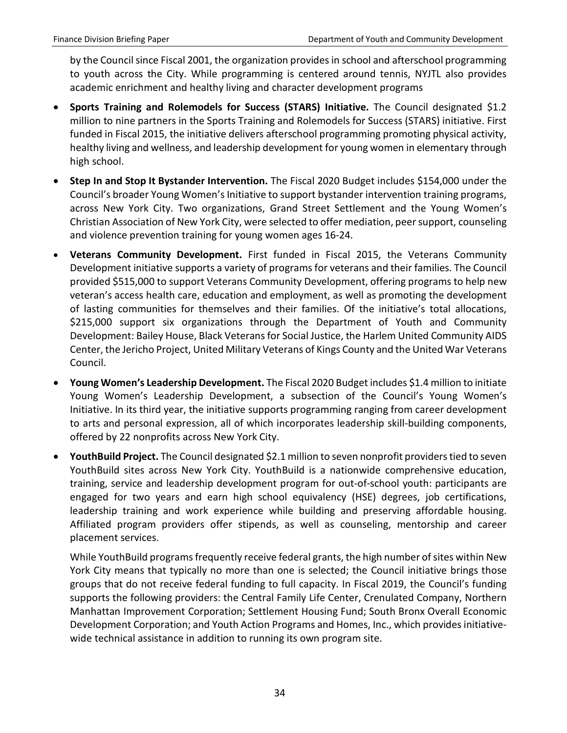by the Council since Fiscal 2001, the organization provides in school and afterschool programming to youth across the City. While programming is centered around tennis, NYJTL also provides academic enrichment and healthy living and character development programs

- **Sports Training and Rolemodels for Success (STARS) Initiative.** The Council designated $1.2 million to nine partners in the Sports Training and Rolemodels for Success (STARS) initiative. First funded in Fiscal 2015, the initiative delivers afterschool programming promoting physical activity, healthy living and wellness, and leadership development for young women in elementary through high school.
- **Step In and Stop It Bystander Intervention.** The Fiscal 2020 Budget includes $154,000 under the Council's broader Young Women's Initiative to support bystander intervention training programs, across New York City. Two organizations, Grand Street Settlement and the Young Women's Christian Association of New York City, were selected to offer mediation, peer support, counseling and violence prevention training for young women ages 16-24.
- **Veterans Community Development.** First funded in Fiscal 2015, the Veterans Community Development initiative supports a variety of programs for veterans and their families. The Council provided $515,000 to support Veterans Community Development, offering programs to help new veteran's access health care, education and employment, as well as promoting the development of lasting communities for themselves and their families. Of the initiative's total allocations, $215,000 support six organizations through the Department of Youth and Community Development: Bailey House, Black Veterans for Social Justice, the Harlem United Community AIDS Center, the Jericho Project, United Military Veterans of Kings County and the United War Veterans Council.
- **Young Women's Leadership Development.** The Fiscal 2020 Budget includes $1.4 million to initiate Young Women's Leadership Development, a subsection of the Council's Young Women's Initiative. In its third year, the initiative supports programming ranging from career development to arts and personal expression, all of which incorporates leadership skill-building components, offered by 22 nonprofits across New York City.
- **YouthBuild Project.** The Council designated $2.1 million to seven nonprofit providers tied to seven YouthBuild sites across New York City. YouthBuild is a nationwide comprehensive education, training, service and leadership development program for out-of-school youth: participants are engaged for two years and earn high school equivalency (HSE) degrees, job certifications, leadership training and work experience while building and preserving affordable housing. Affiliated program providers offer stipends, as well as counseling, mentorship and career placement services.

  While YouthBuild programs frequently receive federal grants, the high number of sites within New York City means that typically no more than one is selected; the Council initiative brings those groups that do not receive federal funding to full capacity. In Fiscal 2019, the Council's funding supports the following providers: the Central Family Life Center, Crenulated Company, Northern Manhattan Improvement Corporation; Settlement Housing Fund; South Bronx Overall Economic Development Corporation; and Youth Action Programs and Homes, Inc., which provides initiative-wide technical assistance in addition to running its own program site.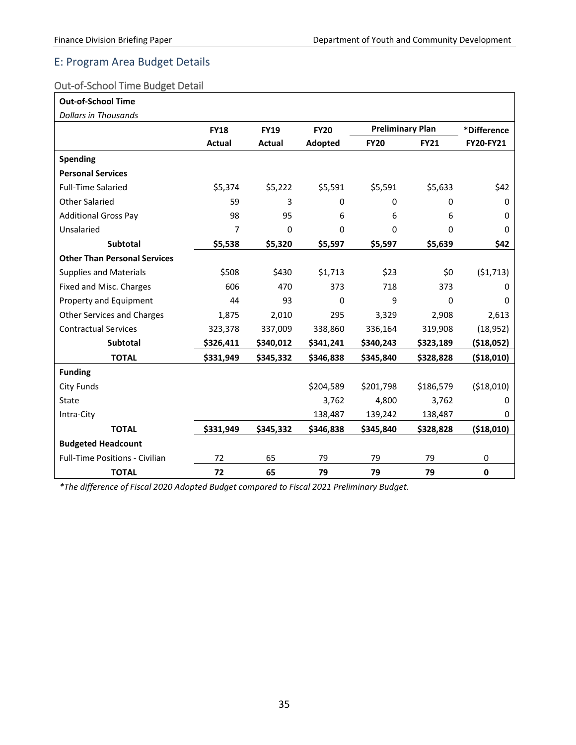## E: Program Area Budget Details

### Out-of-School Time Budget Detail

| **Out-of-School Time**<br>*Dollars in Thousands* | | | | | | |
|---|---|---|---|---|---|---|
| | **FY18** | **FY19** | **FY20** | **Preliminary Plan** | | ***Difference** |
| | **Actual** | **Actual** | **Adopted** | **FY20** | **FY21** | **FY20-FY21** |
| **Spending** | | | | | | |
| **Personal Services** | | | | | | |
| Full-Time Salaried | $5,374 | $5,222 | $5,591 | $5,591 | $5,633 | $42 |
| Other Salaried | 59 | 3 | 0 | 0 | 0 | 0 |
| Additional Gross Pay | 98 | 95 | 6 | 6 | 6 | 0 |
| Unsalaried | 7 | 0 | 0 | 0 | 0 | 0 |
| **Subtotal** | **$5,538** | **$5,320** | **$5,597** | **$5,597** | **$5,639** | **$42** |
| **Other Than Personal Services** | | | | | | |
| Supplies and Materials | $508 | $430 | $1,713 | $23 | $0 | ($1,713) |
| Fixed and Misc. Charges | 606 | 470 | 373 | 718 | 373 | 0 |
| Property and Equipment | 44 | 93 | 0 | 9 | 0 | 0 |
| Other Services and Charges | 1,875 | 2,010 | 295 | 3,329 | 2,908 | 2,613 |
| Contractual Services | 323,378 | 337,009 | 338,860 | 336,164 | 319,908 | (18,952) |
| **Subtotal** | **$326,411** | **$340,012** | **$341,241** | **$340,243** | **$323,189** | **($18,052)** |
| **TOTAL** | **$331,949** | **$345,332** | **$346,838** | **$345,840** | **$328,828** | **($18,010)** |
| **Funding** | | | | | | |
| City Funds | | | $204,589 | $201,798 | $186,579 | ($18,010) |
| State | | | 3,762 | 4,800 | 3,762 | 0 |
| Intra-City | | | 138,487 | 139,242 | 138,487 | 0 |
| **TOTAL** | **$331,949** | **$345,332** | **$346,838** | **$345,840** | **$328,828** | **($18,010)** |
| **Budgeted Headcount** | | | | | | |
| Full-Time Positions - Civilian | 72 | 65 | 79 | 79 | 79 | 0 |
| **TOTAL** | **72** | **65** | **79** | **79** | **79** | **0** |

**The difference of Fiscal 2020 Adopted Budget compared to Fiscal 2021 Preliminary Budget.*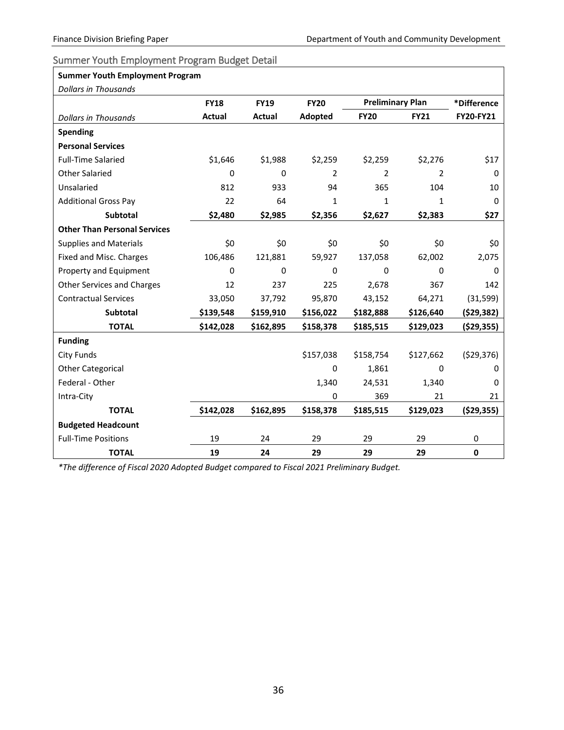## Summer Youth Employment Program Budget Detail

| Summer Youth Employment Program | | | | | | |
|---|---|---|---|---|---|---|
| *Dollars in Thousands* | | | | | | |
| | **FY18** | **FY19** | **FY20** | **Preliminary Plan** | | ***Difference** |
| *Dollars in Thousands* | **Actual** | **Actual** | **Adopted** | **FY20** | **FY21** | **FY20-FY21** |
| **Spending** | | | | | | |
| **Personal Services** | | | | | | |
| Full-Time Salaried | $1,646 | $1,988 | $2,259 | $2,259 | $2,276 | $17 |
| Other Salaried | 0 | 0 | 2 | 2 | 2 | 0 |
| Unsalaried | 812 | 933 | 94 | 365 | 104 | 10 |
| Additional Gross Pay | 22 | 64 | 1 | 1 | 1 | 0 |
| **Subtotal** | **$2,480** | **$2,985** | **$2,356** | **$2,627** | **$2,383** | **$27** |
| **Other Than Personal Services** | | | | | | |
| Supplies and Materials | $0 | $0 | $0 | $0 | $0 | $0 |
| Fixed and Misc. Charges | 106,486 | 121,881 | 59,927 | 137,058 | 62,002 | 2,075 |
| Property and Equipment | 0 | 0 | 0 | 0 | 0 | 0 |
| Other Services and Charges | 12 | 237 | 225 | 2,678 | 367 | 142 |
| Contractual Services | 33,050 | 37,792 | 95,870 | 43,152 | 64,271 | (31,599) |
| **Subtotal** | **$139,548** | **$159,910** | **$156,022** | **$182,888** | **$126,640** | **($29,382)** |
| **TOTAL** | **$142,028** | **$162,895** | **$158,378** | **$185,515** | **$129,023** | **($29,355)** |
| **Funding** | | | | | | |
| City Funds | | | $157,038 | $158,754 | $127,662 | ($29,376) |
| Other Categorical | | | 0 | 1,861 | 0 | 0 |
| Federal - Other | | | 1,340 | 24,531 | 1,340 | 0 |
| Intra-City | | | 0 | 369 | 21 | 21 |
| **TOTAL** | **$142,028** | **$162,895** | **$158,378** | **$185,515** | **$129,023** | **($29,355)** |
| **Budgeted Headcount** | | | | | | |
| Full-Time Positions | 19 | 24 | 29 | 29 | 29 | 0 |
| **TOTAL** | **19** | **24** | **29** | **29** | **29** | **0** |

*\*The difference of Fiscal 2020 Adopted Budget compared to Fiscal 2021 Preliminary Budget.*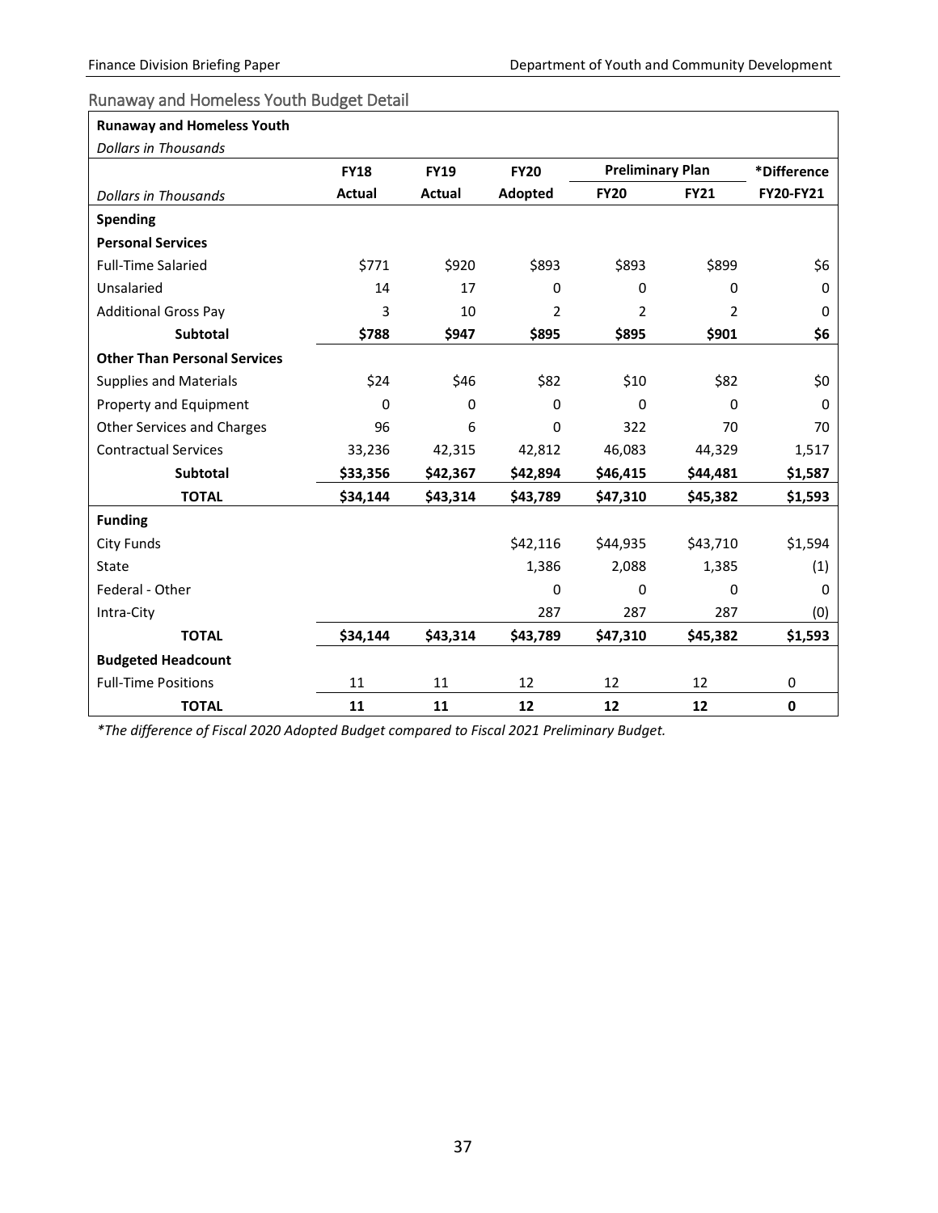## Runaway and Homeless Youth Budget Detail

| Runaway and Homeless Youth | | | | | | |
|---|---|---|---|---|---|---|
| *Dollars in Thousands* | | | | | | |
| | FY18 | FY19 | FY20 | Preliminary Plan | | *Difference |
| *Dollars in Thousands* | Actual | Actual | Adopted | FY20 | FY21 | FY20-FY21 |
| **Spending** | | | | | | |
| **Personal Services** | | | | | | |
| Full-Time Salaried | $771 | $920 | $893 | $893 | $899 | $6 |
| Unsalaried | 14 | 17 | 0 | 0 | 0 | 0 |
| Additional Gross Pay | 3 | 10 | 2 | 2 | 2 | 0 |
| **Subtotal** | **$788** | **$947** | **$895** | **$895** | **$901** | **$6** |
| **Other Than Personal Services** | | | | | | |
| Supplies and Materials | $24 | $46 | $82 | $10 | $82 | $0 |
| Property and Equipment | 0 | 0 | 0 | 0 | 0 | 0 |
| Other Services and Charges | 96 | 6 | 0 | 322 | 70 | 70 |
| Contractual Services | 33,236 | 42,315 | 42,812 | 46,083 | 44,329 | 1,517 |
| **Subtotal** | **$33,356** | **$42,367** | **$42,894** | **$46,415** | **$44,481** | **$1,587** |
| **TOTAL** | **$34,144** | **$43,314** | **$43,789** | **$47,310** | **$45,382** | **$1,593** |
| **Funding** | | | | | | |
| City Funds | | | $42,116 | $44,935 | $43,710 | $1,594 |
| State | | | 1,386 | 2,088 | 1,385 | (1) |
| Federal - Other | | | 0 | 0 | 0 | 0 |
| Intra-City | | | 287 | 287 | 287 | (0) |
| **TOTAL** | **$34,144** | **$43,314** | **$43,789** | **$47,310** | **$45,382** | **$1,593** |
| **Budgeted Headcount** | | | | | | |
| Full-Time Positions | 11 | 11 | 12 | 12 | 12 | 0 |
| **TOTAL** | **11** | **11** | **12** | **12** | **12** | **0** |

*\*The difference of Fiscal 2020 Adopted Budget compared to Fiscal 2021 Preliminary Budget.*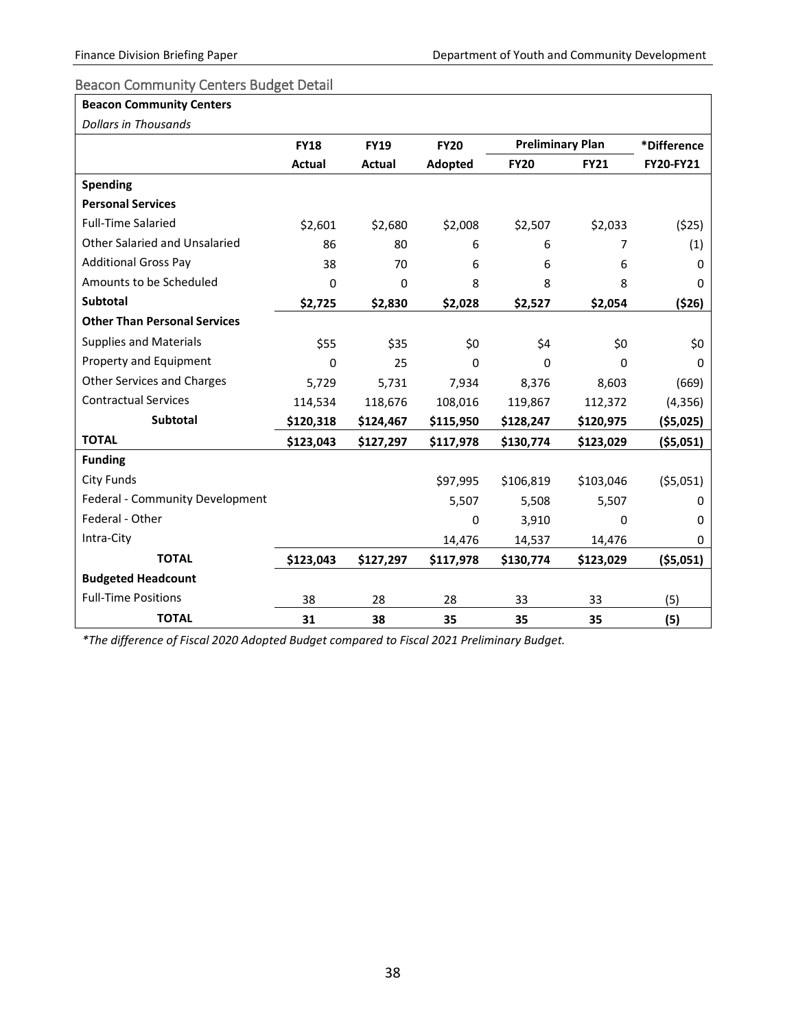## Beacon Community Centers Budget Detail

| **Beacon Community Centers** | | | | | | |
|---|---|---|---|---|---|---|
| *Dollars in Thousands* | | | | | | |
| | **FY18** | **FY19** | **FY20** | **Preliminary Plan** | | ***Difference** |
| | **Actual** | **Actual** | **Adopted** | **FY20** | **FY21** | **FY20-FY21** |
| **Spending** | | | | | | |
| **Personal Services** | | | | | | |
| Full-Time Salaried | $2,601 | $2,680 | $2,008 | $2,507 | $2,033 | ($25) |
| Other Salaried and Unsalaried | 86 | 80 | 6 | 6 | 7 | (1) |
| Additional Gross Pay | 38 | 70 | 6 | 6 | 6 | 0 |
| Amounts to be Scheduled | 0 | 0 | 8 | 8 | 8 | 0 |
| **Subtotal** | **$2,725** | **$2,830** | **$2,028** | **$2,527** | **$2,054** | **($26)** |
| **Other Than Personal Services** | | | | | | |
| Supplies and Materials | $55 | $35 | $0 | $4 | $0 | $0 |
| Property and Equipment | 0 | 25 | 0 | 0 | 0 | 0 |
| Other Services and Charges | 5,729 | 5,731 | 7,934 | 8,376 | 8,603 | (669) |
| Contractual Services | 114,534 | 118,676 | 108,016 | 119,867 | 112,372 | (4,356) |
| **Subtotal** | **$120,318** | **$124,467** | **$115,950** | **$128,247** | **$120,975** | **($5,025)** |
| **TOTAL** | **$123,043** | **$127,297** | **$117,978** | **$130,774** | **$123,029** | **($5,051)** |
| **Funding** | | | | | | |
| City Funds | | | $97,995 | $106,819 | $103,046 | ($5,051) |
| Federal - Community Development | | | 5,507 | 5,508 | 5,507 | 0 |
| Federal - Other | | | 0 | 3,910 | 0 | 0 |
| Intra-City | | | 14,476 | 14,537 | 14,476 | 0 |
| **TOTAL** | **$123,043** | **$127,297** | **$117,978** | **$130,774** | **$123,029** | **($5,051)** |
| **Budgeted Headcount** | | | | | | |
| Full-Time Positions | 38 | 28 | 28 | 33 | 33 | (5) |
| **TOTAL** | **31** | **38** | **35** | **35** | **35** | **(5)** |

*\*The difference of Fiscal 2020 Adopted Budget compared to Fiscal 2021 Preliminary Budget.*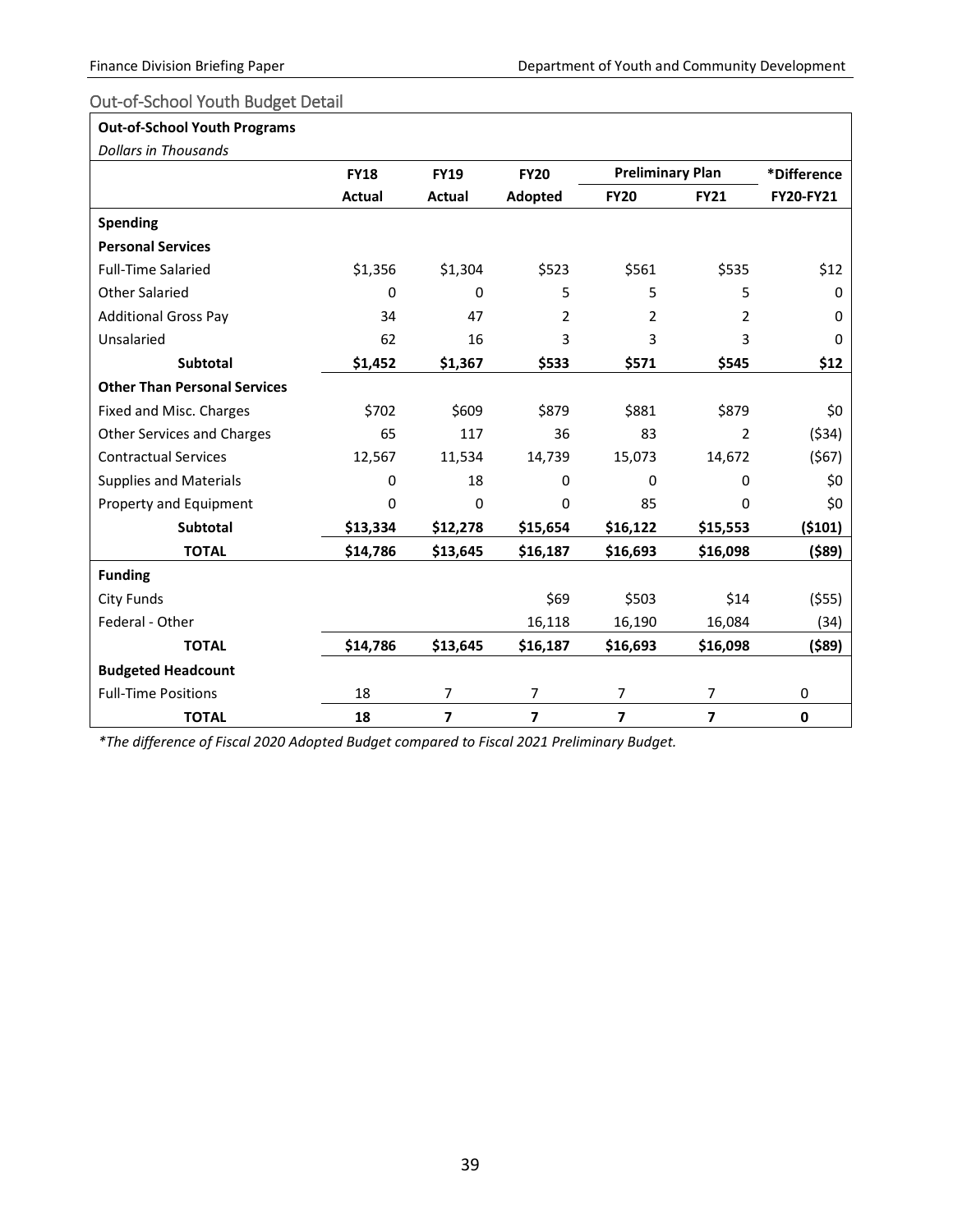## Out-of-School Youth Budget Detail

| Out-of-School Youth Programs | | | | | | |
|---|---|---|---|---|---|---|
| *Dollars in Thousands* | | | | | | |
| | FY18 | FY19 | FY20 | Preliminary Plan | | *Difference |
| | Actual | Actual | Adopted | FY20 | FY21 | FY20-FY21 |
| **Spending** | | | | | | |
| **Personal Services** | | | | | | |
| Full-Time Salaried | $1,356 | $1,304 | $523 | $561 | $535 | $12 |
| Other Salaried | 0 | 0 | 5 | 5 | 5 | 0 |
| Additional Gross Pay | 34 | 47 | 2 | 2 | 2 | 0 |
| Unsalaried | 62 | 16 | 3 | 3 | 3 | 0 |
| **Subtotal** | **$1,452** | **$1,367** | **$533** | **$571** | **$545** | **$12** |
| **Other Than Personal Services** | | | | | | |
| Fixed and Misc. Charges | $702 | $609 | $879 | $881 | $879 | $0 |
| Other Services and Charges | 65 | 117 | 36 | 83 | 2 | ($34) |
| Contractual Services | 12,567 | 11,534 | 14,739 | 15,073 | 14,672 | ($67) |
| Supplies and Materials | 0 | 18 | 0 | 0 | 0 | $0 |
| Property and Equipment | 0 | 0 | 0 | 85 | 0 | $0 |
| **Subtotal** | **$13,334** | **$12,278** | **$15,654** | **$16,122** | **$15,553** | **($101)** |
| **TOTAL** | **$14,786** | **$13,645** | **$16,187** | **$16,693** | **$16,098** | **($89)** |
| **Funding** | | | | | | |
| City Funds | | | $69 | $503 | $14 | ($55) |
| Federal - Other | | | 16,118 | 16,190 | 16,084 | (34) |
| **TOTAL** | **$14,786** | **$13,645** | **$16,187** | **$16,693** | **$16,098** | **($89)** |
| **Budgeted Headcount** | | | | | | |
| Full-Time Positions | 18 | 7 | 7 | 7 | 7 | 0 |
| **TOTAL** | **18** | **7** | **7** | **7** | **7** | **0** |

*\*The difference of Fiscal 2020 Adopted Budget compared to Fiscal 2021 Preliminary Budget.*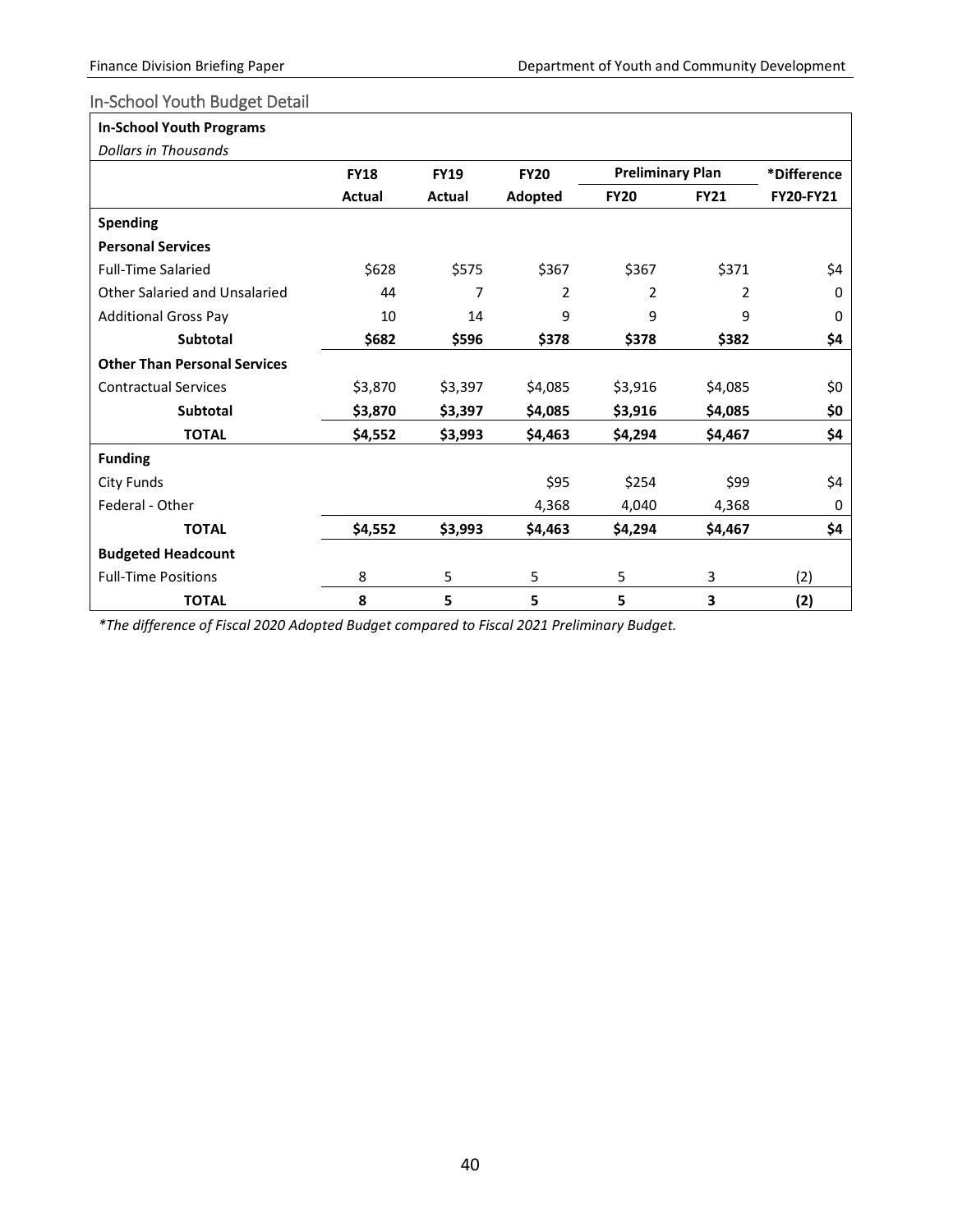## In-School Youth Budget Detail

| In-School Youth Programs | | | | | | |
|---|---|---|---|---|---|---|
| *Dollars in Thousands* | | | | | | |
| | FY18 | FY19 | FY20 | Preliminary Plan | | *Difference |
| | Actual | Actual | Adopted | FY20 | FY21 | FY20-FY21 |
| **Spending** | | | | | | |
| **Personal Services** | | | | | | |
| Full-Time Salaried | $628 | $575 | $367 | $367 | $371 | $4 |
| Other Salaried and Unsalaried | 44 | 7 | 2 | 2 | 2 | 0 |
| Additional Gross Pay | 10 | 14 | 9 | 9 | 9 | 0 |
| **Subtotal** | **$682** | **$596** | **$378** | **$378** | **$382** | **$4** |
| **Other Than Personal Services** | | | | | | |
| Contractual Services | $3,870 | $3,397 | $4,085 | $3,916 | $4,085 | $0 |
| **Subtotal** | **$3,870** | **$3,397** | **$4,085** | **$3,916** | **$4,085** | **$0** |
| **TOTAL** | **$4,552** | **$3,993** | **$4,463** | **$4,294** | **$4,467** | **$4** |
| **Funding** | | | | | | |
| City Funds | | | $95 | $254 | $99 | $4 |
| Federal - Other | | | 4,368 | 4,040 | 4,368 | 0 |
| **TOTAL** | **$4,552** | **$3,993** | **$4,463** | **$4,294** | **$4,467** | **$4** |
| **Budgeted Headcount** | | | | | | |
| Full-Time Positions | 8 | 5 | 5 | 5 | 3 | (2) |
| **TOTAL** | **8** | **5** | **5** | **5** | **3** | **(2)** |

*\*The difference of Fiscal 2020 Adopted Budget compared to Fiscal 2021 Preliminary Budget.*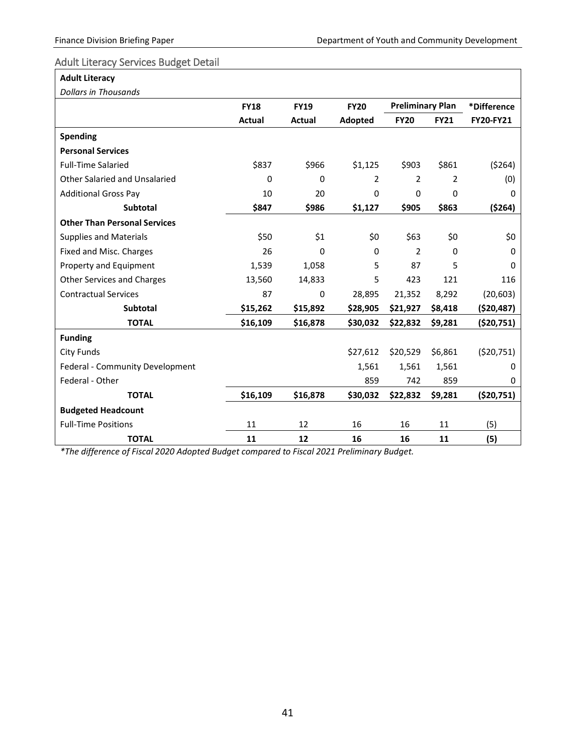## Adult Literacy Services Budget Detail

| **Adult Literacy** | | | | | | |
|---|---|---|---|---|---|---|
| *Dollars in Thousands* | | | | | | |
| | **FY18** | **FY19** | **FY20** | **Preliminary Plan** | | ***Difference** |
| | **Actual** | **Actual** | **Adopted** | **FY20** | **FY21** | **FY20-FY21** |
| **Spending** | | | | | | |
| **Personal Services** | | | | | | |
| Full-Time Salaried | $837 | $966 | $1,125 | $903 | $861 | ($264) |
| Other Salaried and Unsalaried | 0 | 0 | 2 | 2 | 2 | (0) |
| Additional Gross Pay | 10 | 20 | 0 | 0 | 0 | 0 |
| **Subtotal** | **$847** | **$986** | **$1,127** | **$905** | **$863** | **($264)** |
| **Other Than Personal Services** | | | | | | |
| Supplies and Materials | $50 | $1 | $0 | $63 | $0 | $0 |
| Fixed and Misc. Charges | 26 | 0 | 0 | 2 | 0 | 0 |
| Property and Equipment | 1,539 | 1,058 | 5 | 87 | 5 | 0 |
| Other Services and Charges | 13,560 | 14,833 | 5 | 423 | 121 | 116 |
| Contractual Services | 87 | 0 | 28,895 | 21,352 | 8,292 | (20,603) |
| **Subtotal** | **$15,262** | **$15,892** | **$28,905** | **$21,927** | **$8,418** | **($20,487)** |
| **TOTAL** | **$16,109** | **$16,878** | **$30,032** | **$22,832** | **$9,281** | **($20,751)** |
| **Funding** | | | | | | |
| City Funds | | | $27,612 | $20,529 | $6,861 | ($20,751) |
| Federal - Community Development | | | 1,561 | 1,561 | 1,561 | 0 |
| Federal - Other | | | 859 | 742 | 859 | 0 |
| **TOTAL** | **$16,109** | **$16,878** | **$30,032** | **$22,832** | **$9,281** | **($20,751)** |
| **Budgeted Headcount** | | | | | | |
| Full-Time Positions | 11 | 12 | 16 | 16 | 11 | (5) |
| **TOTAL** | **11** | **12** | **16** | **16** | **11** | **(5)** |

*\*The difference of Fiscal 2020 Adopted Budget compared to Fiscal 2021 Preliminary Budget.*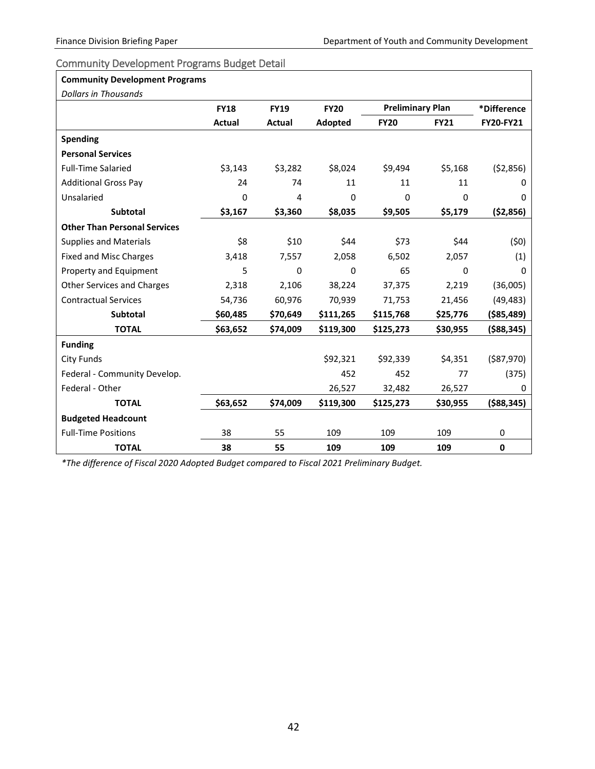## Community Development Programs Budget Detail

| Community Development Programs | | | | | | |
|---|---|---|---|---|---|---|
| *Dollars in Thousands* | | | | | | |
| | FY18 | FY19 | FY20 | Preliminary Plan | | *Difference |
| | Actual | Actual | Adopted | FY20 | FY21 | FY20-FY21 |
| **Spending** | | | | | | |
| **Personal Services** | | | | | | |
| Full-Time Salaried | $3,143 | $3,282 | $8,024 | $9,494 | $5,168 | ($2,856) |
| Additional Gross Pay | 24 | 74 | 11 | 11 | 11 | 0 |
| Unsalaried | 0 | 4 | 0 | 0 | 0 | 0 |
| **Subtotal** | **$3,167** | **$3,360** | **$8,035** | **$9,505** | **$5,179** | **($2,856)** |
| **Other Than Personal Services** | | | | | | |
| Supplies and Materials | $8 | $10 | $44 | $73 | $44 | ($0) |
| Fixed and Misc Charges | 3,418 | 7,557 | 2,058 | 6,502 | 2,057 | (1) |
| Property and Equipment | 5 | 0 | 0 | 65 | 0 | 0 |
| Other Services and Charges | 2,318 | 2,106 | 38,224 | 37,375 | 2,219 | (36,005) |
| Contractual Services | 54,736 | 60,976 | 70,939 | 71,753 | 21,456 | (49,483) |
| **Subtotal** | **$60,485** | **$70,649** | **$111,265** | **$115,768** | **$25,776** | **($85,489)** |
| **TOTAL** | **$63,652** | **$74,009** | **$119,300** | **$125,273** | **$30,955** | **($88,345)** |
| **Funding** | | | | | | |
| City Funds | | | $92,321 | $92,339 | $4,351 | ($87,970) |
| Federal - Community Develop. | | | 452 | 452 | 77 | (375) |
| Federal - Other | | | 26,527 | 32,482 | 26,527 | 0 |
| **TOTAL** | **$63,652** | **$74,009** | **$119,300** | **$125,273** | **$30,955** | **($88,345)** |
| **Budgeted Headcount** | | | | | | |
| Full-Time Positions | 38 | 55 | 109 | 109 | 109 | 0 |
| **TOTAL** | **38** | **55** | **109** | **109** | **109** | **0** |

*\*The difference of Fiscal 2020 Adopted Budget compared to Fiscal 2021 Preliminary Budget.*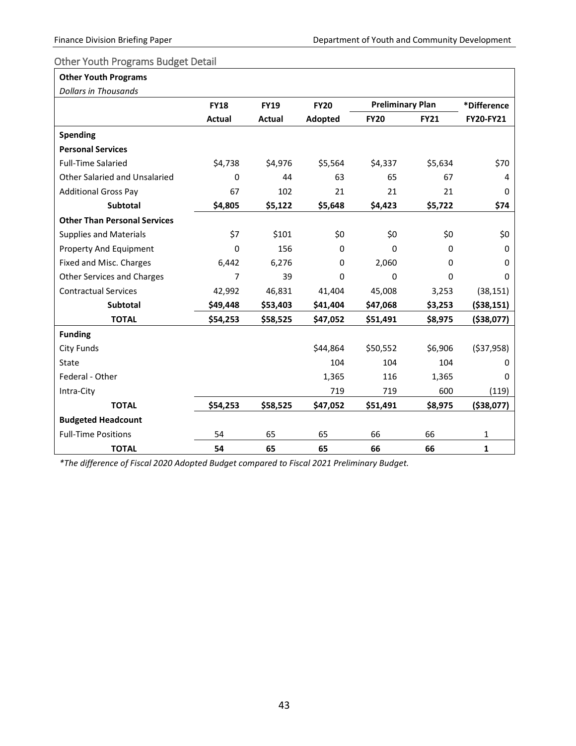## Other Youth Programs Budget Detail

| **Other Youth Programs** | | | | | | |
|---|---|---|---|---|---|---|
| *Dollars in Thousands* | | | | | | |
| | **FY18** | **FY19** | **FY20** | **Preliminary Plan** | | ***Difference** |
| | **Actual** | **Actual** | **Adopted** | **FY20** | **FY21** | **FY20-FY21** |
| **Spending** | | | | | | |
| **Personal Services** | | | | | | |
| Full-Time Salaried | $4,738 | $4,976 | $5,564 | $4,337 | $5,634 | $70 |
| Other Salaried and Unsalaried | 0 | 44 | 63 | 65 | 67 | 4 |
| Additional Gross Pay | 67 | 102 | 21 | 21 | 21 | 0 |
| **Subtotal** | **$4,805** | **$5,122** | **$5,648** | **$4,423** | **$5,722** | **$74** |
| **Other Than Personal Services** | | | | | | |
| Supplies and Materials | $7 | $101 | $0 | $0 | $0 | $0 |
| Property And Equipment | 0 | 156 | 0 | 0 | 0 | 0 |
| Fixed and Misc. Charges | 6,442 | 6,276 | 0 | 2,060 | 0 | 0 |
| Other Services and Charges | 7 | 39 | 0 | 0 | 0 | 0 |
| Contractual Services | 42,992 | 46,831 | 41,404 | 45,008 | 3,253 | (38,151) |
| **Subtotal** | **$49,448** | **$53,403** | **$41,404** | **$47,068** | **$3,253** | **($38,151)** |
| **TOTAL** | **$54,253** | **$58,525** | **$47,052** | **$51,491** | **$8,975** | **($38,077)** |
| **Funding** | | | | | | |
| City Funds | | | $44,864 | $50,552 | $6,906 | ($37,958) |
| State | | | 104 | 104 | 104 | 0 |
| Federal - Other | | | 1,365 | 116 | 1,365 | 0 |
| Intra-City | | | 719 | 719 | 600 | (119) |
| **TOTAL** | **$54,253** | **$58,525** | **$47,052** | **$51,491** | **$8,975** | **($38,077)** |
| **Budgeted Headcount** | | | | | | |
| Full-Time Positions | 54 | 65 | 65 | 66 | 66 | 1 |
| **TOTAL** | **54** | **65** | **65** | **66** | **66** | **1** |

*\*The difference of Fiscal 2020 Adopted Budget compared to Fiscal 2021 Preliminary Budget.*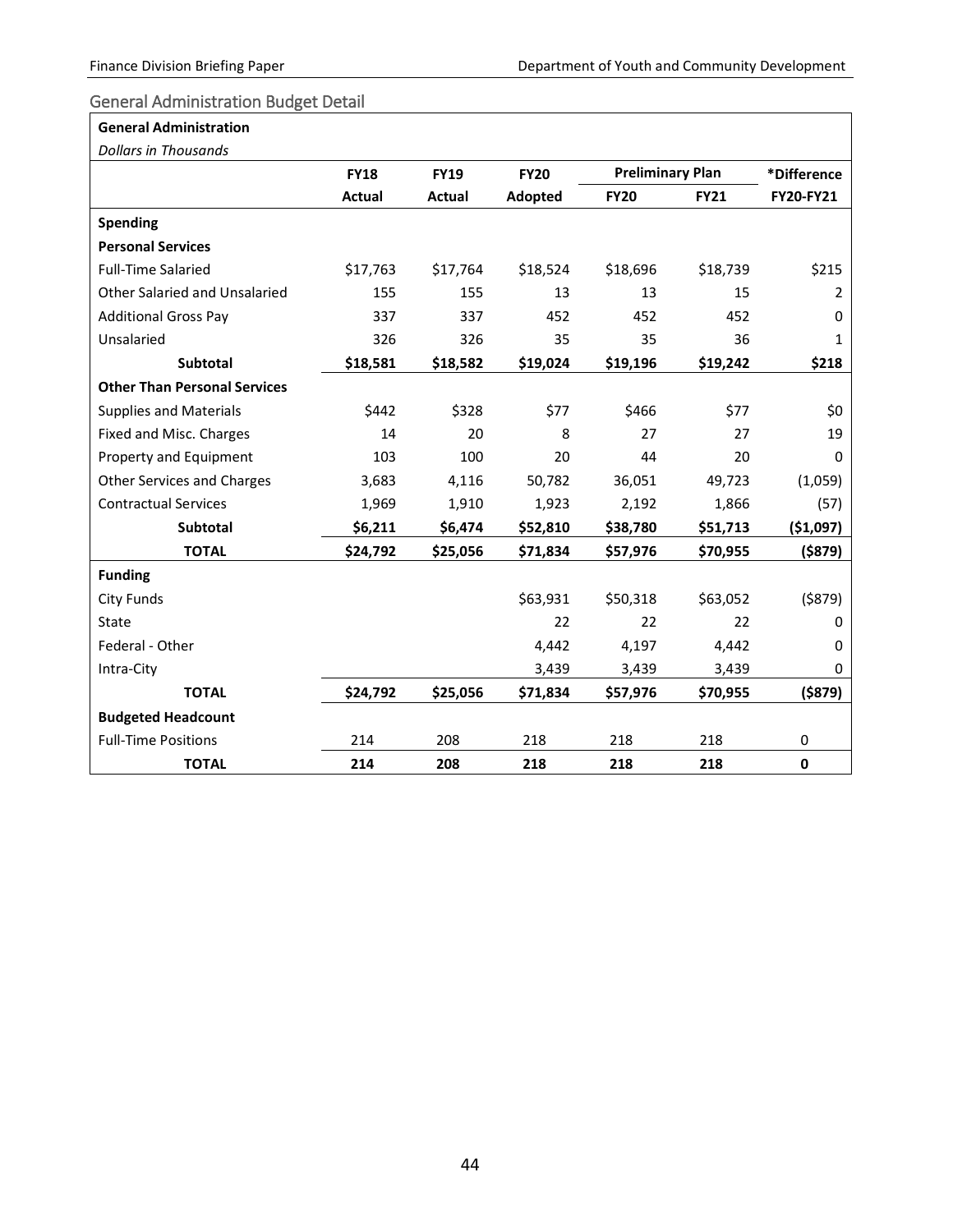## General Administration Budget Detail

| General Administration | | | | | | |
|---|---|---|---|---|---|---|
| *Dollars in Thousands* | | | | | | |
| | FY18 | FY19 | FY20 | Preliminary Plan | | *Difference |
| | Actual | Actual | Adopted | FY20 | FY21 | FY20-FY21 |
| **Spending** | | | | | | |
| **Personal Services** | | | | | | |
| Full-Time Salaried | $17,763 | $17,764 | $18,524 | $18,696 | $18,739 | $215 |
| Other Salaried and Unsalaried | 155 | 155 | 13 | 13 | 15 | 2 |
| Additional Gross Pay | 337 | 337 | 452 | 452 | 452 | 0 |
| Unsalaried | 326 | 326 | 35 | 35 | 36 | 1 |
| **Subtotal** | **$18,581** | **$18,582** | **$19,024** | **$19,196** | **$19,242** | **$218** |
| **Other Than Personal Services** | | | | | | |
| Supplies and Materials | $442 | $328 | $77 | $466 | $77 | $0 |
| Fixed and Misc. Charges | 14 | 20 | 8 | 27 | 27 | 19 |
| Property and Equipment | 103 | 100 | 20 | 44 | 20 | 0 |
| Other Services and Charges | 3,683 | 4,116 | 50,782 | 36,051 | 49,723 | (1,059) |
| Contractual Services | 1,969 | 1,910 | 1,923 | 2,192 | 1,866 | (57) |
| **Subtotal** | **$6,211** | **$6,474** | **$52,810** | **$38,780** | **$51,713** | **($1,097)** |
| **TOTAL** | **$24,792** | **$25,056** | **$71,834** | **$57,976** | **$70,955** | **($879)** |
| **Funding** | | | | | | |
| City Funds | | | $63,931 | $50,318 | $63,052 | ($879) |
| State | | | 22 | 22 | 22 | 0 |
| Federal - Other | | | 4,442 | 4,197 | 4,442 | 0 |
| Intra-City | | | 3,439 | 3,439 | 3,439 | 0 |
| **TOTAL** | **$24,792** | **$25,056** | **$71,834** | **$57,976** | **$70,955** | **($879)** |
| **Budgeted Headcount** | | | | | | |
| Full-Time Positions | 214 | 208 | 218 | 218 | 218 | 0 |
| **TOTAL** | **214** | **208** | **218** | **218** | **218** | **0** |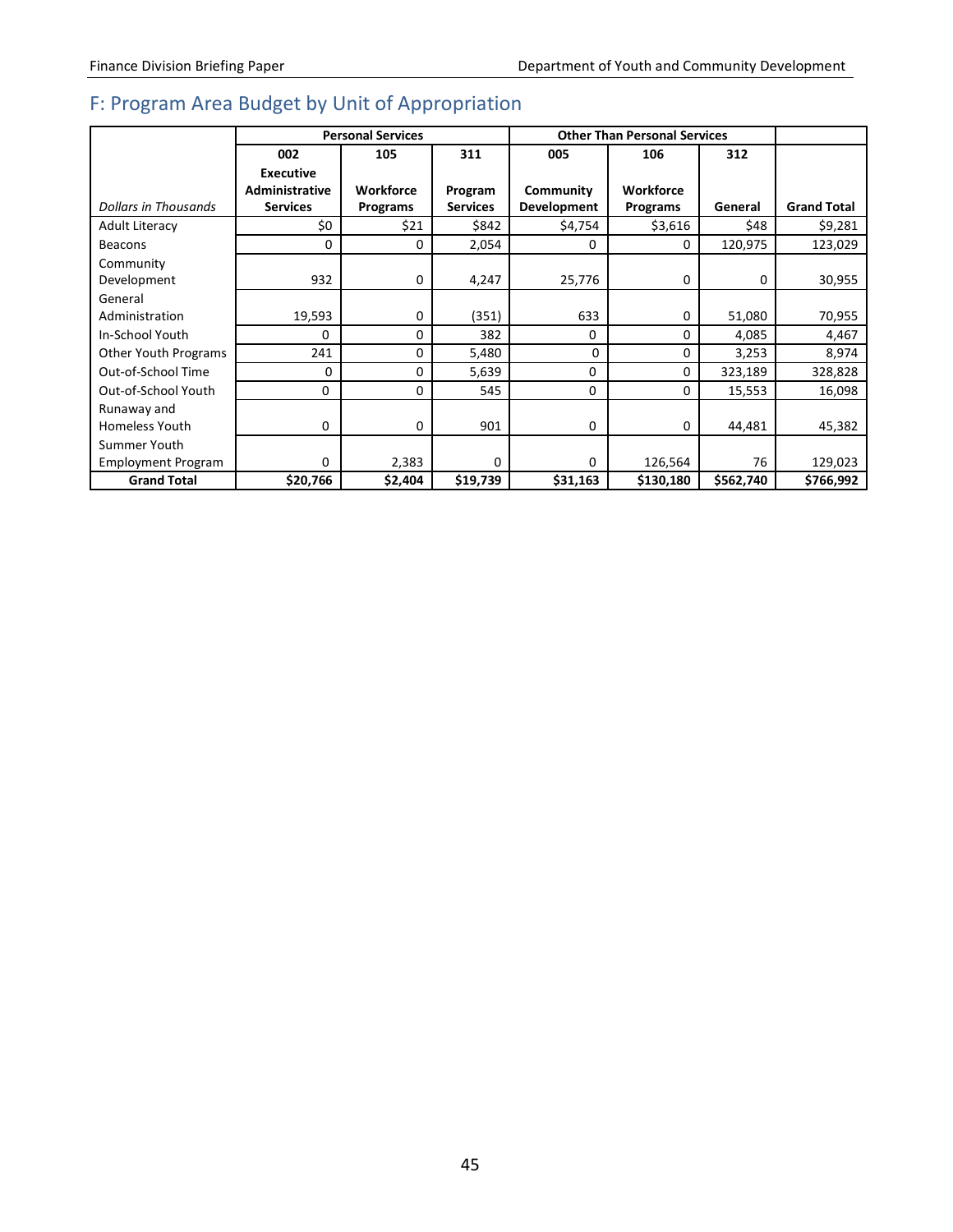## F: Program Area Budget by Unit of Appropriation

| | Personal Services | | | Other Than Personal Services | | | |
|---|---|---|---|---|---|---|---|
| *Dollars in Thousands* | 002 Executive Administrative Services | 105 Workforce Programs | 311 Program Services | 005 Community Development | 106 Workforce Programs | 312 General | Grand Total |
| Adult Literacy | $0 | $21 | $842 | $4,754 | $3,616 | $48 | $9,281 |
| Beacons | 0 | 0 | 2,054 | 0 | 0 | 120,975 | 123,029 |
| Community Development | 932 | 0 | 4,247 | 25,776 | 0 | 0 | 30,955 |
| General Administration | 19,593 | 0 | (351) | 633 | 0 | 51,080 | 70,955 |
| In-School Youth | 0 | 0 | 382 | 0 | 0 | 4,085 | 4,467 |
| Other Youth Programs | 241 | 0 | 5,480 | 0 | 0 | 3,253 | 8,974 |
| Out-of-School Time | 0 | 0 | 5,639 | 0 | 0 | 323,189 | 328,828 |
| Out-of-School Youth | 0 | 0 | 545 | 0 | 0 | 15,553 | 16,098 |
| Runaway and Homeless Youth | 0 | 0 | 901 | 0 | 0 | 44,481 | 45,382 |
| Summer Youth Employment Program | 0 | 2,383 | 0 | 0 | 126,564 | 76 | 129,023 |
| **Grand Total** | **$20,766** | **$2,404** | **$19,739** | **$31,163** | **$130,180** | **$562,740** | **$766,992** |